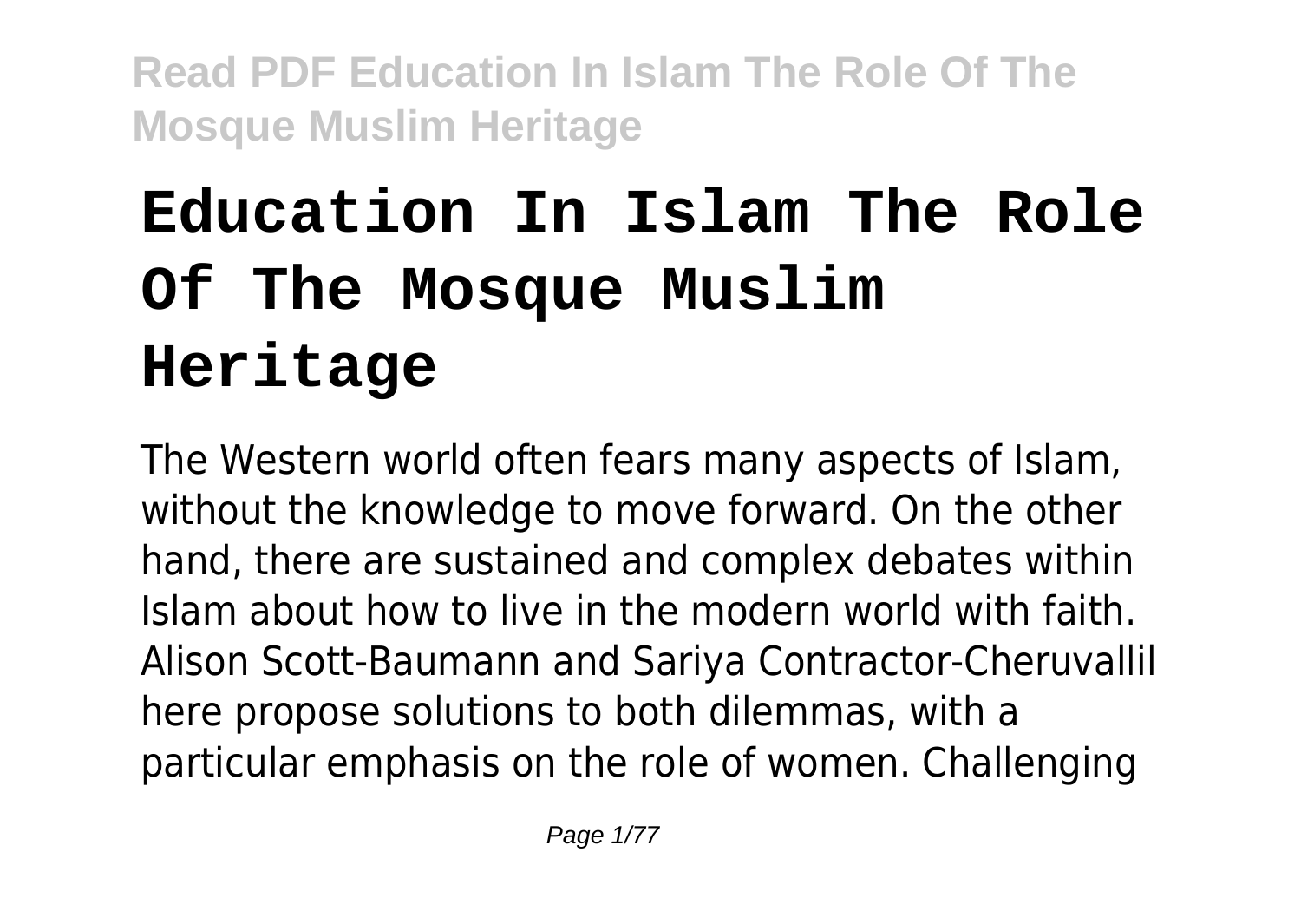# Education In Islam The Role Of The Mosque Muslim Heritage

The Western world often fears many aspects of Islam, without the knowledge to move forward. On the other hand, there are sustained and complex debates within Islam about how to live in the modern world with faith. Alison Scott-Baumann and Sariya Contractor-Cheruvallil here propose solutions to both dilemmas, with a particular emphasis on the role of women. Challenging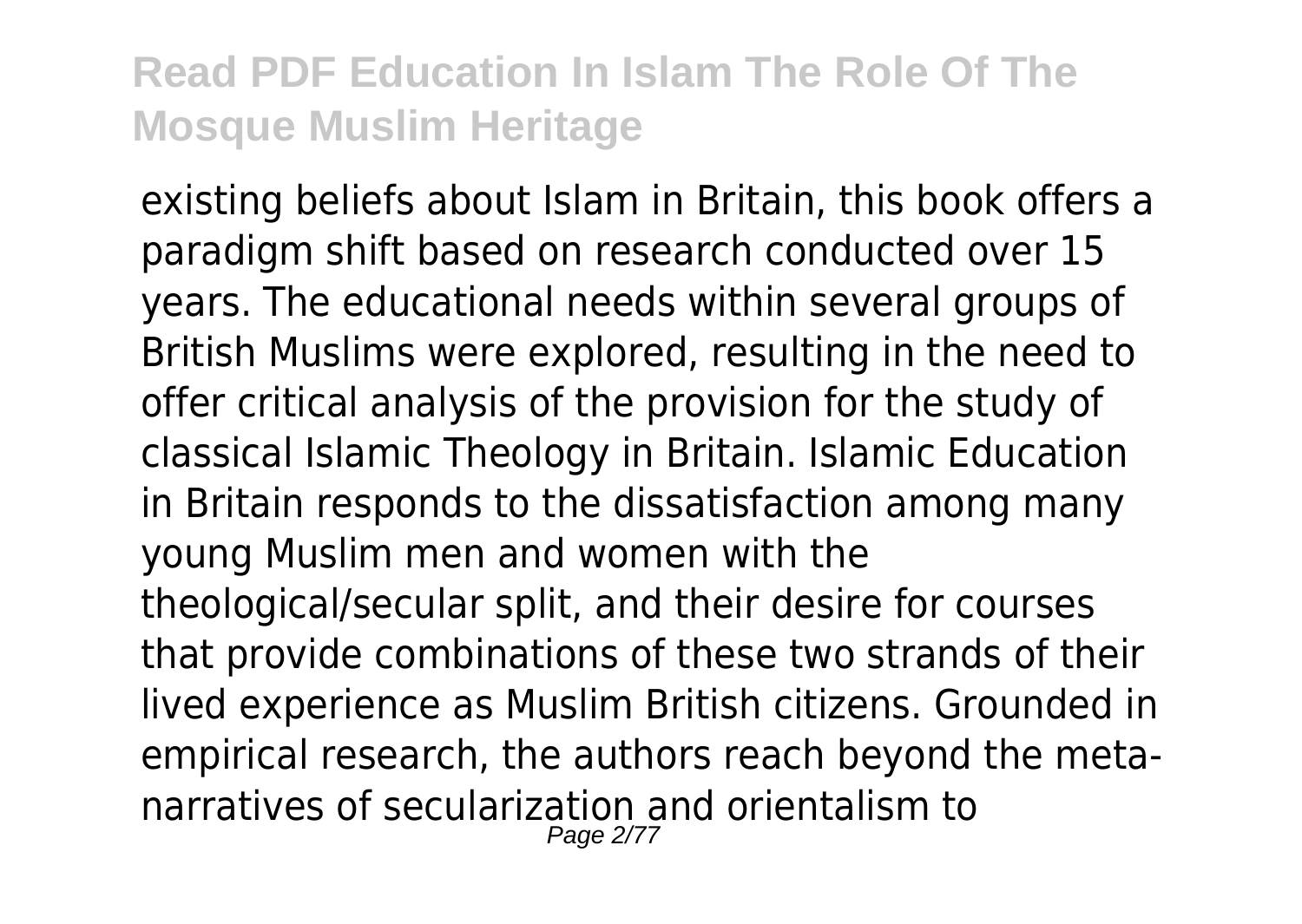existing beliefs about Islam in Britain, this book offers a paradigm shift based on research conducted over 15 years. The educational needs within several groups of British Muslims were explored, resulting in the need to offer critical analysis of the provision for the study of classical Islamic Theology in Britain. Islamic Education in Britain responds to the dissatisfaction among many young Muslim men and women with the theological/secular split, and their desire for courses that provide combinations of these two strands of their lived experience as Muslim British citizens. Grounded in empirical research, the authors reach beyond the meta-narratives of secularization and orientalism to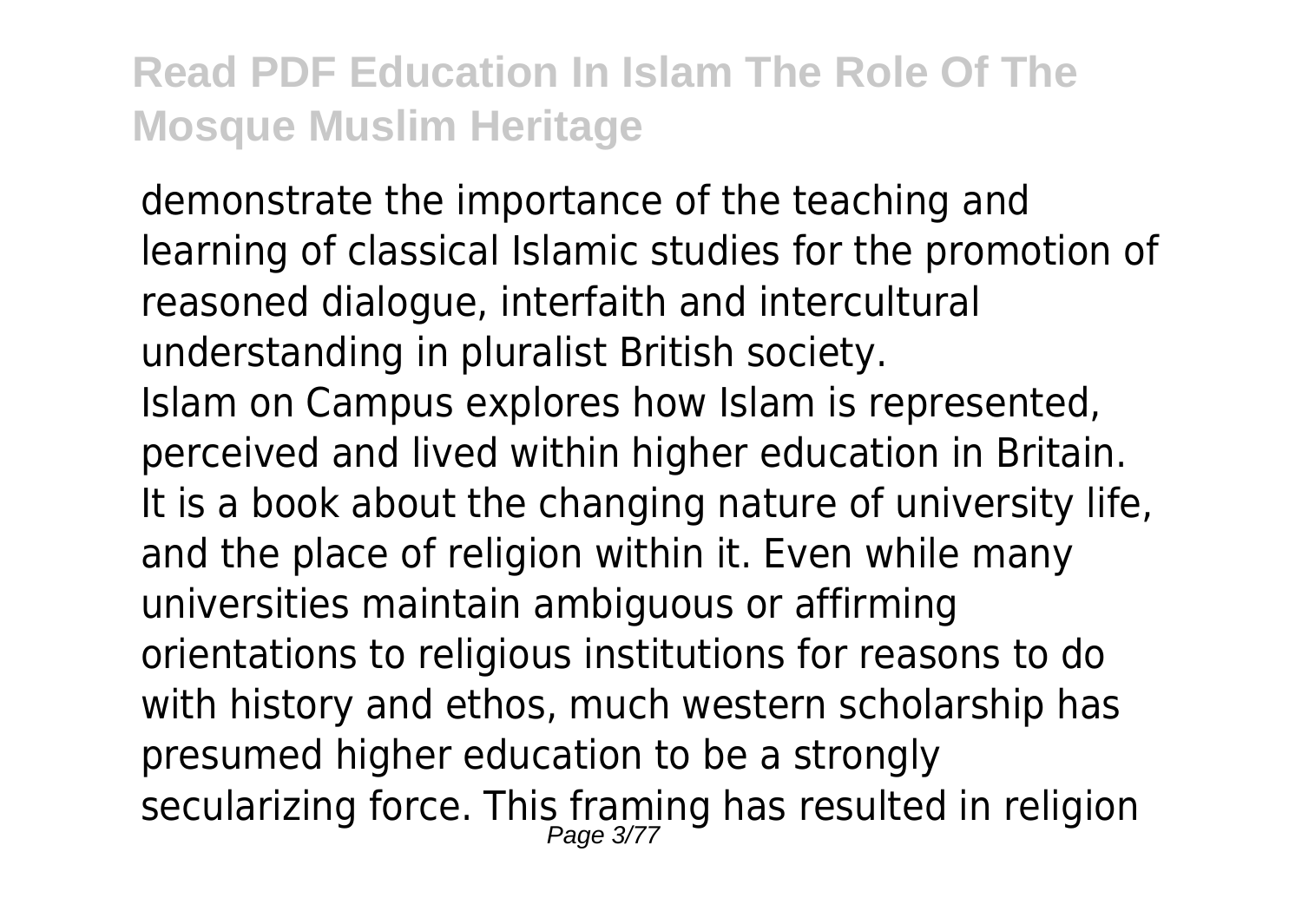demonstrate the importance of the teaching and learning of classical Islamic studies for the promotion of reasoned dialogue, interfaith and intercultural understanding in pluralist British society.

Islam on Campus explores how Islam is represented, perceived and lived within higher education in Britain. It is a book about the changing nature of university life, and the place of religion within it. Even while many universities maintain ambiguous or affirming orientations to religious institutions for reasons to do with history and ethos, much western scholarship has presumed higher education to be a strongly secularizing force. This framing has resulted in religion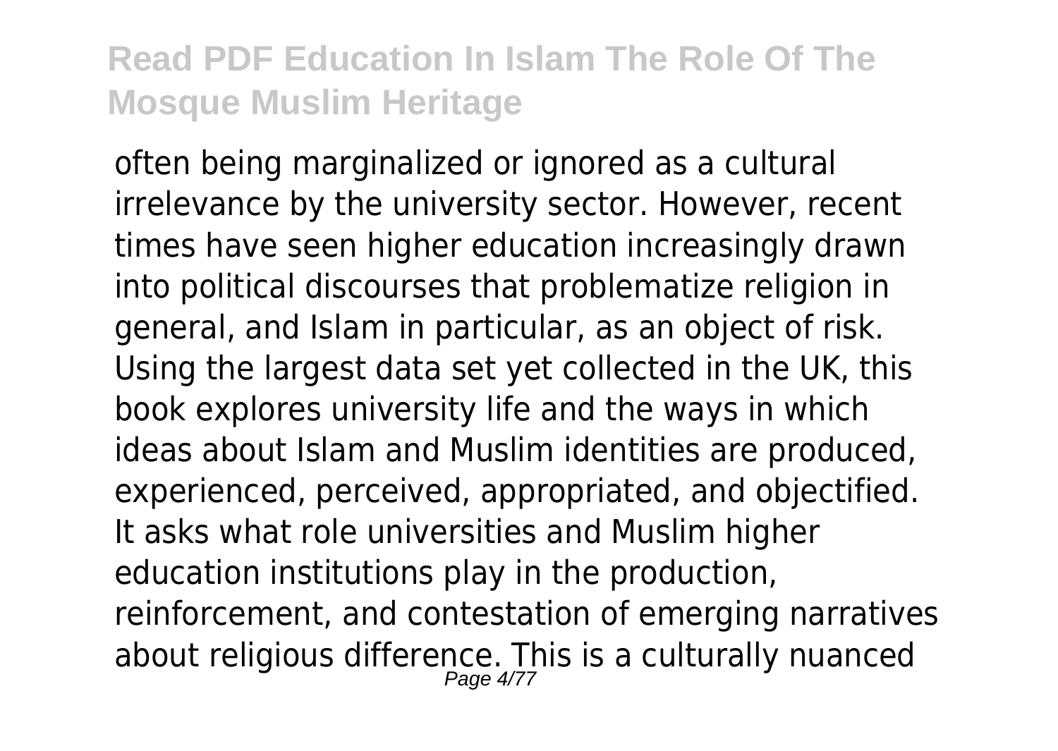often being marginalized or ignored as a cultural irrelevance by the university sector. However, recent times have seen higher education increasingly drawn into political discourses that problematize religion in general, and Islam in particular, as an object of risk. Using the largest data set yet collected in the UK, this book explores university life and the ways in which ideas about Islam and Muslim identities are produced, experienced, perceived, appropriated, and objectified. It asks what role universities and Muslim higher education institutions play in the production, reinforcement, and contestation of emerging narratives about religious difference. This is a culturally nuanced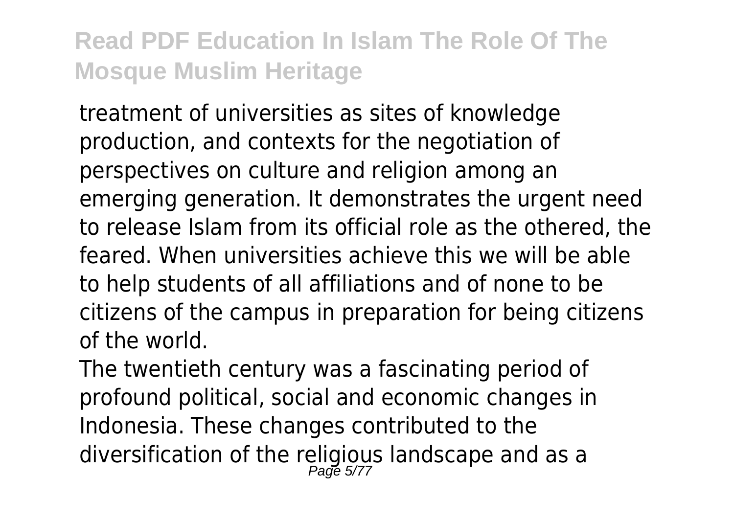treatment of universities as sites of knowledge production, and contexts for the negotiation of perspectives on culture and religion among an emerging generation. It demonstrates the urgent need to release Islam from its official role as the othered, the feared. When universities achieve this we will be able to help students of all affiliations and of none to be citizens of the campus in preparation for being citizens of the world.

The twentieth century was a fascinating period of profound political, social and economic changes in Indonesia. These changes contributed to the diversification of the religious landscape and as a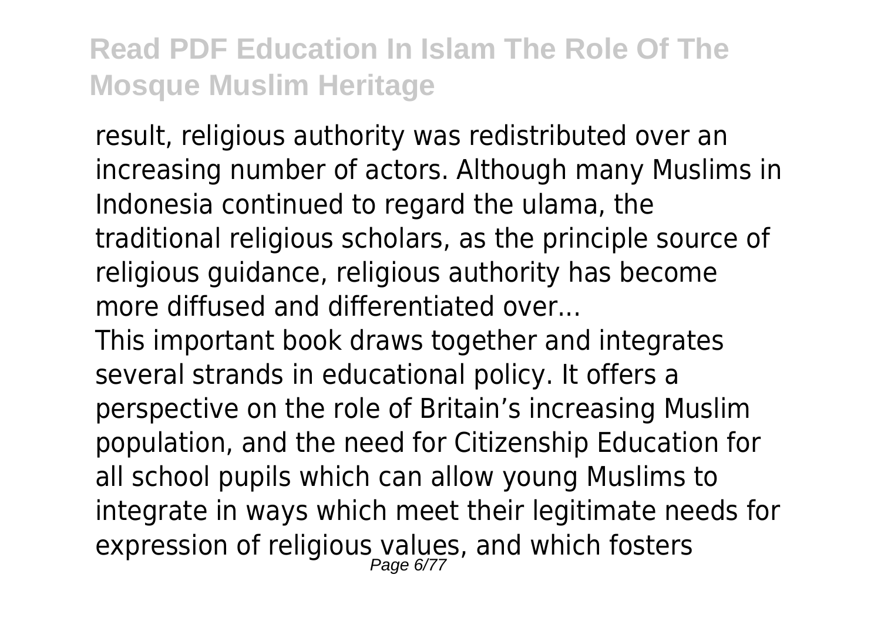result, religious authority was redistributed over an increasing number of actors. Although many Muslims in Indonesia continued to regard the ulama, the traditional religious scholars, as the principle source of religious guidance, religious authority has become more diffused and differentiated over...

This important book draws together and integrates several strands in educational policy. It offers a perspective on the role of Britain's increasing Muslim population, and the need for Citizenship Education for all school pupils which can allow young Muslims to integrate in ways which meet their legitimate needs for expression of religious values, and which fosters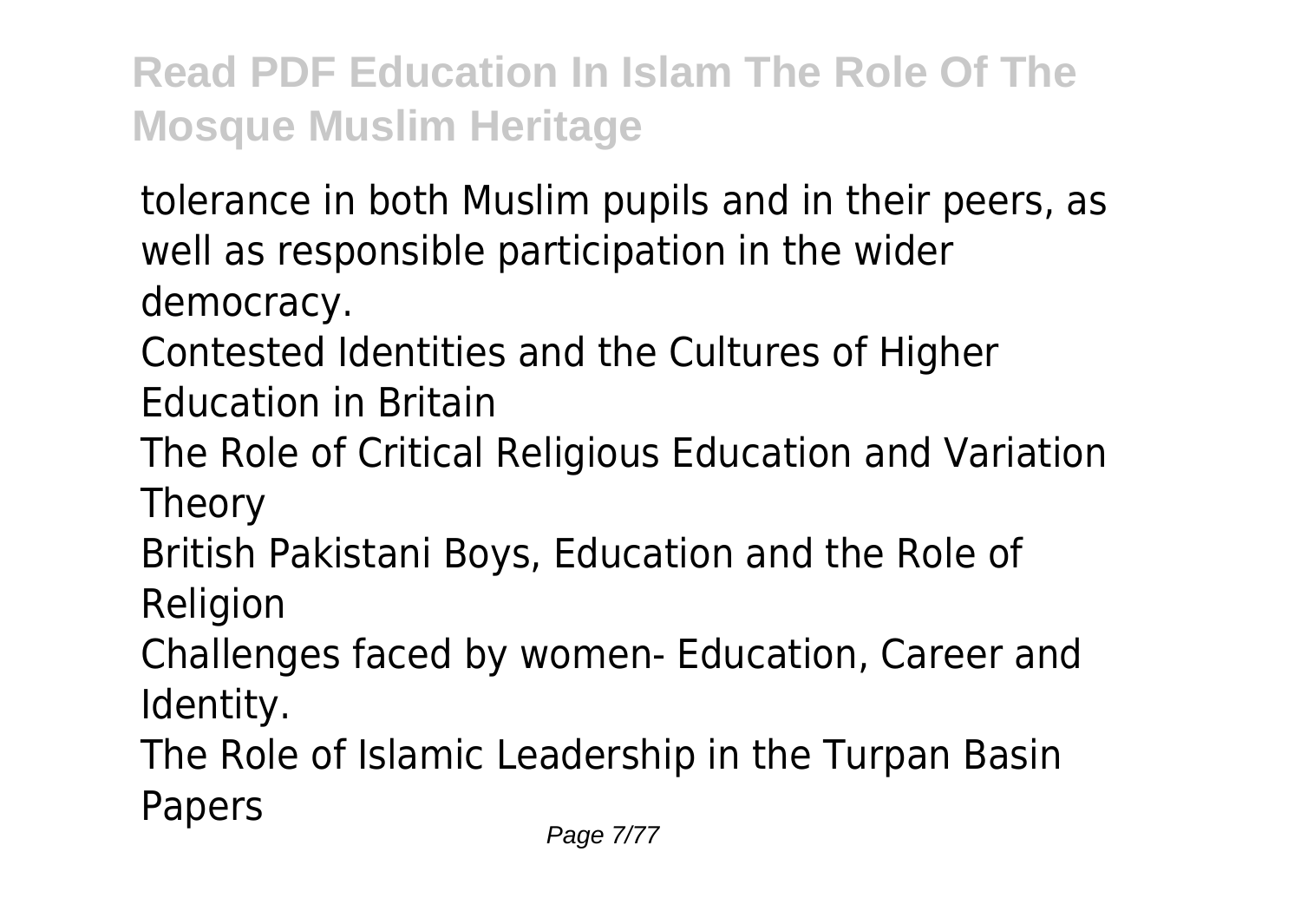tolerance in both Muslim pupils and in their peers, as well as responsible participation in the wider democracy.

Contested Identities and the Cultures of Higher Education in Britain

The Role of Critical Religious Education and Variation Theory

British Pakistani Boys, Education and the Role of Religion

Challenges faced by women- Education, Career and Identity.

The Role of Islamic Leadership in the Turpan Basin

Papers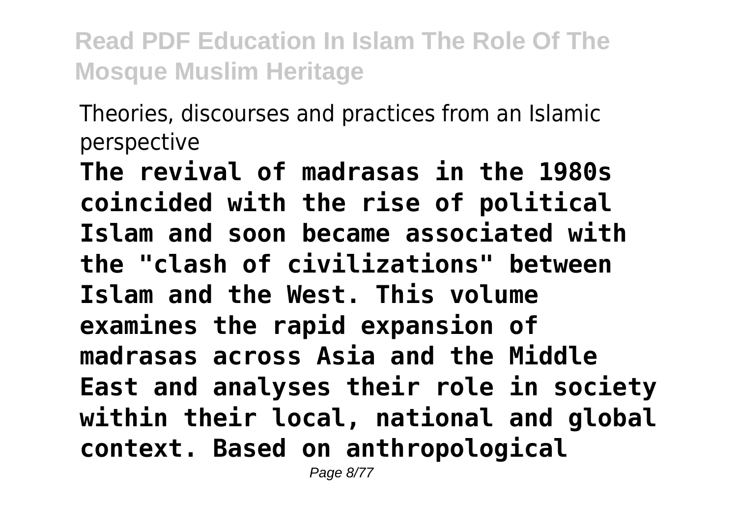Theories, discourses and practices from an Islamic perspective

**The revival of madrasas in the 1980s coincided with the rise of political Islam and soon became associated with the "clash of civilizations" between Islam and the West. This volume examines the rapid expansion of madrasas across Asia and the Middle East and analyses their role in society within their local, national and global context. Based on anthropological**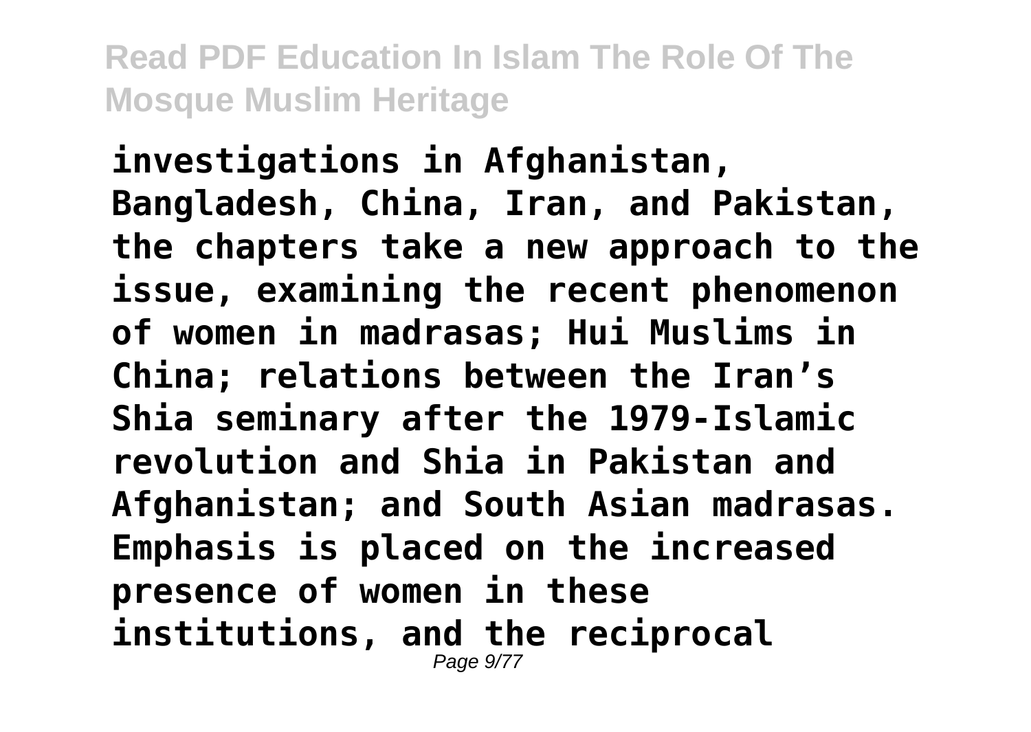**investigations in Afghanistan, Bangladesh, China, Iran, and Pakistan, the chapters take a new approach to the issue, examining the recent phenomenon of women in madrasas; Hui Muslims in China; relations between the Iran's Shia seminary after the 1979-Islamic revolution and Shia in Pakistan and Afghanistan; and South Asian madrasas. Emphasis is placed on the increased presence of women in these institutions, and the reciprocal**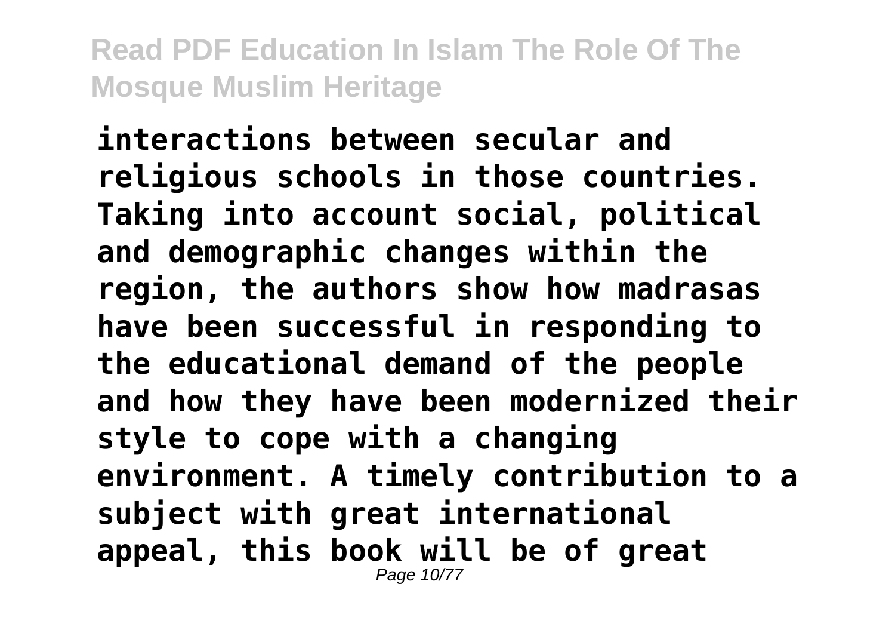**interactions between secular and religious schools in those countries. Taking into account social, political and demographic changes within the region, the authors show how madrasas have been successful in responding to the educational demand of the people and how they have been modernized their style to cope with a changing environment. A timely contribution to a subject with great international appeal, this book will be of great**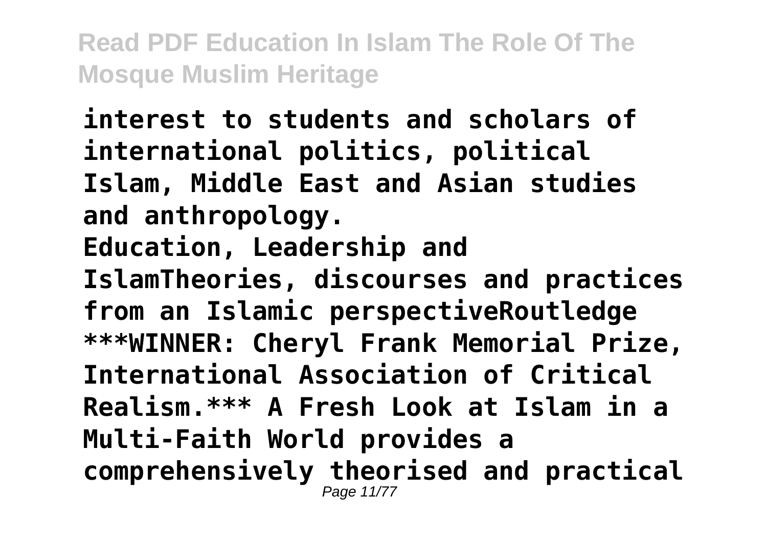**interest to students and scholars of international politics, political Islam, Middle East and Asian studies and anthropology.**

**Education, Leadership and IslamTheories, discourses and practices from an Islamic perspectiveRoutledge**

**\*\*\*WINNER: Cheryl Frank Memorial Prize, International Association of Critical Realism.\*\*\* A Fresh Look at Islam in a Multi-Faith World provides a comprehensively theorised and practical**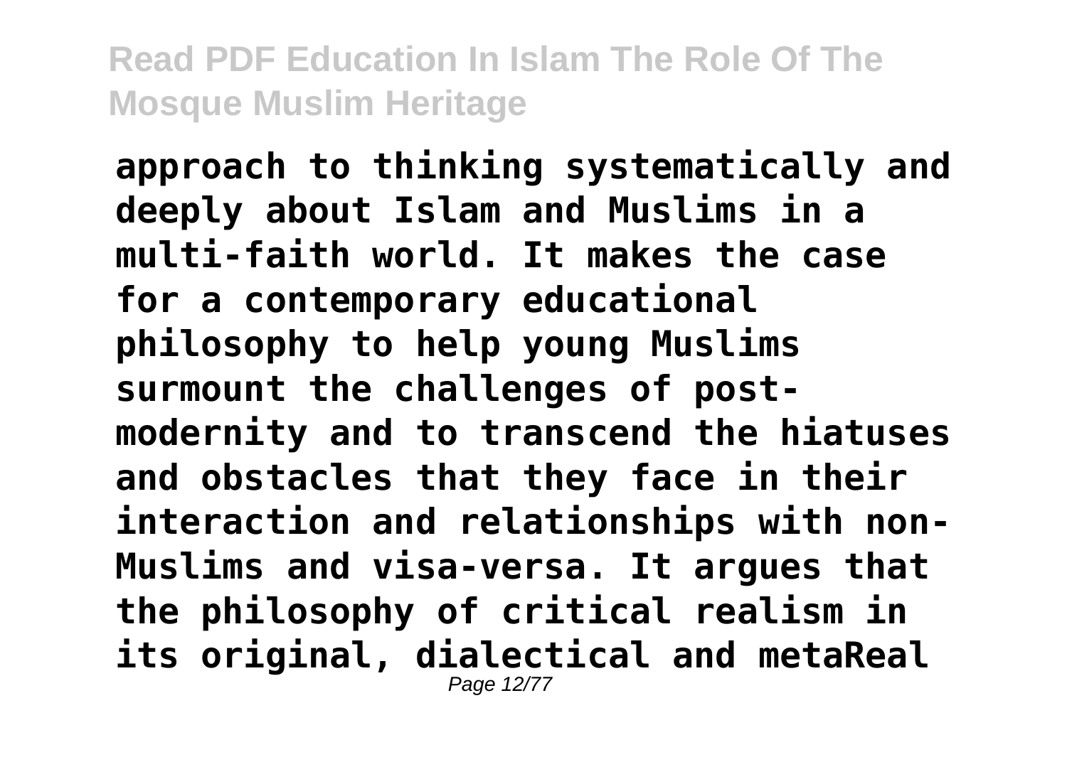**approach to thinking systematically and deeply about Islam and Muslims in a multi-faith world. It makes the case for a contemporary educational philosophy to help young Muslims surmount the challenges of post-modernity and to transcend the hiatuses and obstacles that they face in their interaction and relationships with non-Muslims and visa-versa. It argues that the philosophy of critical realism in its original, dialectical and metaReal**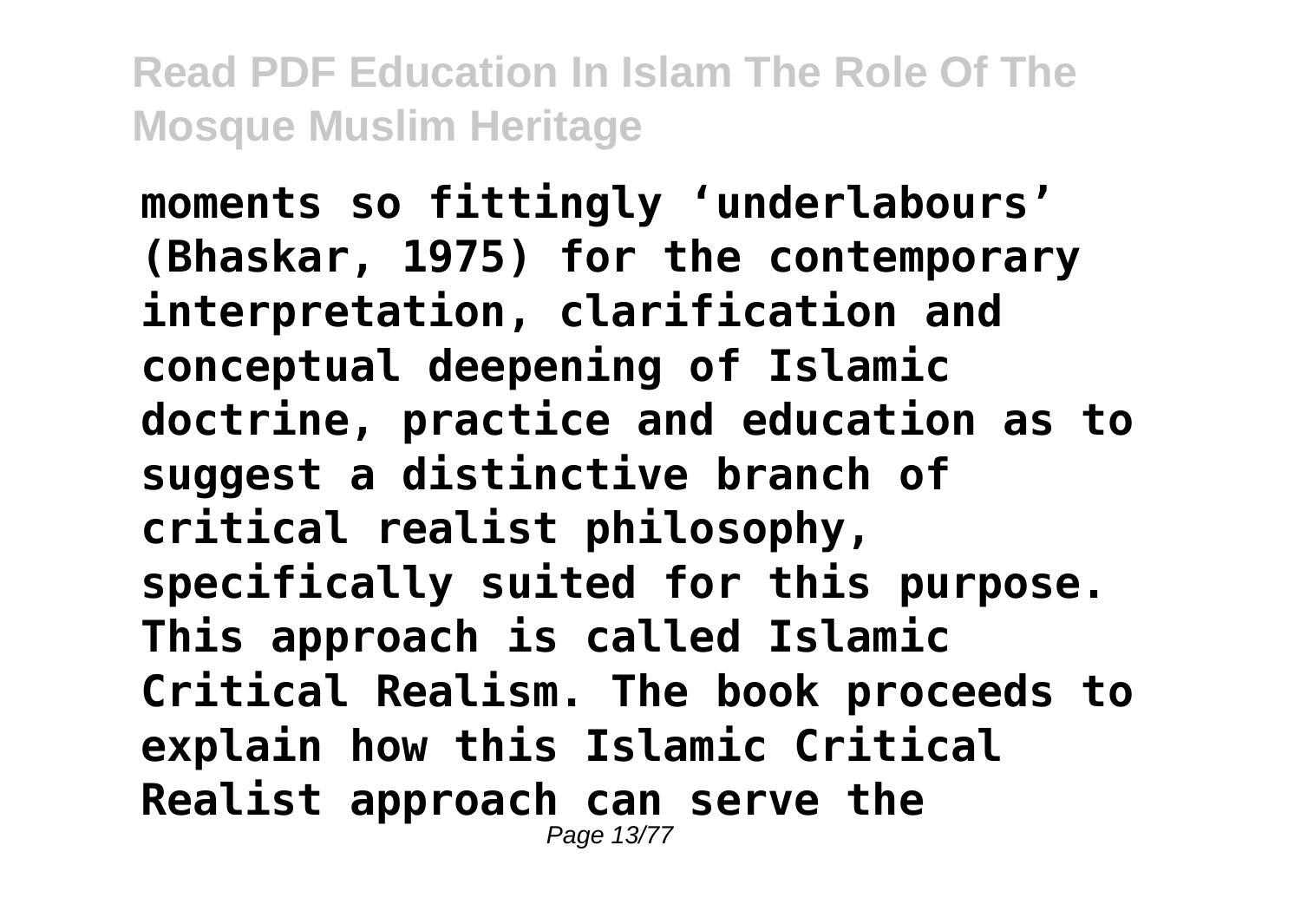**moments so fittingly 'underlabours' (Bhaskar, 1975) for the contemporary interpretation, clarification and conceptual deepening of Islamic doctrine, practice and education as to suggest a distinctive branch of critical realist philosophy, specifically suited for this purpose. This approach is called Islamic Critical Realism. The book proceeds to explain how this Islamic Critical Realist approach can serve the**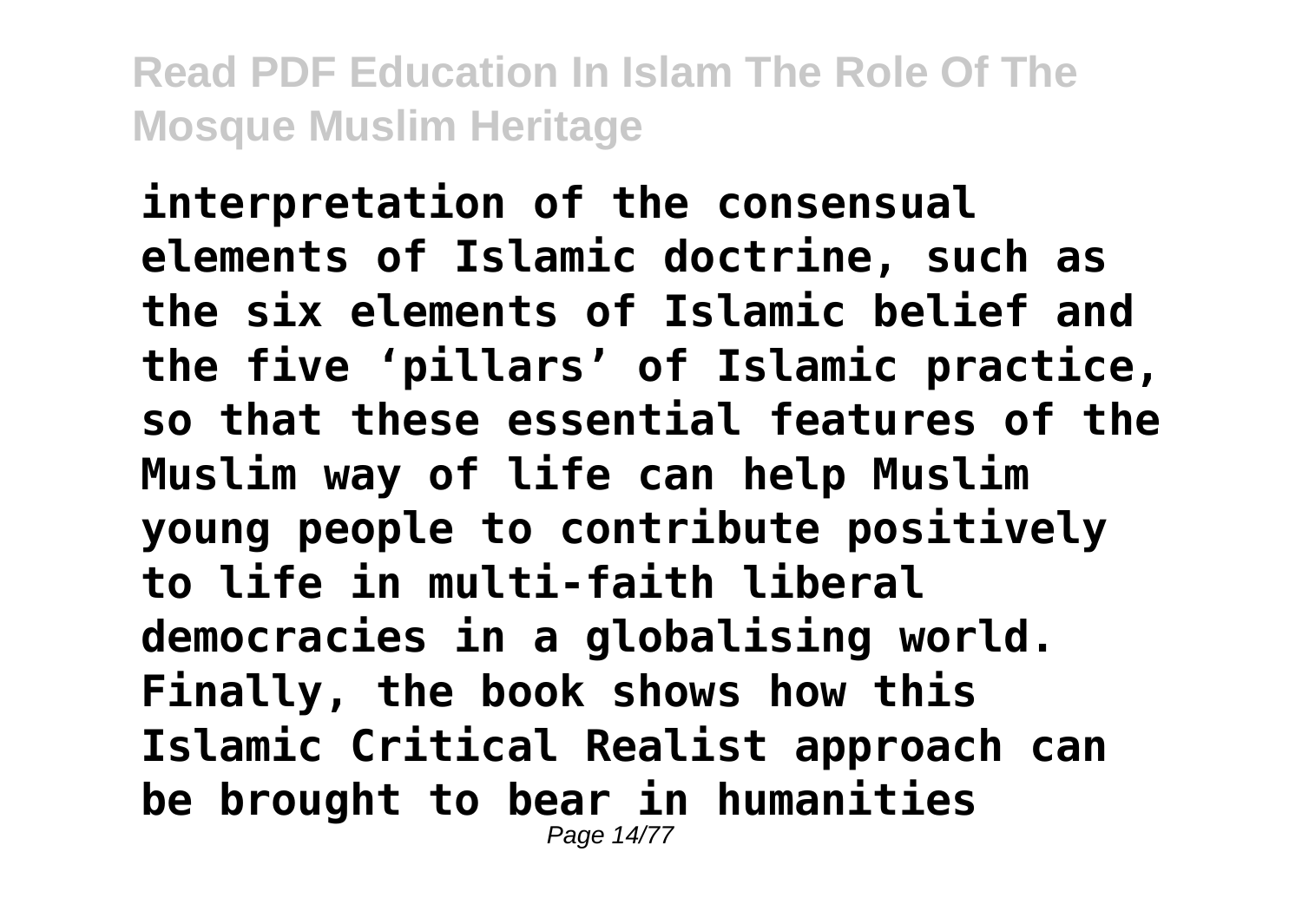**interpretation of the consensual elements of Islamic doctrine, such as the six elements of Islamic belief and the five 'pillars' of Islamic practice, so that these essential features of the Muslim way of life can help Muslim young people to contribute positively to life in multi-faith liberal democracies in a globalising world. Finally, the book shows how this Islamic Critical Realist approach can be brought to bear in humanities**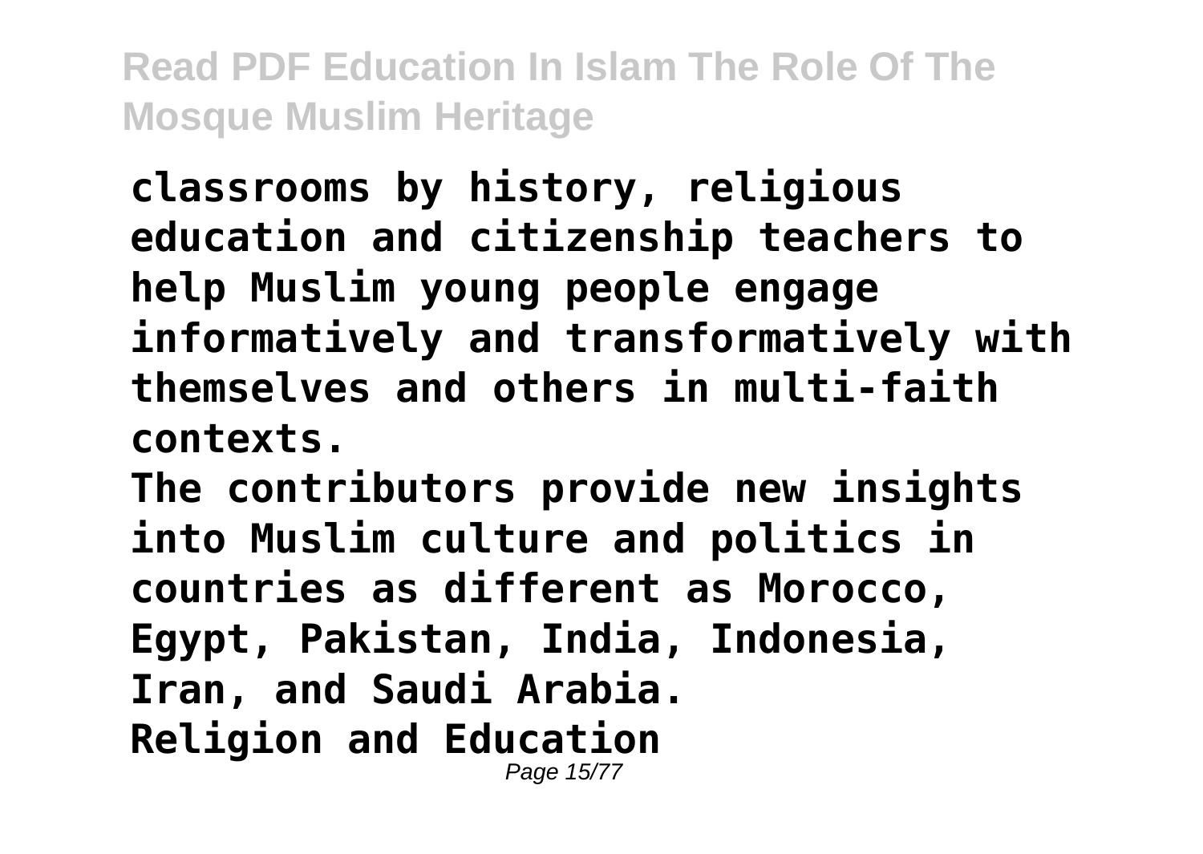**classrooms by history, religious education and citizenship teachers to help Muslim young people engage informatively and transformatively with themselves and others in multi-faith contexts.**

**The contributors provide new insights into Muslim culture and politics in countries as different as Morocco, Egypt, Pakistan, India, Indonesia, Iran, and Saudi Arabia.**

**Religion and Education**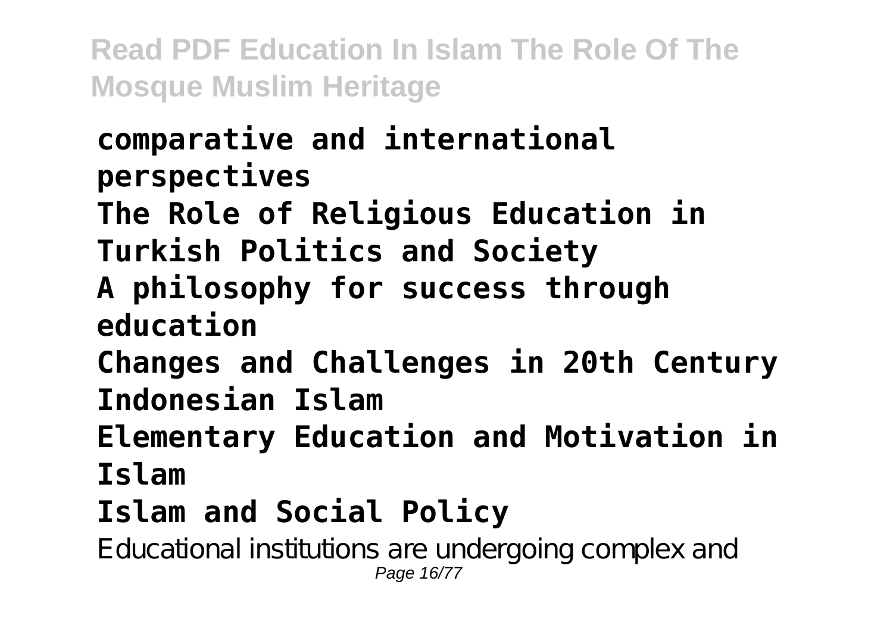**comparative and international perspectives**

**The Role of Religious Education in Turkish Politics and Society**

**A philosophy for success through education**

**Changes and Challenges in 20th Century Indonesian Islam**

**Elementary Education and Motivation in Islam**

**Islam and Social Policy**

Educational institutions are undergoing complex and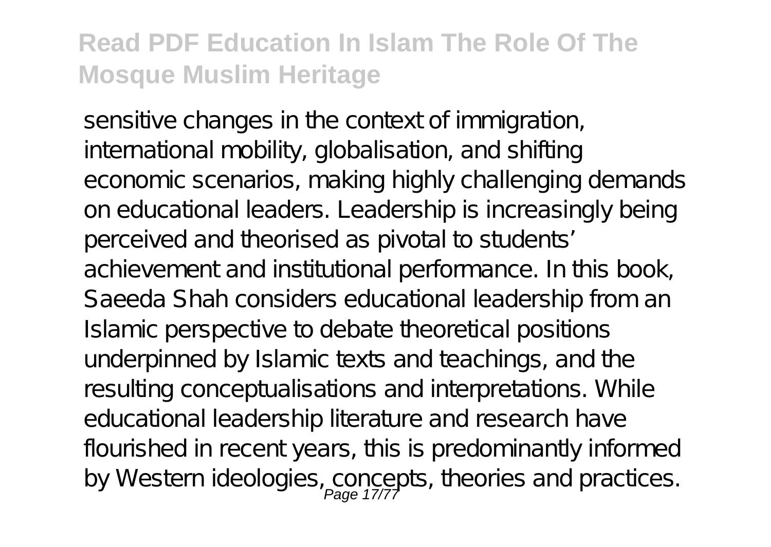sensitive changes in the context of immigration, international mobility, globalisation, and shifting economic scenarios, making highly challenging demands on educational leaders. Leadership is increasingly being perceived and theorised as pivotal to students' achievement and institutional performance. In this book, Saeeda Shah considers educational leadership from an Islamic perspective to debate theoretical positions underpinned by Islamic texts and teachings, and the resulting conceptualisations and interpretations. While educational leadership literature and research have flourished in recent years, this is predominantly informed by Western ideologies, concepts, theories and practices.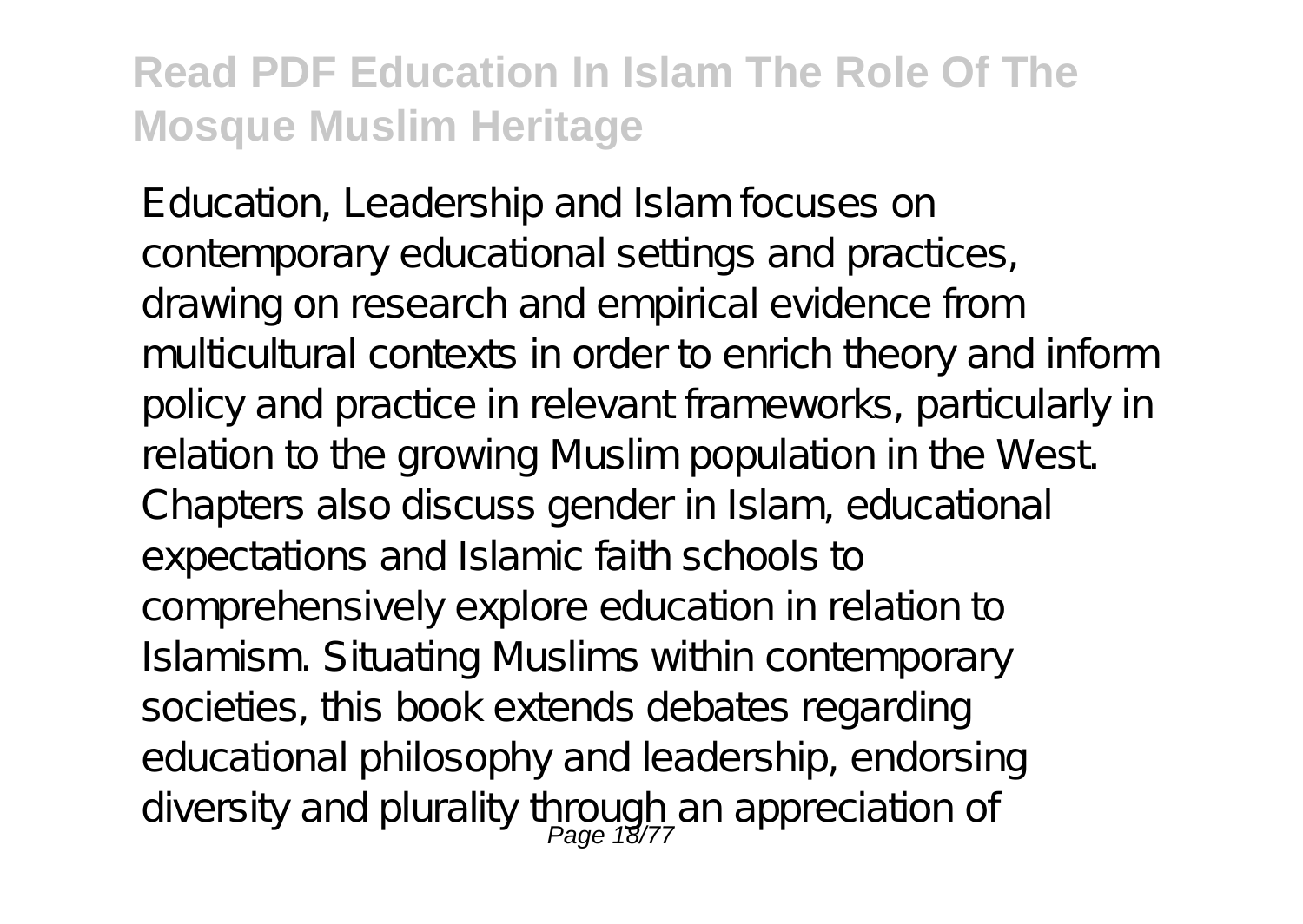Education, Leadership and Islam focuses on contemporary educational settings and practices, drawing on research and empirical evidence from multicultural contexts in order to enrich theory and inform policy and practice in relevant frameworks, particularly in relation to the growing Muslim population in the West. Chapters also discuss gender in Islam, educational expectations and Islamic faith schools to comprehensively explore education in relation to Islamism. Situating Muslims within contemporary societies, this book extends debates regarding educational philosophy and leadership, endorsing diversity and plurality through an appreciation of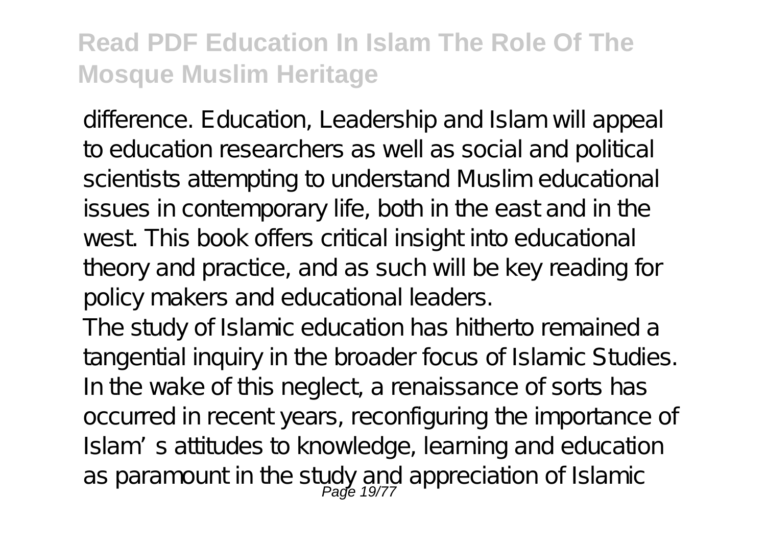difference. Education, Leadership and Islam will appeal to education researchers as well as social and political scientists attempting to understand Muslim educational issues in contemporary life, both in the east and in the west. This book offers critical insight into educational theory and practice, and as such will be key reading for policy makers and educational leaders.

The study of Islamic education has hitherto remained a tangential inquiry in the broader focus of Islamic Studies. In the wake of this neglect, a renaissance of sorts has occurred in recent years, reconfiguring the importance of Islam's attitudes to knowledge, learning and education as paramount in the study and appreciation of Islamic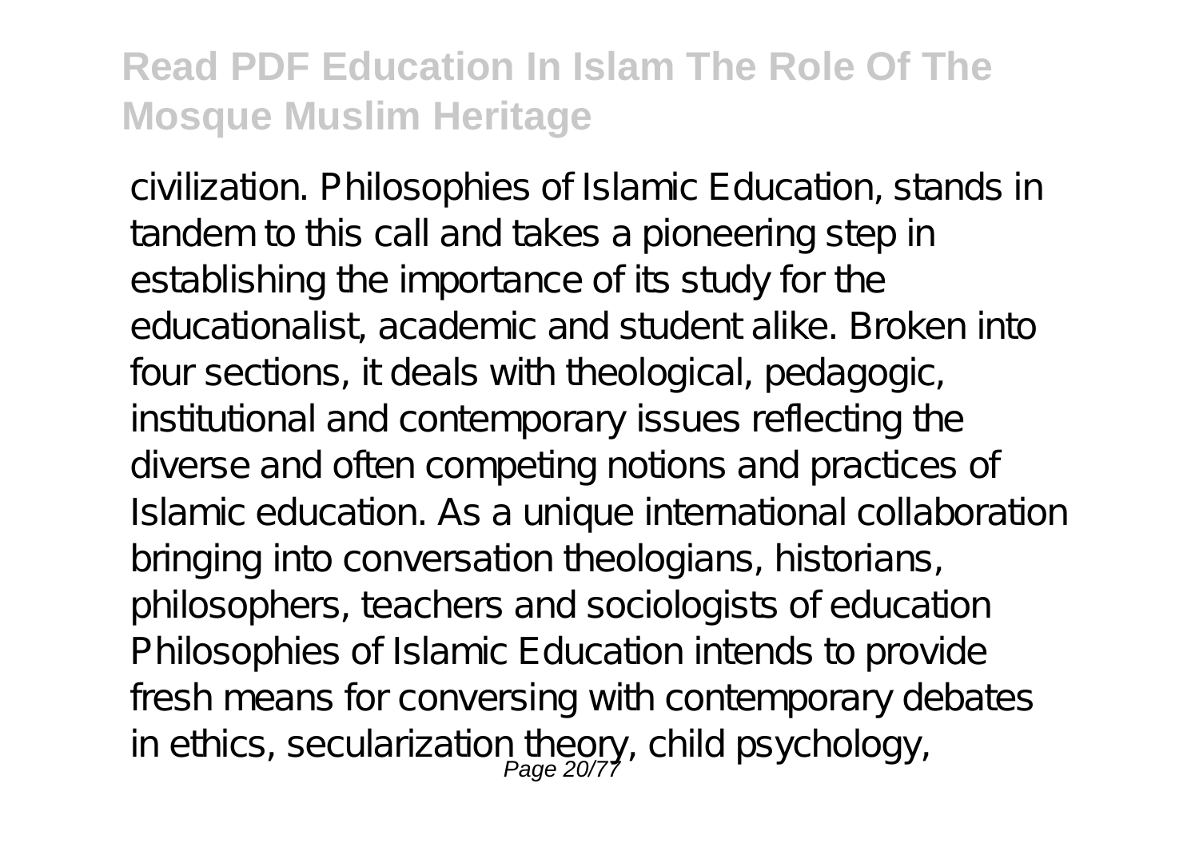civilization. Philosophies of Islamic Education, stands in tandem to this call and takes a pioneering step in establishing the importance of its study for the educationalist, academic and student alike. Broken into four sections, it deals with theological, pedagogic, institutional and contemporary issues reflecting the diverse and often competing notions and practices of Islamic education. As a unique international collaboration bringing into conversation theologians, historians, philosophers, teachers and sociologists of education Philosophies of Islamic Education intends to provide fresh means for conversing with contemporary debates in ethics, secularization theory, child psychology,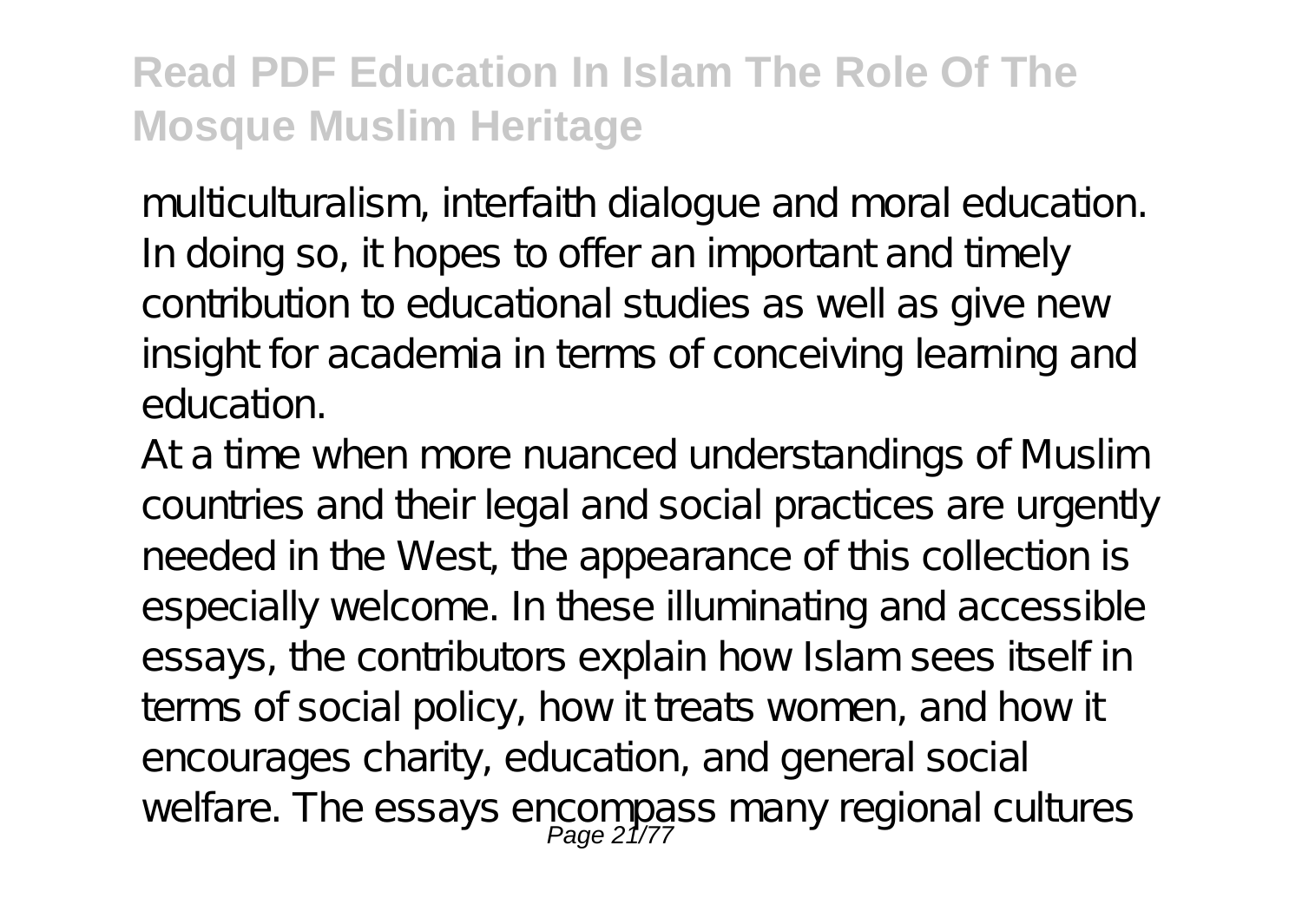multiculturalism, interfaith dialogue and moral education. In doing so, it hopes to offer an important and timely contribution to educational studies as well as give new insight for academia in terms of conceiving learning and education.

At a time when more nuanced understandings of Muslim countries and their legal and social practices are urgently needed in the West, the appearance of this collection is especially welcome. In these illuminating and accessible essays, the contributors explain how Islam sees itself in terms of social policy, how it treats women, and how it encourages charity, education, and general social welfare. The essays encompass many regional cultures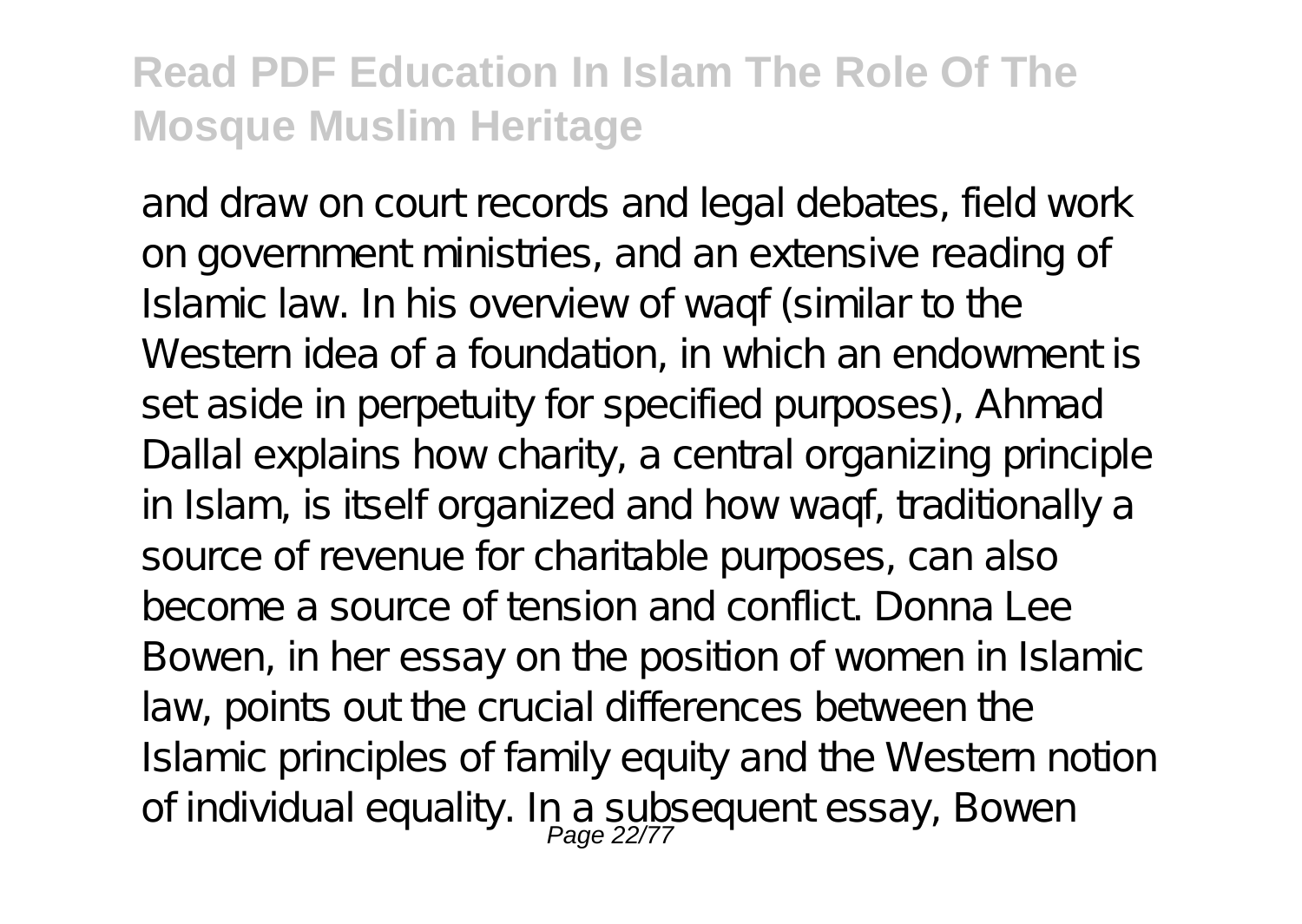and draw on court records and legal debates, field work on government ministries, and an extensive reading of Islamic law. In his overview of waqf (similar to the Western idea of a foundation, in which an endowment is set aside in perpetuity for specified purposes), Ahmad Dallal explains how charity, a central organizing principle in Islam, is itself organized and how waqf, traditionally a source of revenue for charitable purposes, can also become a source of tension and conflict. Donna Lee Bowen, in her essay on the position of women in Islamic law, points out the crucial differences between the Islamic principles of family equity and the Western notion of individual equality. In a subsequent essay, Bowen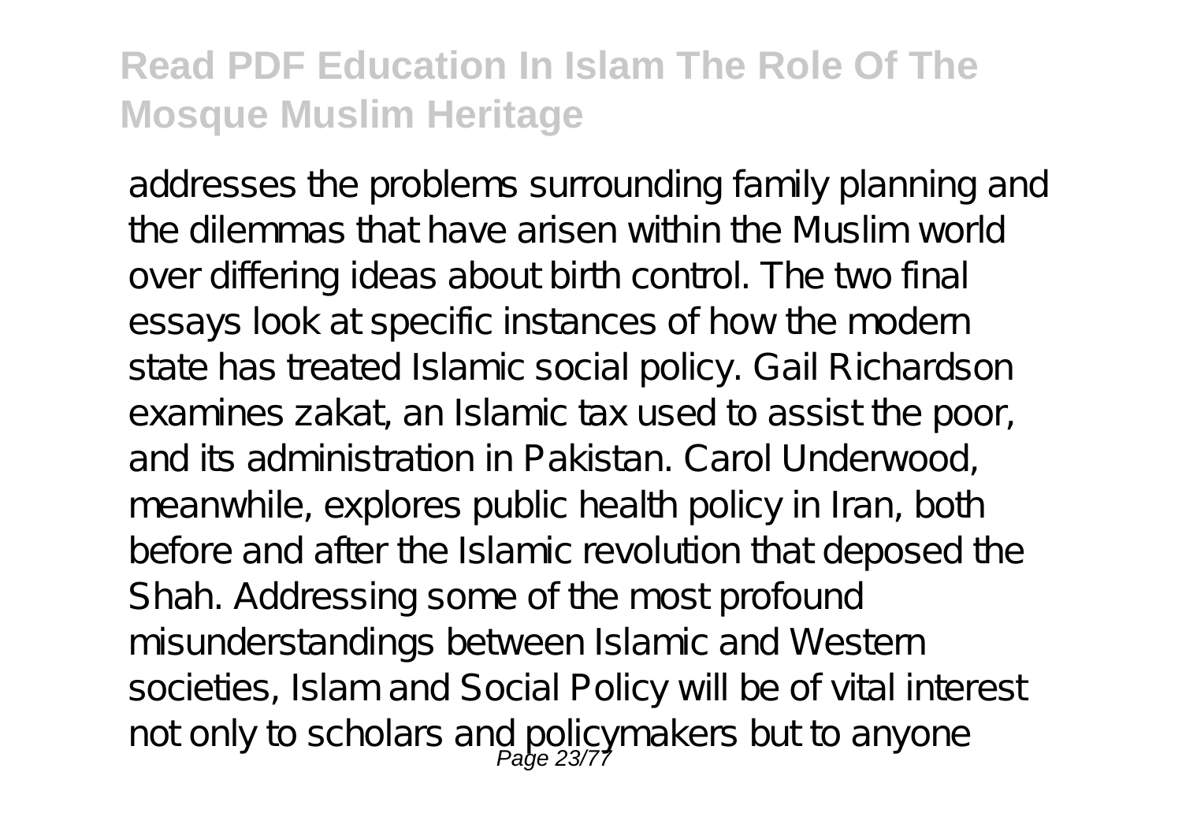addresses the problems surrounding family planning and the dilemmas that have arisen within the Muslim world over differing ideas about birth control. The two final essays look at specific instances of how the modern state has treated Islamic social policy. Gail Richardson examines zakat, an Islamic tax used to assist the poor, and its administration in Pakistan. Carol Underwood, meanwhile, explores public health policy in Iran, both before and after the Islamic revolution that deposed the Shah. Addressing some of the most profound misunderstandings between Islamic and Western societies, Islam and Social Policy will be of vital interest not only to scholars and policymakers but to anyone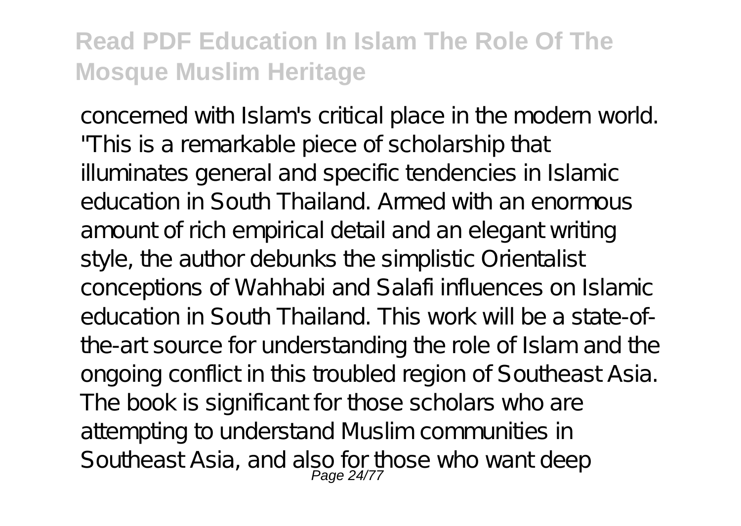concerned with Islam's critical place in the modern world. "This is a remarkable piece of scholarship that illuminates general and specific tendencies in Islamic education in South Thailand. Armed with an enormous amount of rich empirical detail and an elegant writing style, the author debunks the simplistic Orientalist conceptions of Wahhabi and Salafi influences on Islamic education in South Thailand. This work will be a state-of-the-art source for understanding the role of Islam and the ongoing conflict in this troubled region of Southeast Asia. The book is significant for those scholars who are attempting to understand Muslim communities in Southeast Asia, and also for those who want deep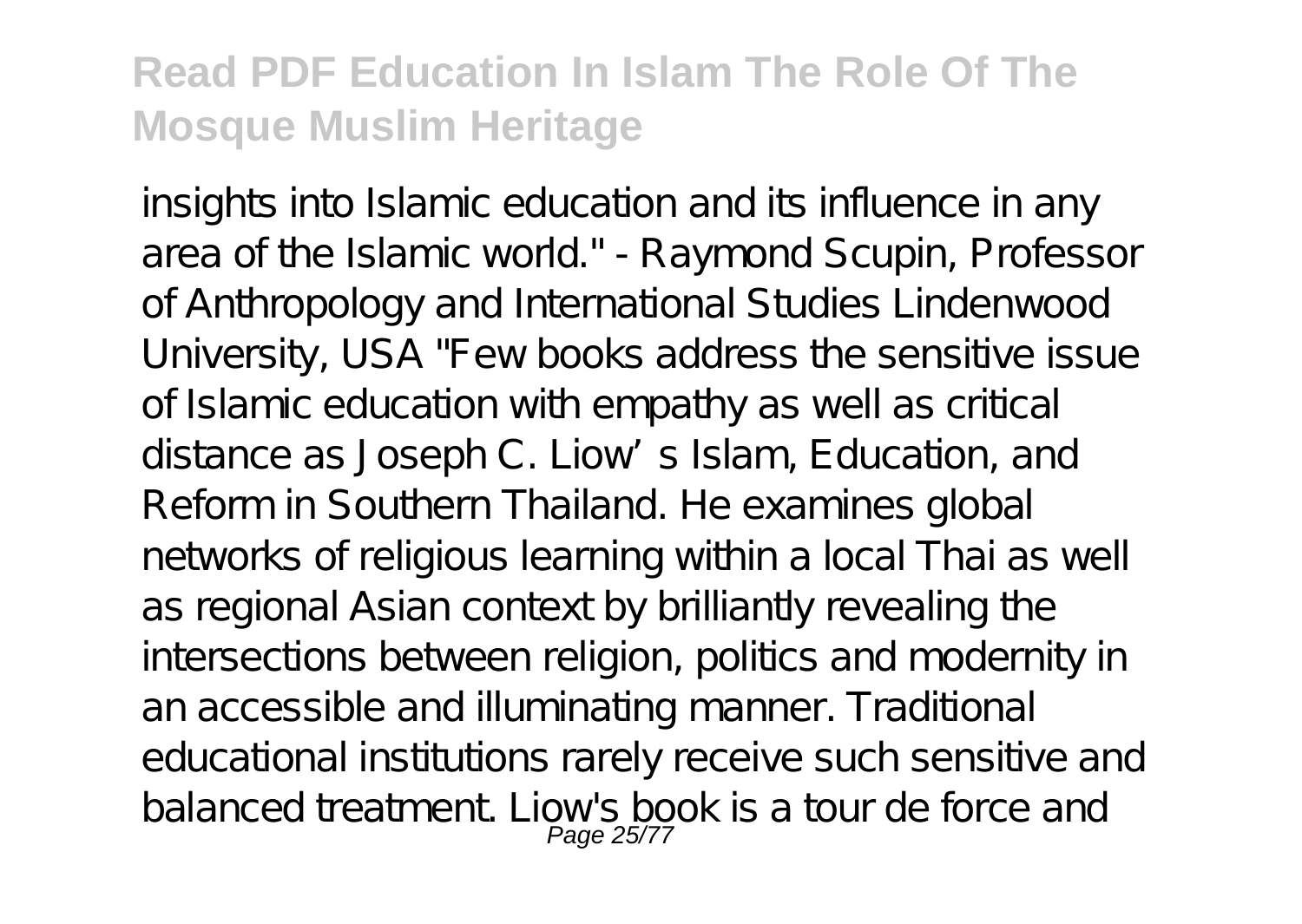insights into Islamic education and its influence in any area of the Islamic world." - Raymond Scupin, Professor of Anthropology and International Studies Lindenwood University, USA "Few books address the sensitive issue of Islamic education with empathy as well as critical distance as Joseph C. Liow's Islam, Education, and Reform in Southern Thailand. He examines global networks of religious learning within a local Thai as well as regional Asian context by brilliantly revealing the intersections between religion, politics and modernity in an accessible and illuminating manner. Traditional educational institutions rarely receive such sensitive and balanced treatment. Liow's book is a tour de force and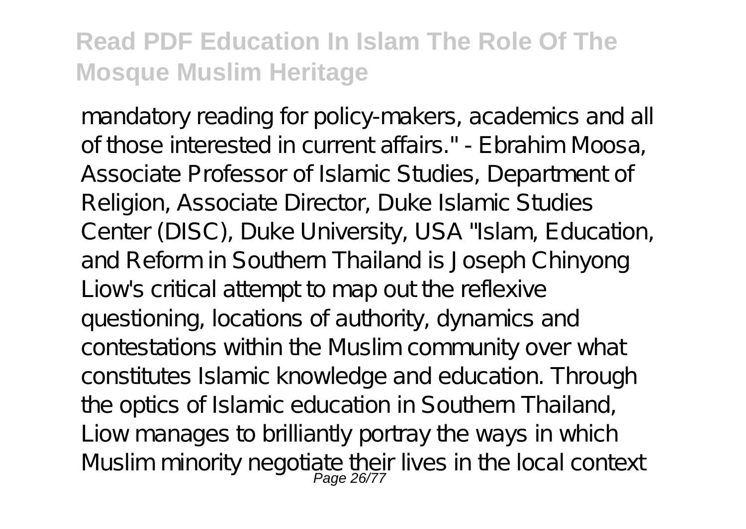mandatory reading for policy-makers, academics and all of those interested in current affairs." - Ebrahim Moosa, Associate Professor of Islamic Studies, Department of Religion, Associate Director, Duke Islamic Studies Center (DISC), Duke University, USA "Islam, Education, and Reform in Southern Thailand is Joseph Chinyong Liow's critical attempt to map out the reflexive questioning, locations of authority, dynamics and contestations within the Muslim community over what constitutes Islamic knowledge and education. Through the optics of Islamic education in Southern Thailand, Liow manages to brilliantly portray the ways in which Muslim minority negotiate their lives in the local context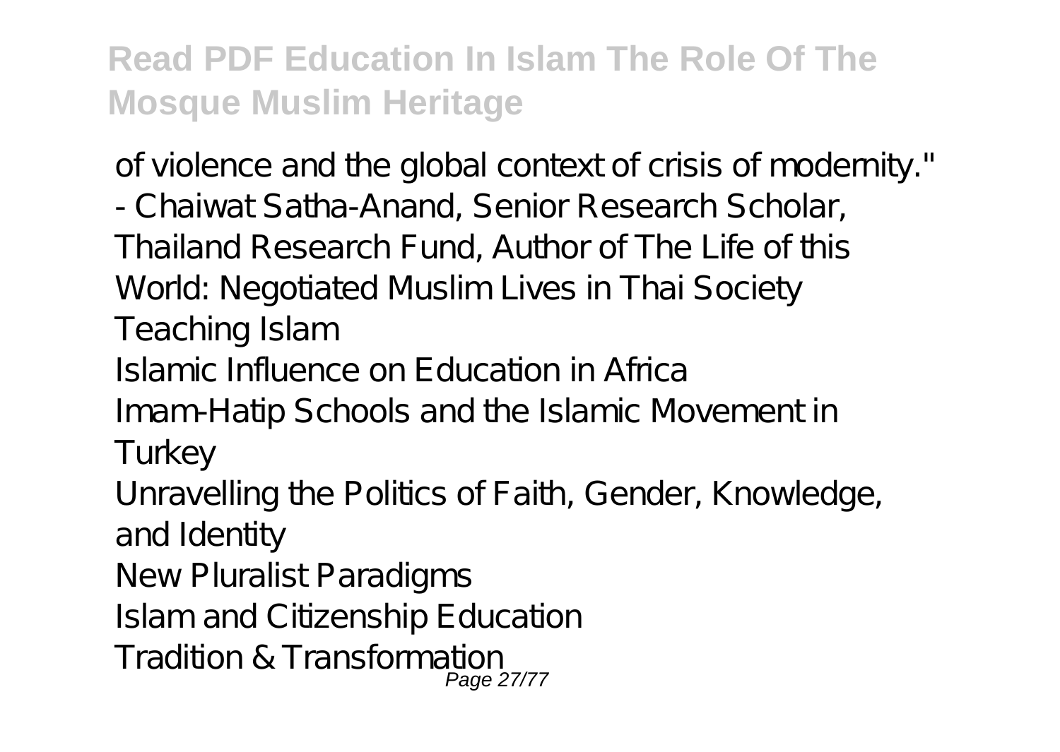of violence and the global context of crisis of modernity." - Chaiwat Satha-Anand, Senior Research Scholar, Thailand Research Fund, Author of The Life of this World: Negotiated Muslim Lives in Thai Society

Teaching Islam

Islamic Influence on Education in Africa

Imam-Hatip Schools and the Islamic Movement in Turkey

Unravelling the Politics of Faith, Gender, Knowledge, and Identity

New Pluralist Paradigms

Islam and Citizenship Education

Tradition & Transformation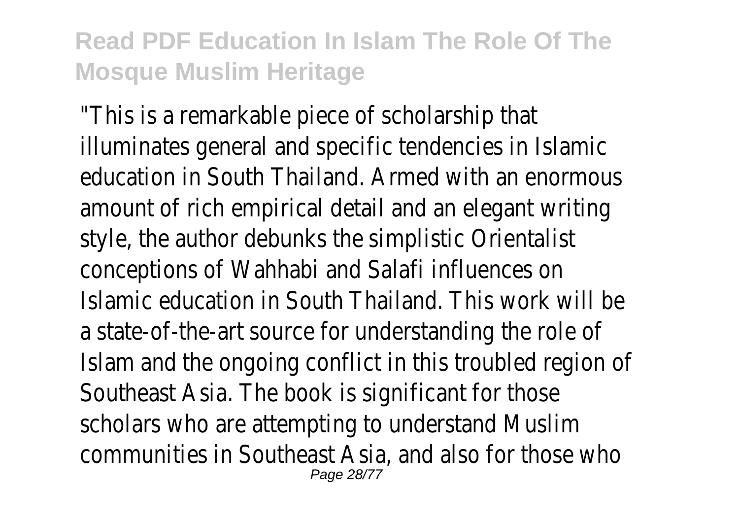"This is a remarkable piece of scholarship that illuminates general and specific tendencies in Islamic education in South Thailand. Armed with an enormous amount of rich empirical detail and an elegant writing style, the author debunks the simplistic Orientalist conceptions of Wahhabi and Salafi influences on Islamic education in South Thailand. This work will be a state-of-the-art source for understanding the role of Islam and the ongoing conflict in this troubled region of Southeast Asia. The book is significant for those scholars who are attempting to understand Muslim communities in Southeast Asia, and also for those who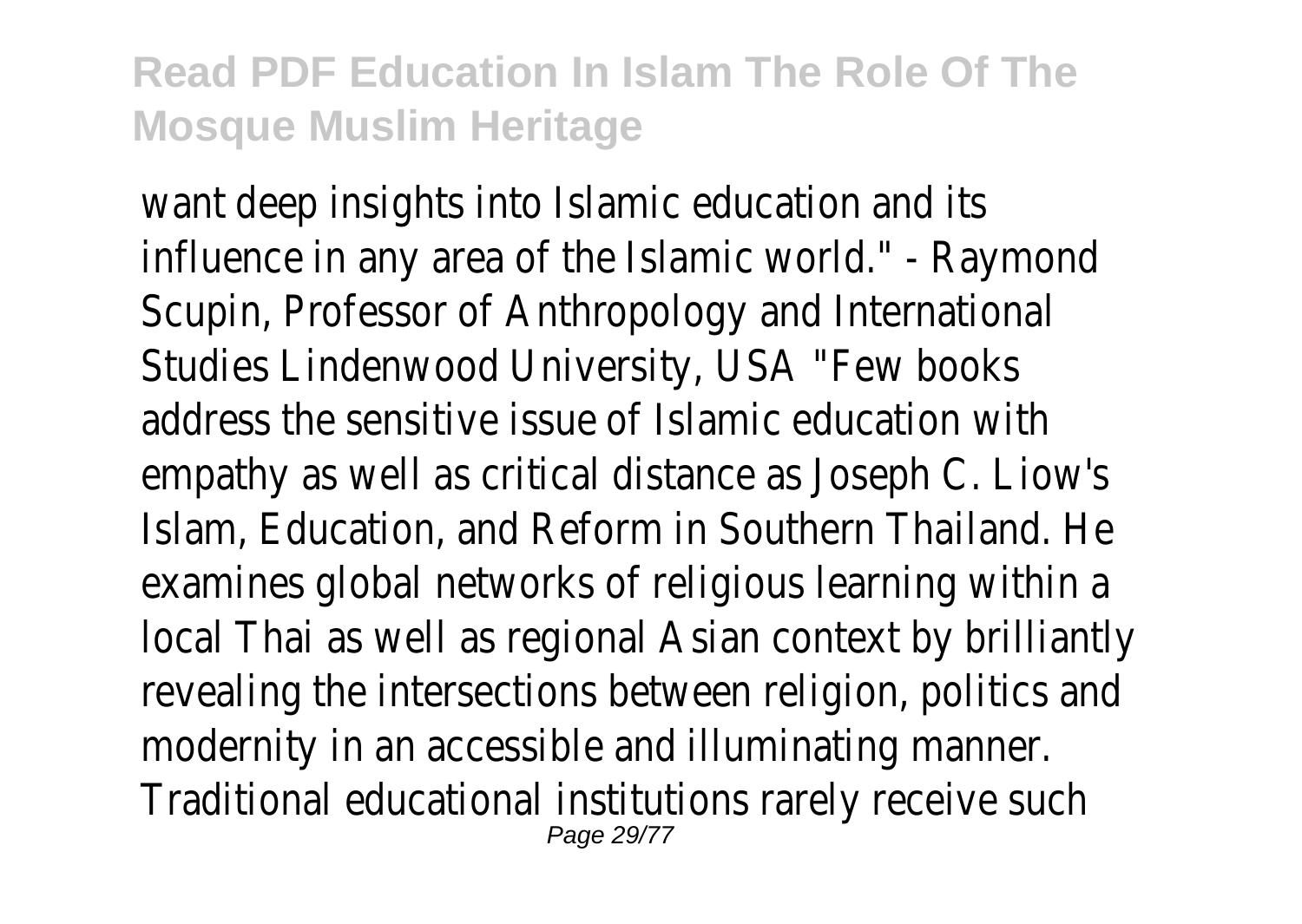want deep insights into Islamic education and its influence in any area of the Islamic world." - Raymond Scupin, Professor of Anthropology and International Studies Lindenwood University, USA "Few books address the sensitive issue of Islamic education with empathy as well as critical distance as Joseph C. Liow's Islam, Education, and Reform in Southern Thailand. He examines global networks of religious learning within a local Thai as well as regional Asian context by brilliantly revealing the intersections between religion, politics and modernity in an accessible and illuminating manner. Traditional educational institutions rarely receive such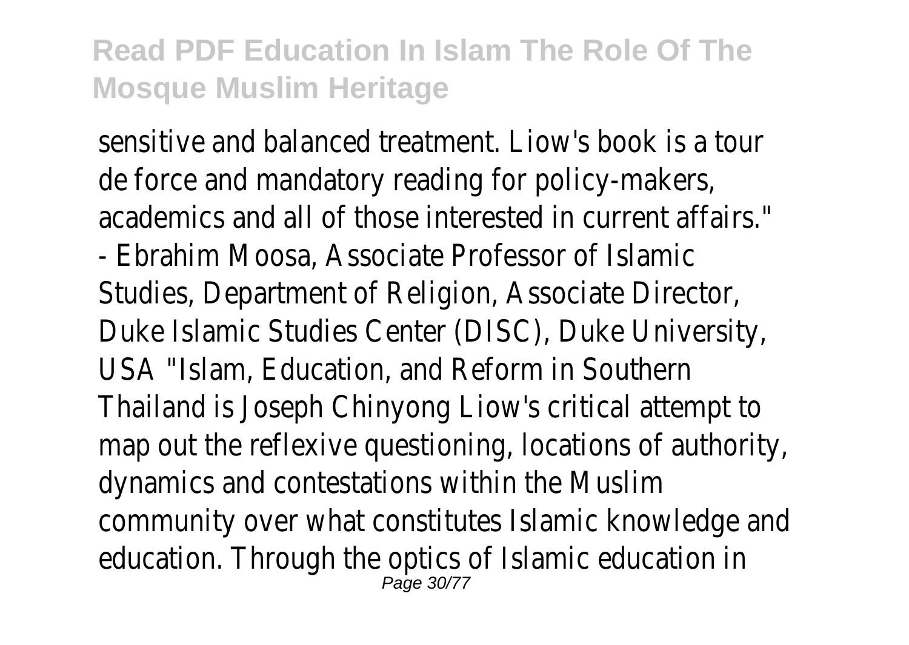sensitive and balanced treatment. Liow's book is a tour de force and mandatory reading for policy-makers, academics and all of those interested in current affairs." - Ebrahim Moosa, Associate Professor of Islamic Studies, Department of Religion, Associate Director, Duke Islamic Studies Center (DISC), Duke University, USA "Islam, Education, and Reform in Southern Thailand is Joseph Chinyong Liow's critical attempt to map out the reflexive questioning, locations of authority, dynamics and contestations within the Muslim community over what constitutes Islamic knowledge and education. Through the optics of Islamic education in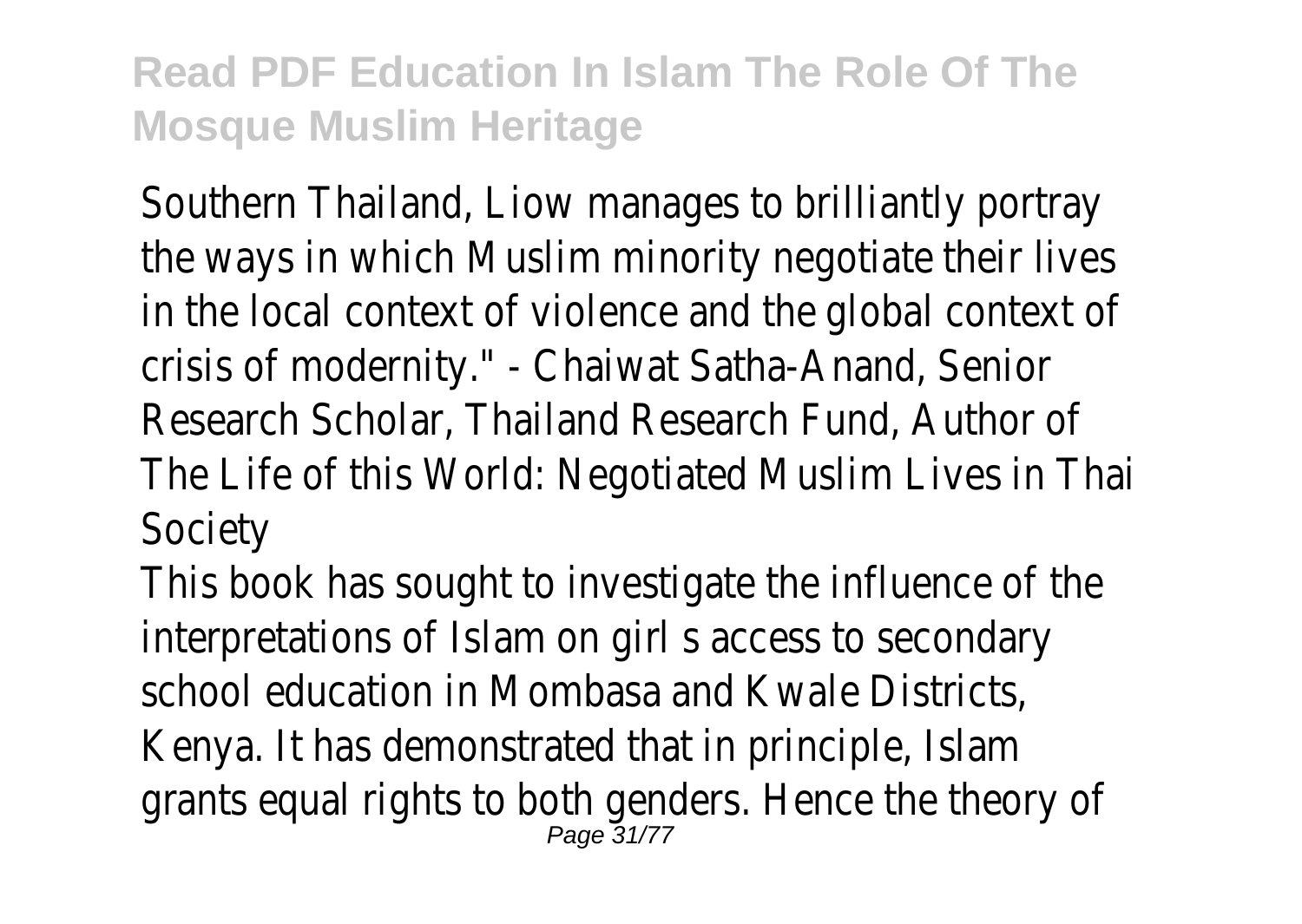Southern Thailand, Liow manages to brilliantly portray the ways in which Muslim minority negotiate their lives in the local context of violence and the global context of crisis of modernity." - Chaiwat Satha-Anand, Senior Research Scholar, Thailand Research Fund, Author of The Life of this World: Negotiated Muslim Lives in Thai Society

This book has sought to investigate the influence of the interpretations of Islam on girl s access to secondary school education in Mombasa and Kwale Districts, Kenya. It has demonstrated that in principle, Islam grants equal rights to both genders. Hence the theory of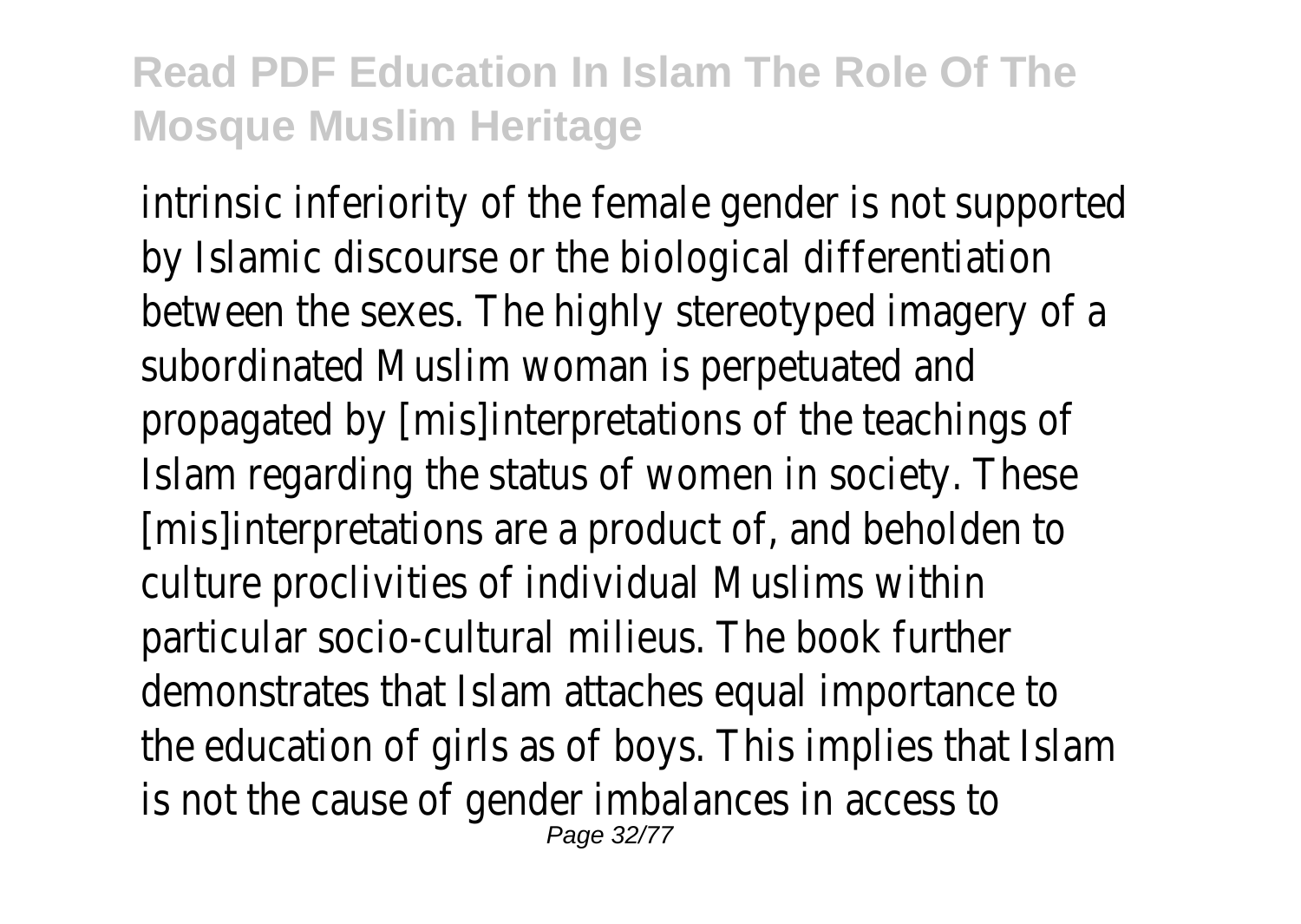intrinsic inferiority of the female gender is not supported by Islamic discourse or the biological differentiation between the sexes. The highly stereotyped imagery of a subordinated Muslim woman is perpetuated and propagated by [mis]interpretations of the teachings of Islam regarding the status of women in society. These [mis]interpretations are a product of, and beholden to culture proclivities of individual Muslims within particular socio-cultural milieus. The book further demonstrates that Islam attaches equal importance to the education of girls as of boys. This implies that Islam is not the cause of gender imbalances in access to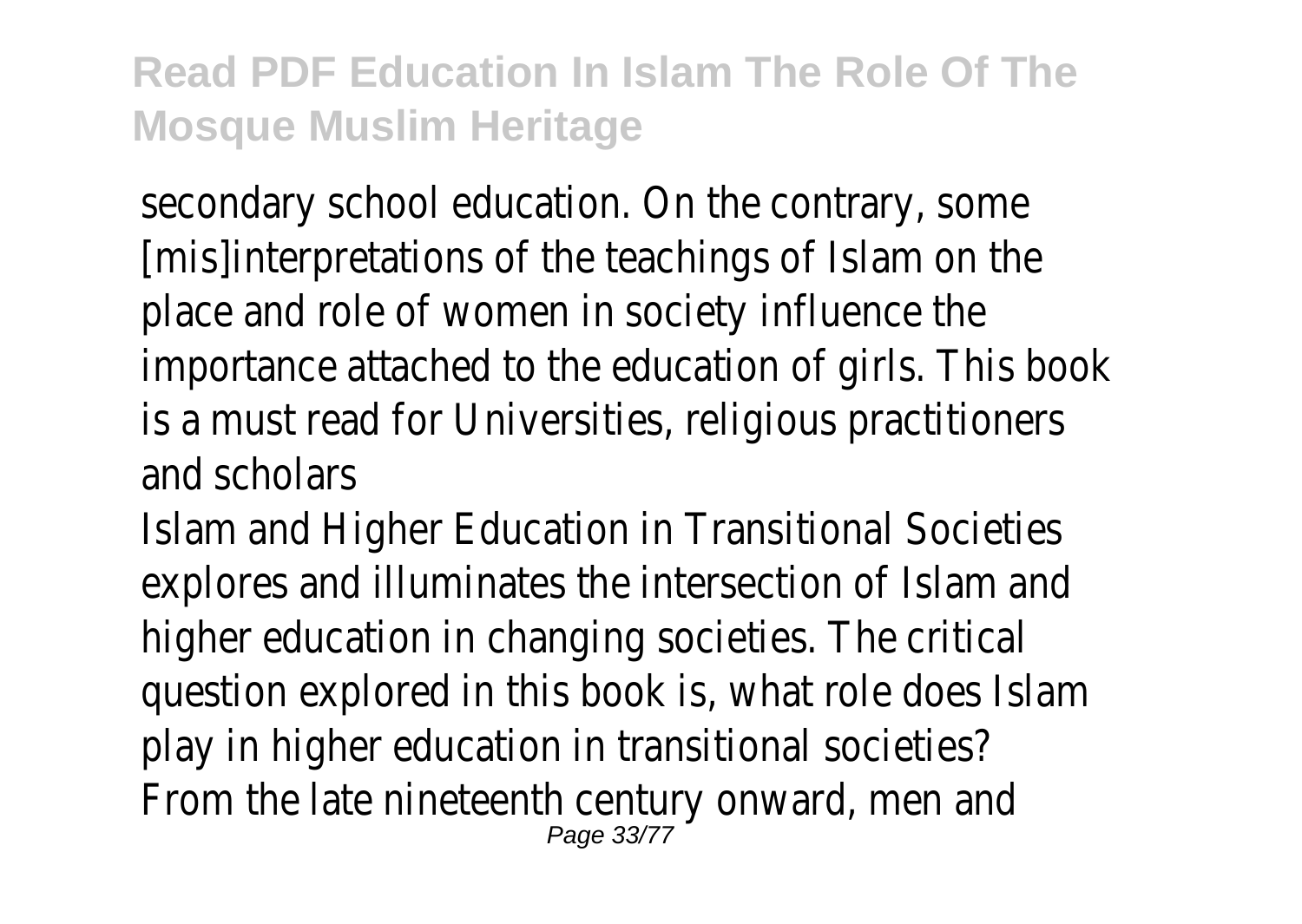secondary school education. On the contrary, some [mis]interpretations of the teachings of Islam on the place and role of women in society influence the importance attached to the education of girls. This book is a must read for Universities, religious practitioners and scholars

Islam and Higher Education in Transitional Societies explores and illuminates the intersection of Islam and higher education in changing societies. The critical question explored in this book is, what role does Islam play in higher education in transitional societies? From the late nineteenth century onward, men and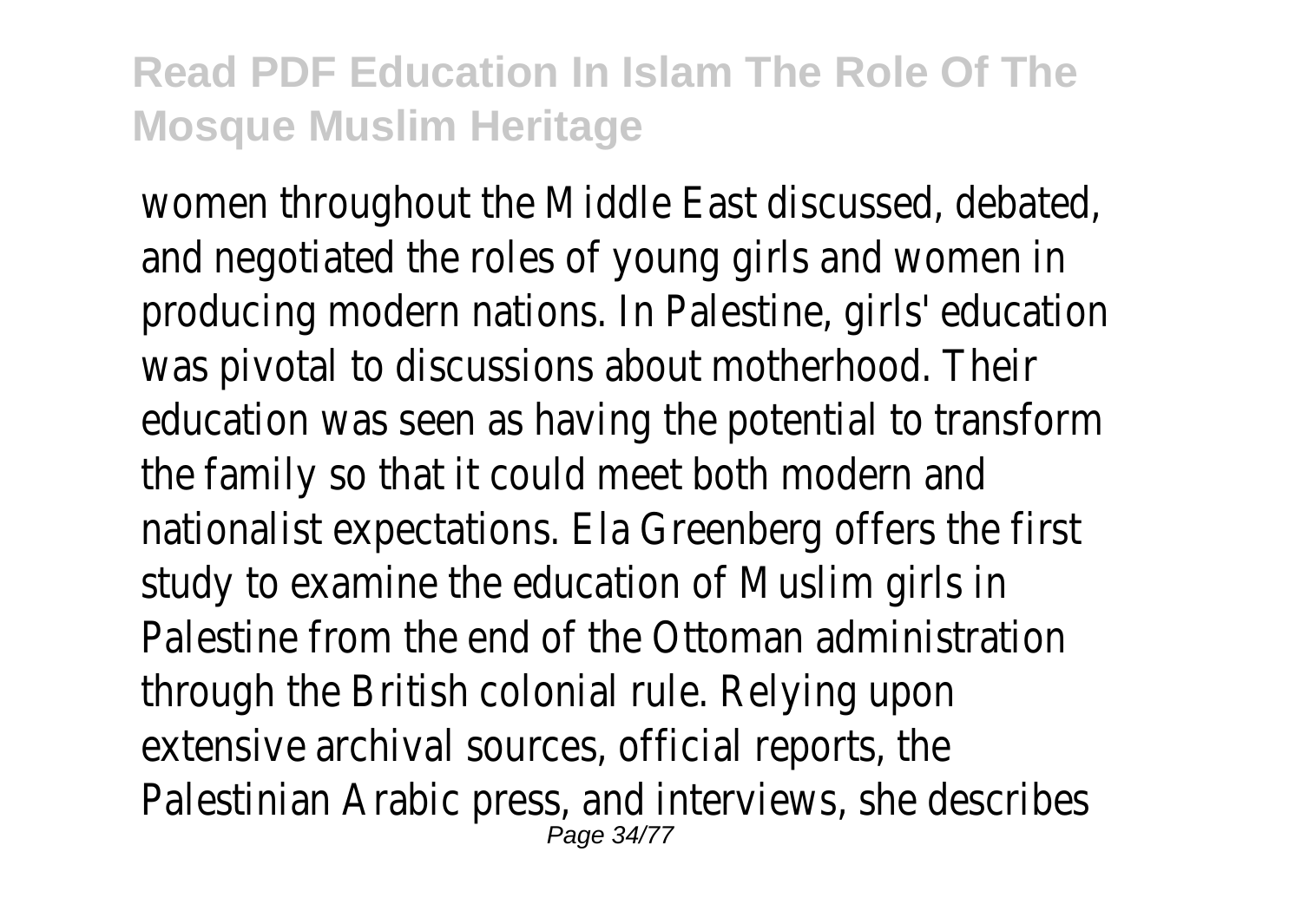women throughout the Middle East discussed, debated, and negotiated the roles of young girls and women in producing modern nations. In Palestine, girls' education was pivotal to discussions about motherhood. Their education was seen as having the potential to transform the family so that it could meet both modern and nationalist expectations. Ela Greenberg offers the first study to examine the education of Muslim girls in Palestine from the end of the Ottoman administration through the British colonial rule. Relying upon extensive archival sources, official reports, the Palestinian Arabic press, and interviews, she describes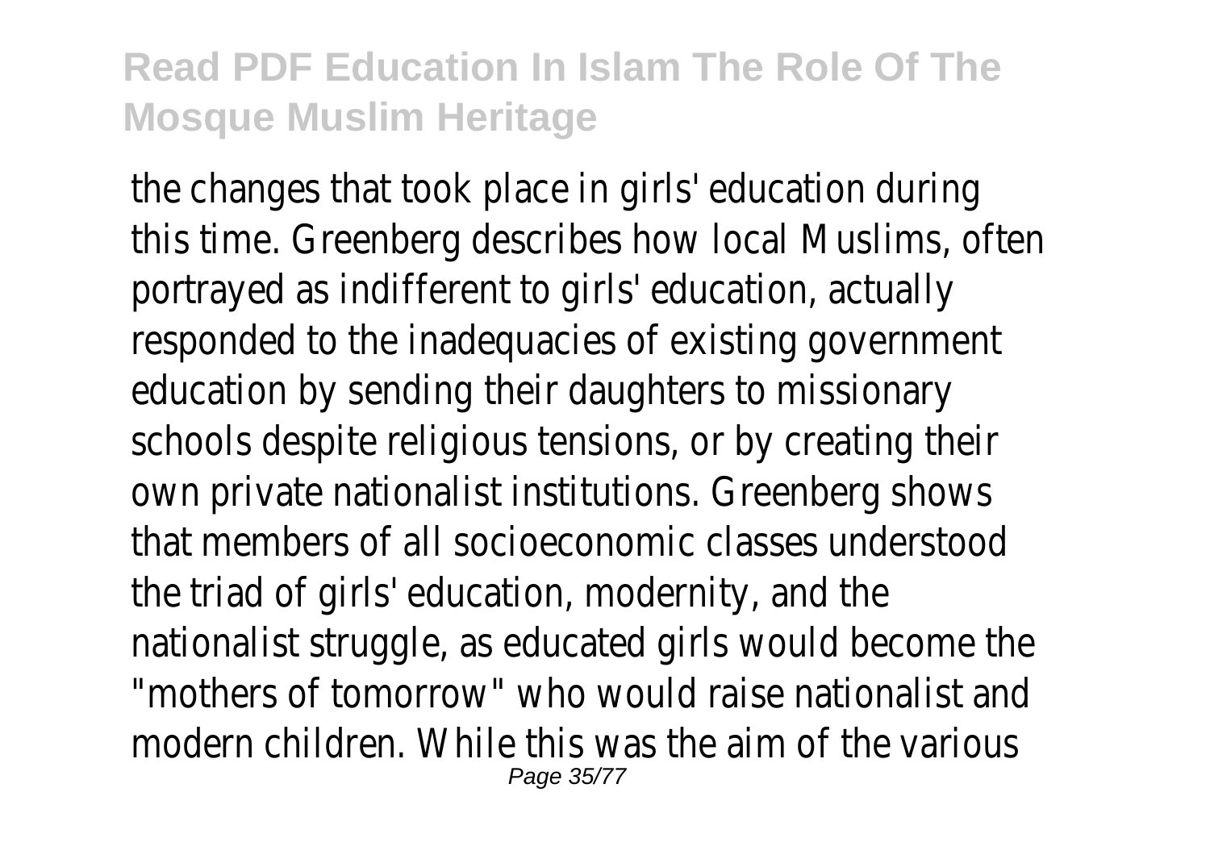the changes that took place in girls' education during this time. Greenberg describes how local Muslims, often portrayed as indifferent to girls' education, actually responded to the inadequacies of existing government education by sending their daughters to missionary schools despite religious tensions, or by creating their own private nationalist institutions. Greenberg shows that members of all socioeconomic classes understood the triad of girls' education, modernity, and the nationalist struggle, as educated girls would become the "mothers of tomorrow" who would raise nationalist and modern children. While this was the aim of the various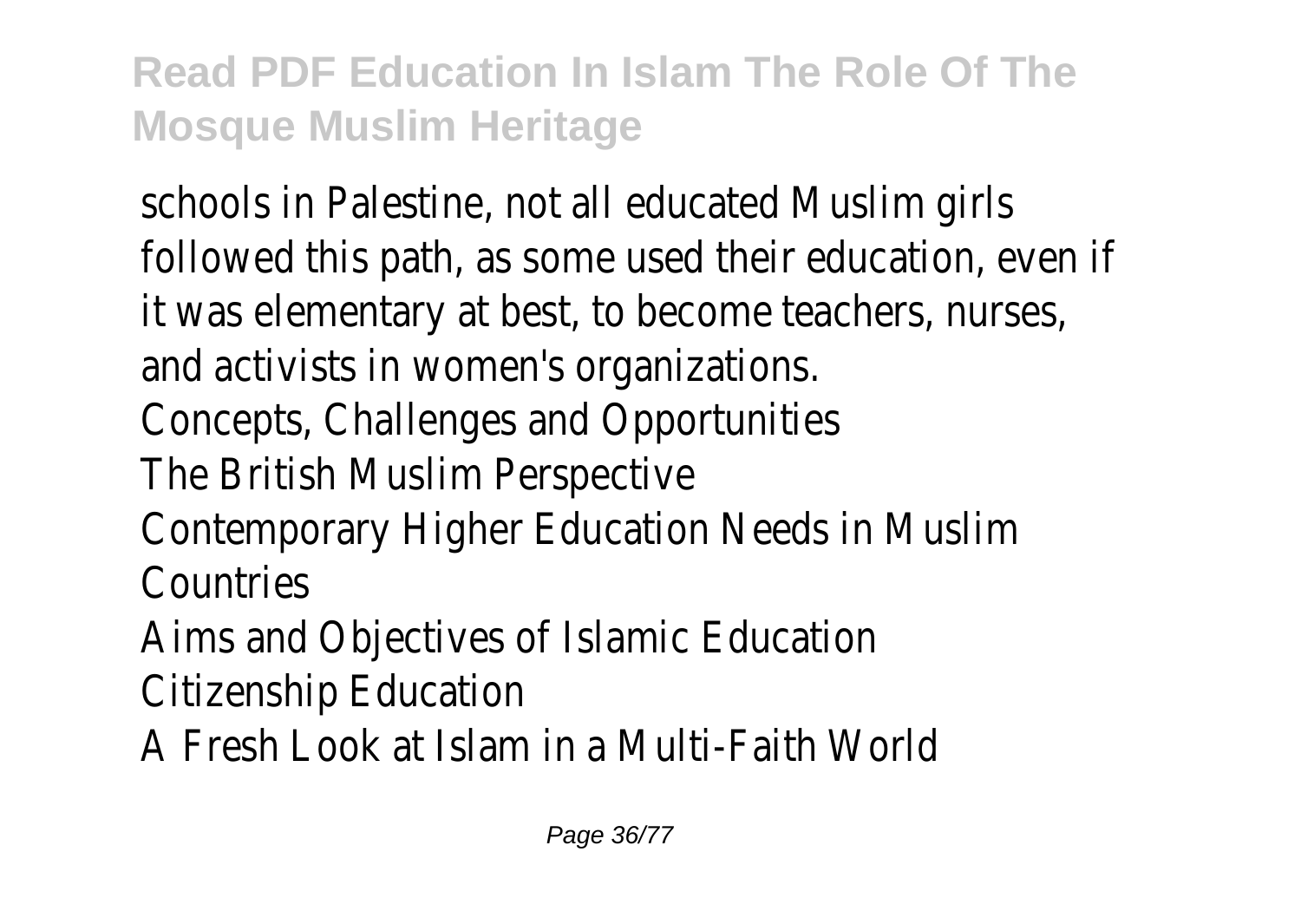schools in Palestine, not all educated Muslim girls followed this path, as some used their education, even if it was elementary at best, to become teachers, nurses, and activists in women's organizations.

Concepts, Challenges and Opportunities
The British Muslim Perspective
Contemporary Higher Education Needs in Muslim Countries
Aims and Objectives of Islamic Education
Citizenship Education
A Fresh Look at Islam in a Multi-Faith World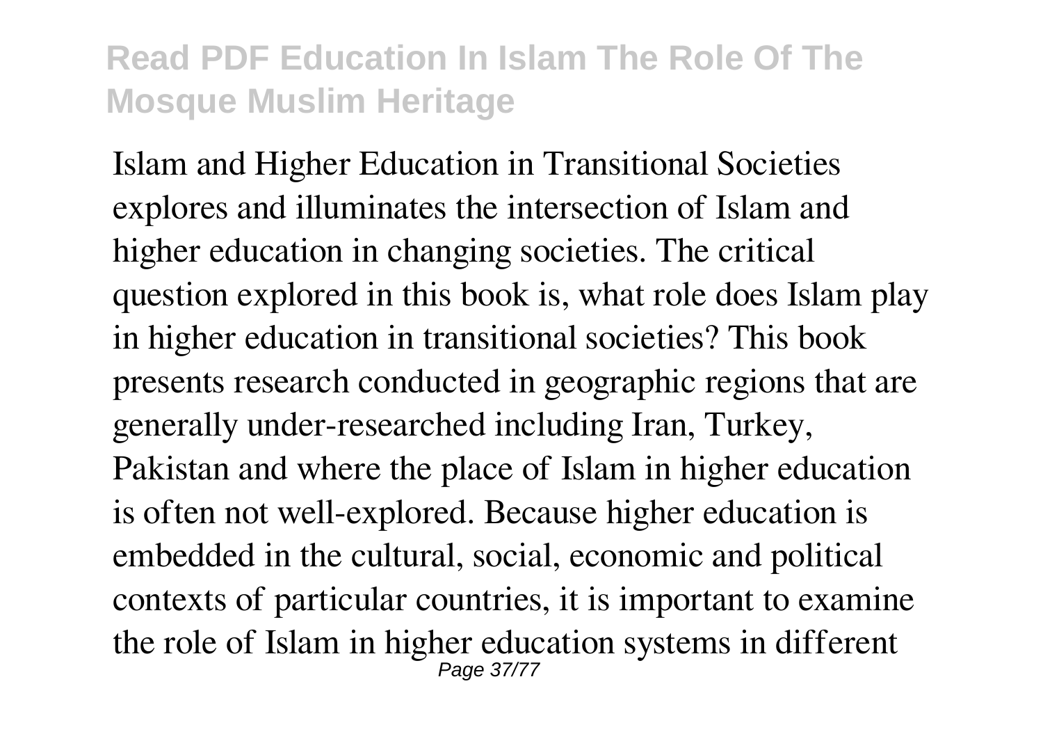Islam and Higher Education in Transitional Societies explores and illuminates the intersection of Islam and higher education in changing societies. The critical question explored in this book is, what role does Islam play in higher education in transitional societies? This book presents research conducted in geographic regions that are generally under-researched including Iran, Turkey, Pakistan and where the place of Islam in higher education is often not well-explored. Because higher education is embedded in the cultural, social, economic and political contexts of particular countries, it is important to examine the role of Islam in higher education systems in different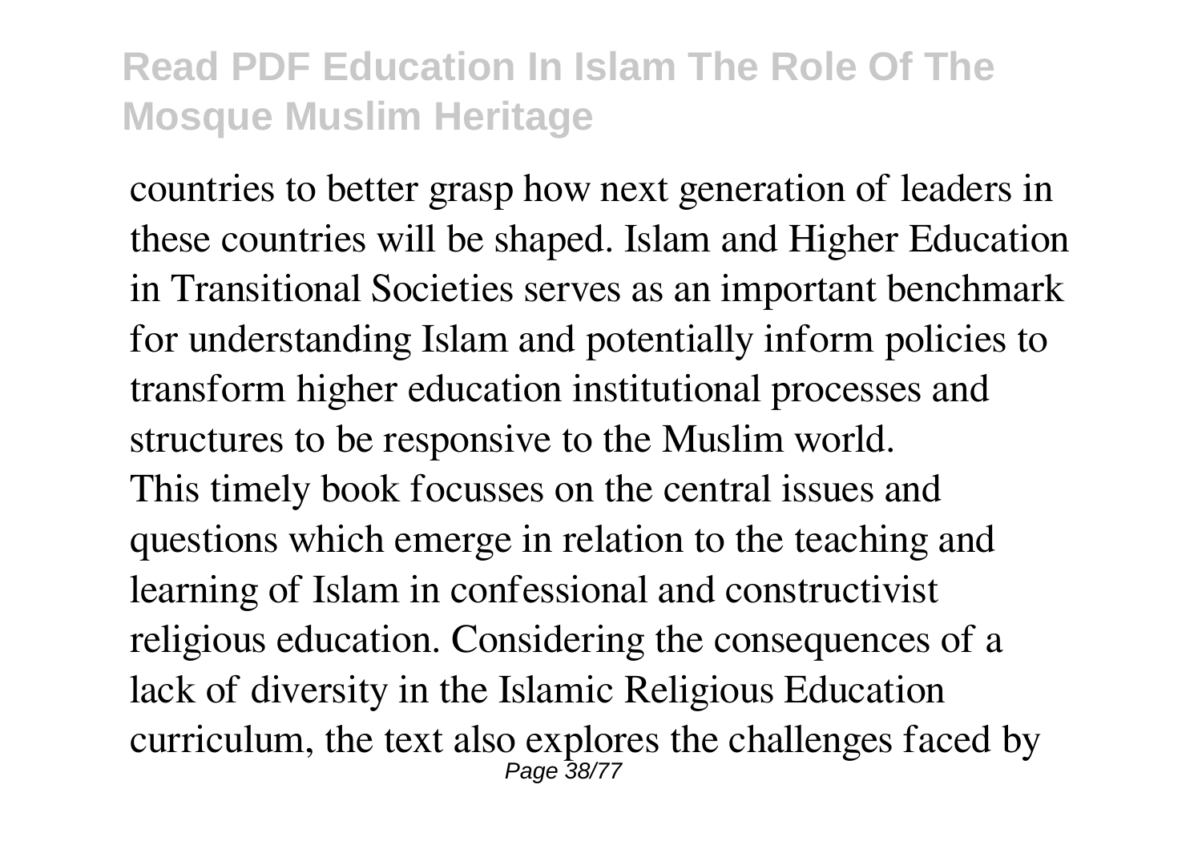countries to better grasp how next generation of leaders in these countries will be shaped. Islam and Higher Education in Transitional Societies serves as an important benchmark for understanding Islam and potentially inform policies to transform higher education institutional processes and structures to be responsive to the Muslim world.

This timely book focusses on the central issues and questions which emerge in relation to the teaching and learning of Islam in confessional and constructivist religious education. Considering the consequences of a lack of diversity in the Islamic Religious Education curriculum, the text also explores the challenges faced by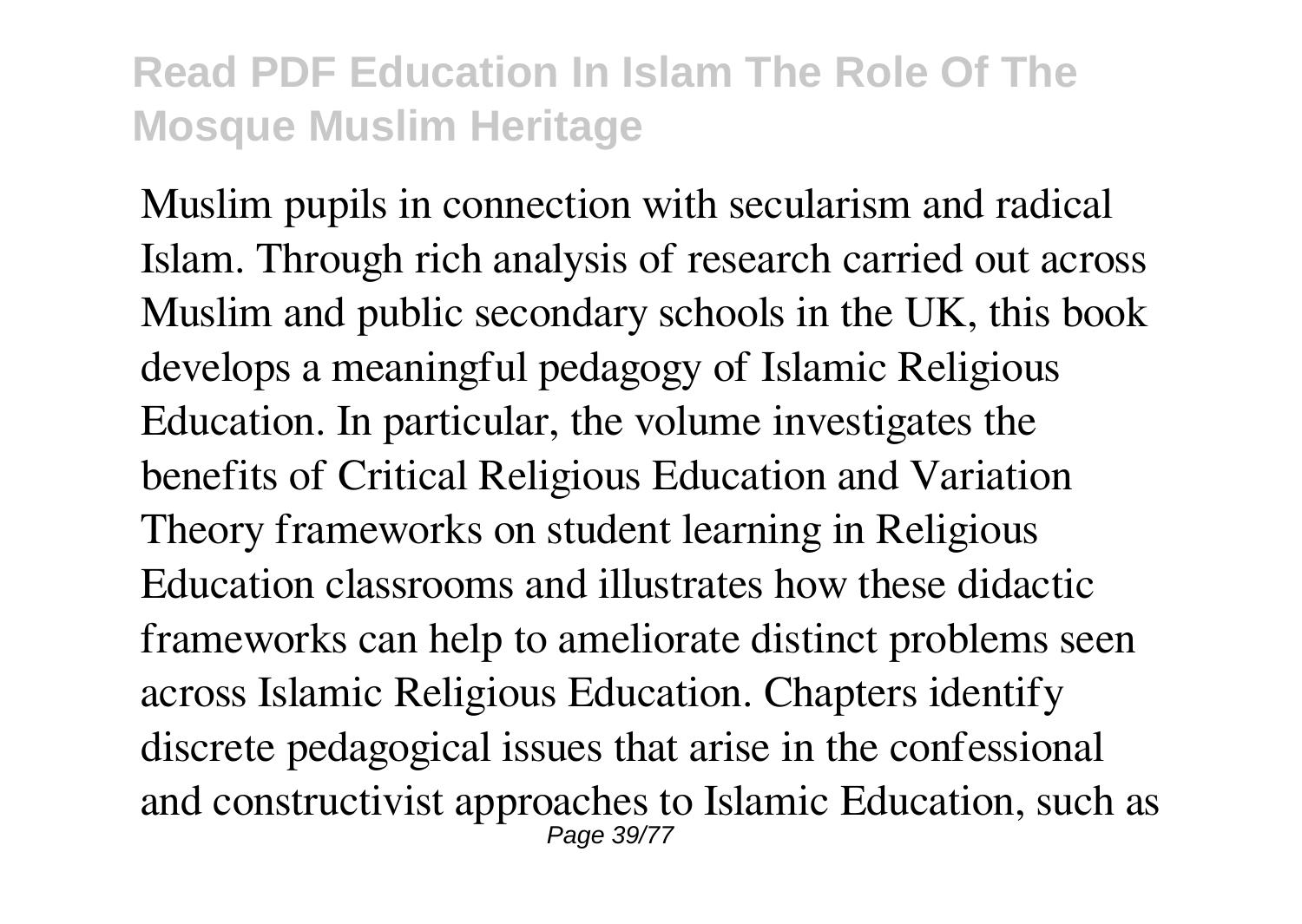Muslim pupils in connection with secularism and radical Islam. Through rich analysis of research carried out across Muslim and public secondary schools in the UK, this book develops a meaningful pedagogy of Islamic Religious Education. In particular, the volume investigates the benefits of Critical Religious Education and Variation Theory frameworks on student learning in Religious Education classrooms and illustrates how these didactic frameworks can help to ameliorate distinct problems seen across Islamic Religious Education. Chapters identify discrete pedagogical issues that arise in the confessional and constructivist approaches to Islamic Education, such as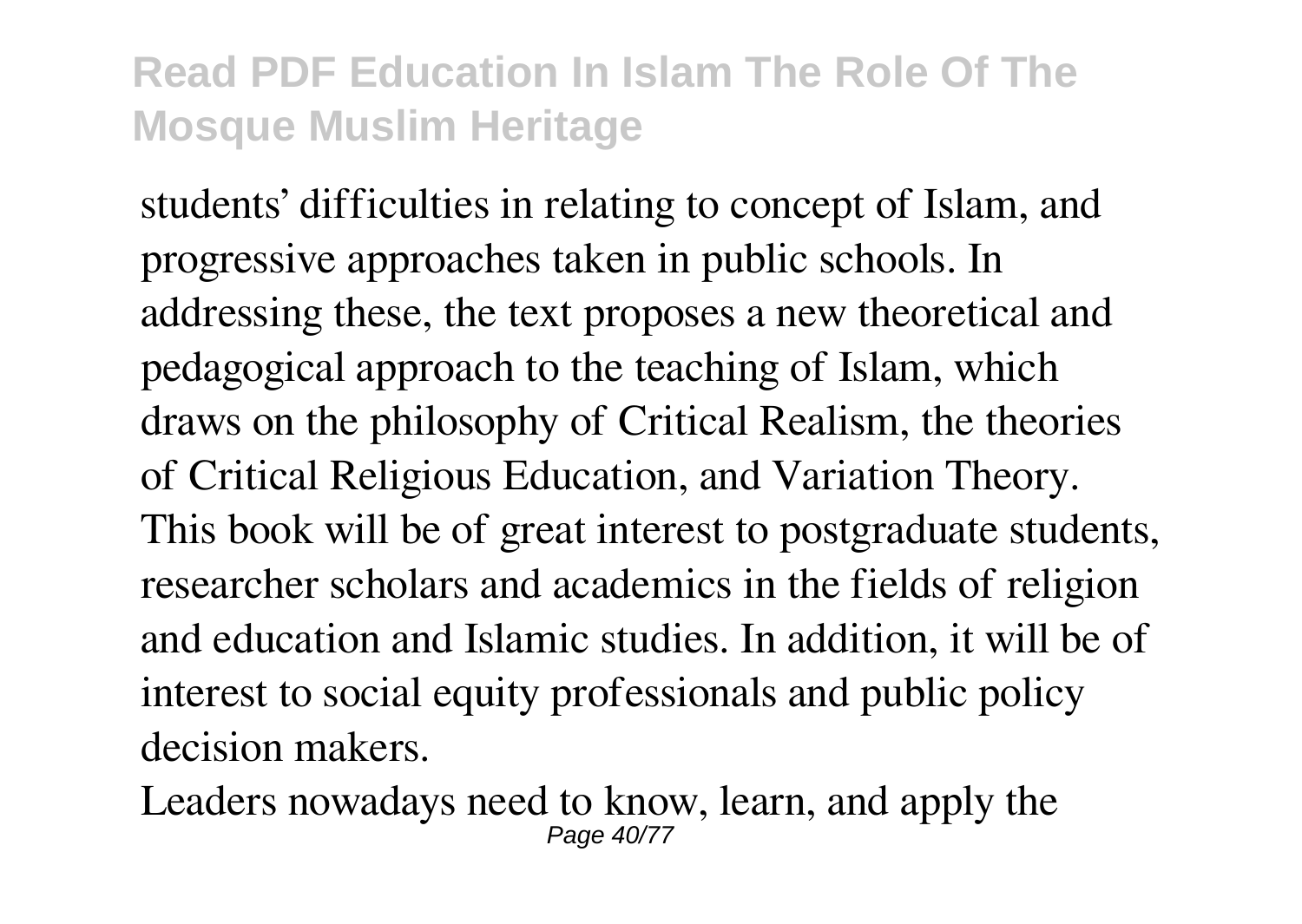students' difficulties in relating to concept of Islam, and progressive approaches taken in public schools. In addressing these, the text proposes a new theoretical and pedagogical approach to the teaching of Islam, which draws on the philosophy of Critical Realism, the theories of Critical Religious Education, and Variation Theory. This book will be of great interest to postgraduate students, researcher scholars and academics in the fields of religion and education and Islamic studies. In addition, it will be of interest to social equity professionals and public policy decision makers.

Leaders nowadays need to know, learn, and apply the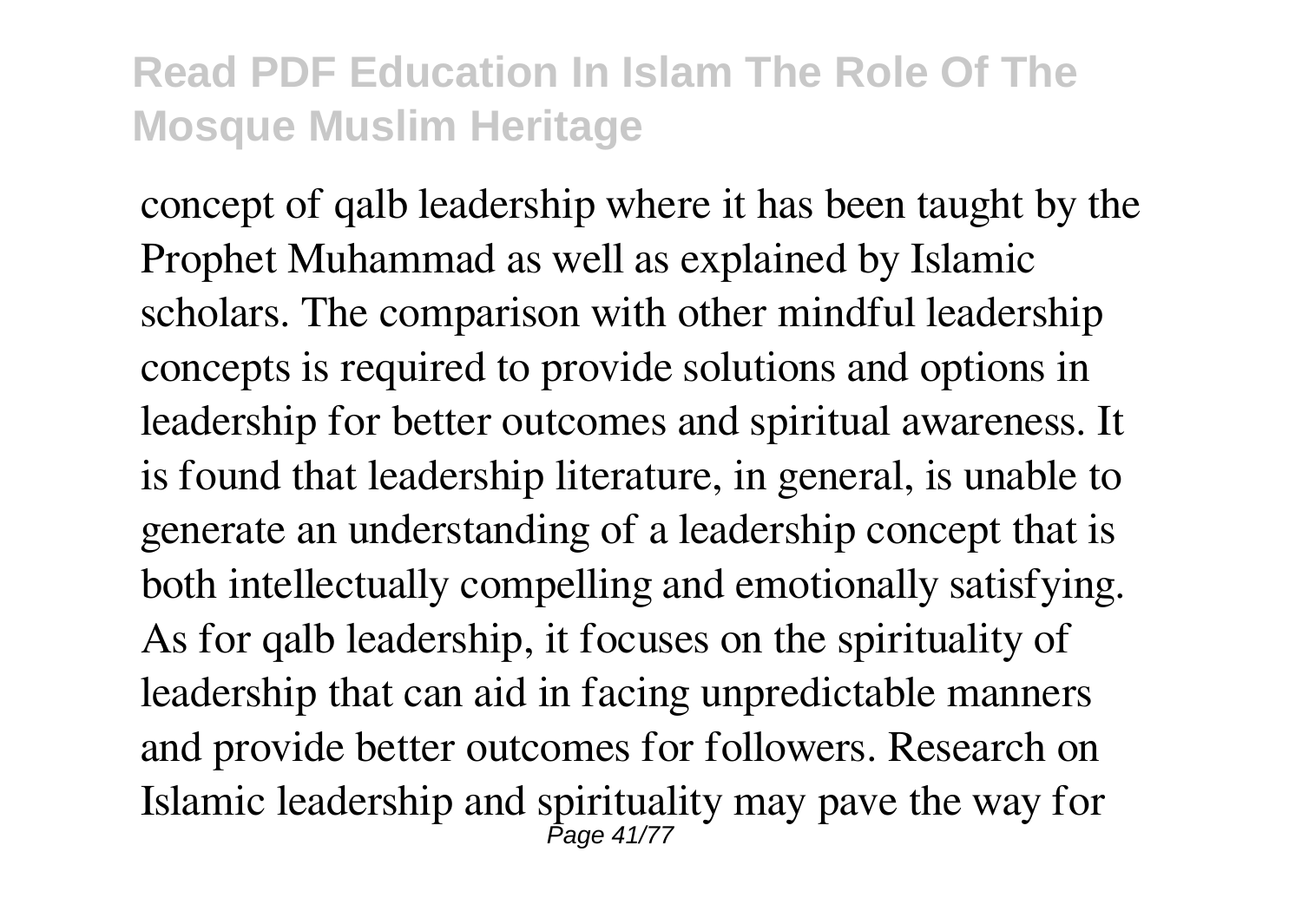concept of qalb leadership where it has been taught by the Prophet Muhammad as well as explained by Islamic scholars. The comparison with other mindful leadership concepts is required to provide solutions and options in leadership for better outcomes and spiritual awareness. It is found that leadership literature, in general, is unable to generate an understanding of a leadership concept that is both intellectually compelling and emotionally satisfying. As for qalb leadership, it focuses on the spirituality of leadership that can aid in facing unpredictable manners and provide better outcomes for followers. Research on Islamic leadership and spirituality may pave the way for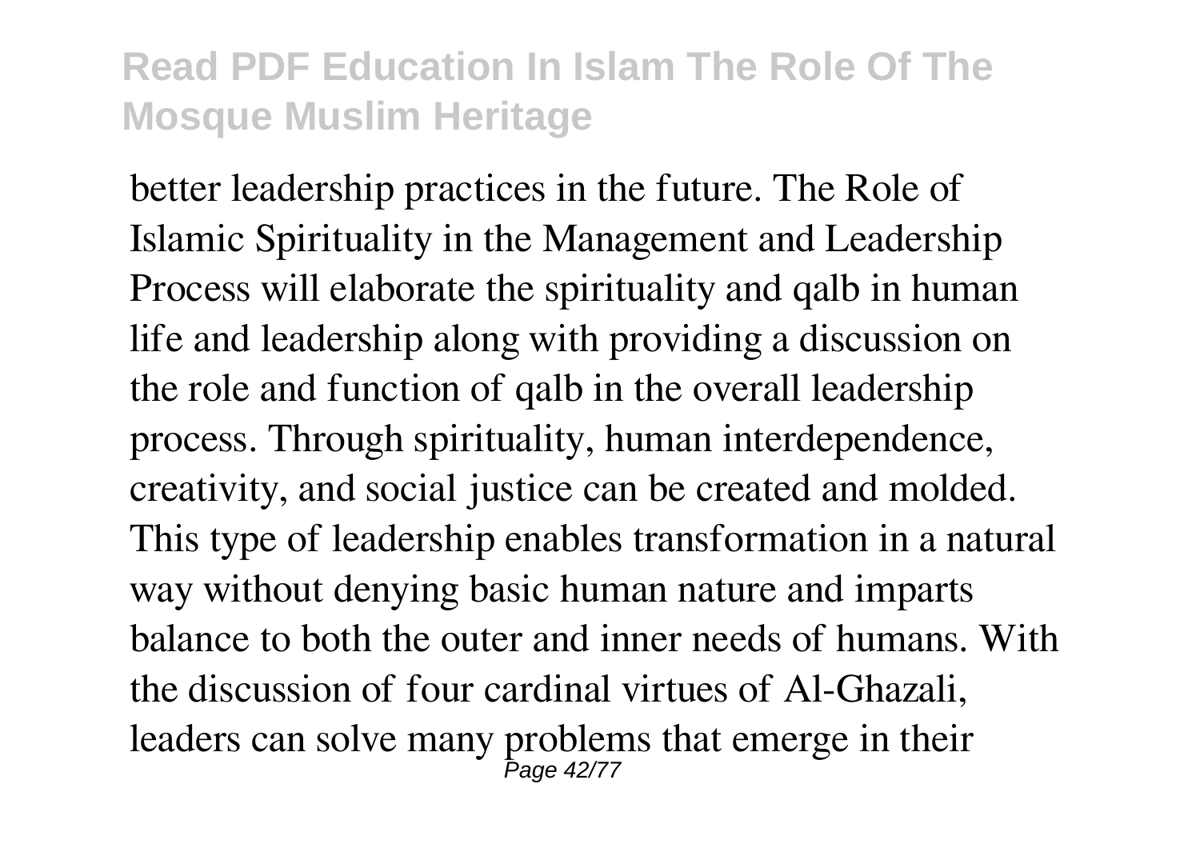better leadership practices in the future. The Role of Islamic Spirituality in the Management and Leadership Process will elaborate the spirituality and qalb in human life and leadership along with providing a discussion on the role and function of qalb in the overall leadership process. Through spirituality, human interdependence, creativity, and social justice can be created and molded. This type of leadership enables transformation in a natural way without denying basic human nature and imparts balance to both the outer and inner needs of humans. With the discussion of four cardinal virtues of Al-Ghazali, leaders can solve many problems that emerge in their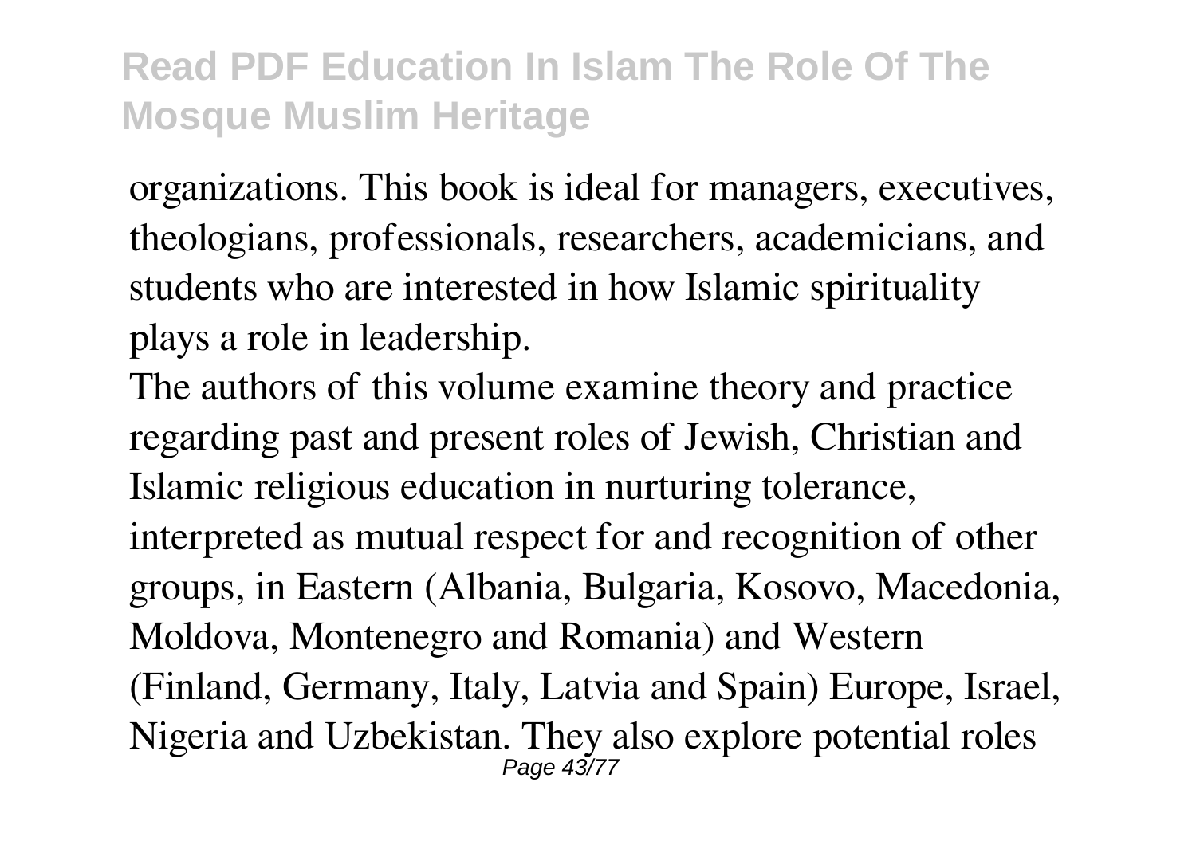organizations. This book is ideal for managers, executives, theologians, professionals, researchers, academicians, and students who are interested in how Islamic spirituality plays a role in leadership.

The authors of this volume examine theory and practice regarding past and present roles of Jewish, Christian and Islamic religious education in nurturing tolerance, interpreted as mutual respect for and recognition of other groups, in Eastern (Albania, Bulgaria, Kosovo, Macedonia, Moldova, Montenegro and Romania) and Western (Finland, Germany, Italy, Latvia and Spain) Europe, Israel, Nigeria and Uzbekistan. They also explore potential roles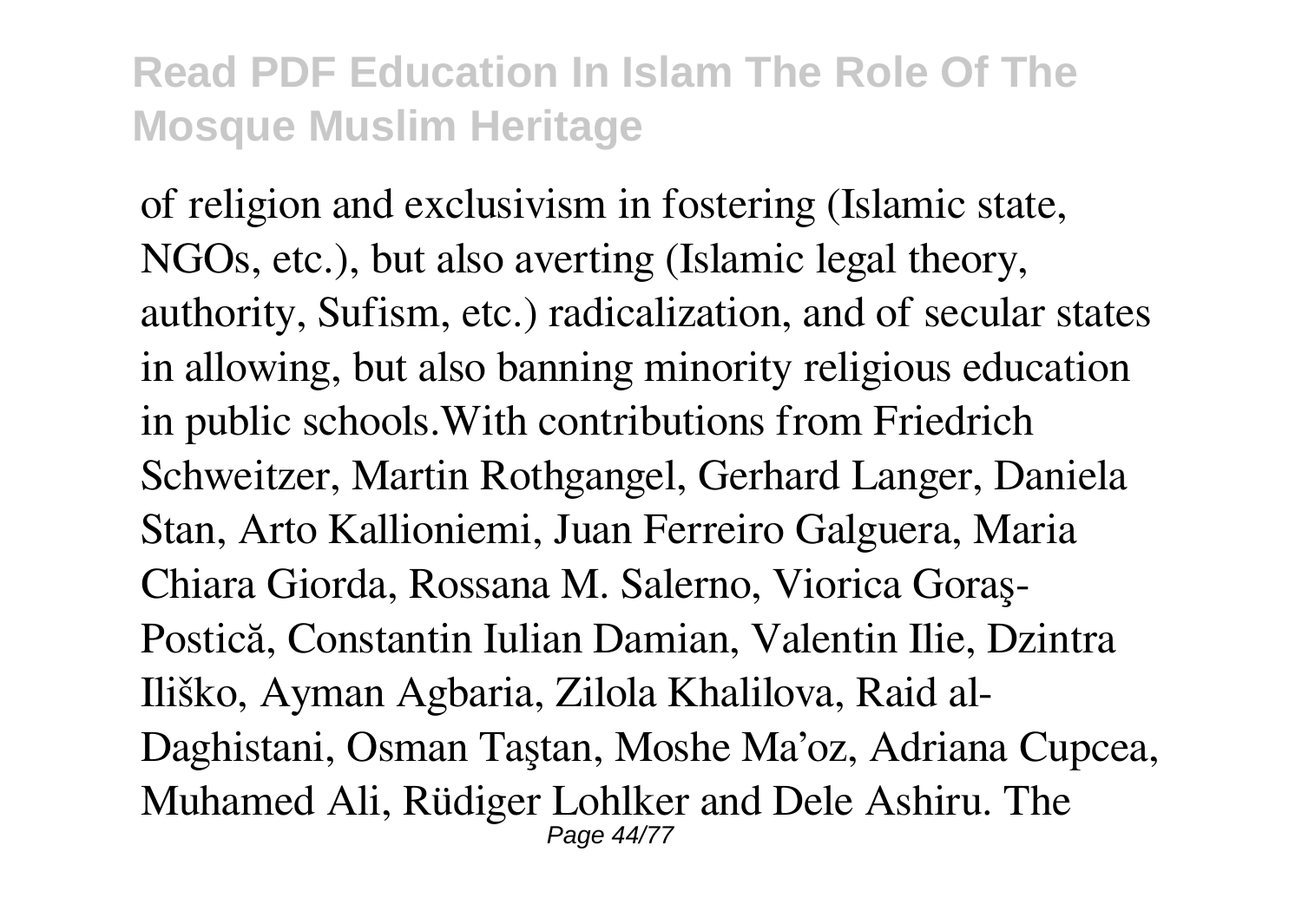of religion and exclusivism in fostering (Islamic state, NGOs, etc.), but also averting (Islamic legal theory, authority, Sufism, etc.) radicalization, and of secular states in allowing, but also banning minority religious education in public schools.With contributions from Friedrich Schweitzer, Martin Rothgangel, Gerhard Langer, Daniela Stan, Arto Kallioniemi, Juan Ferreiro Galguera, Maria Chiara Giorda, Rossana M. Salerno, Viorica Goraş-Postică, Constantin Iulian Damian, Valentin Ilie, Dzintra Iliško, Ayman Agbaria, Zilola Khalilova, Raid al-Daghistani, Osman Taştan, Moshe Ma'oz, Adriana Cupcea, Muhamed Ali, Rüdiger Lohlker and Dele Ashiru. The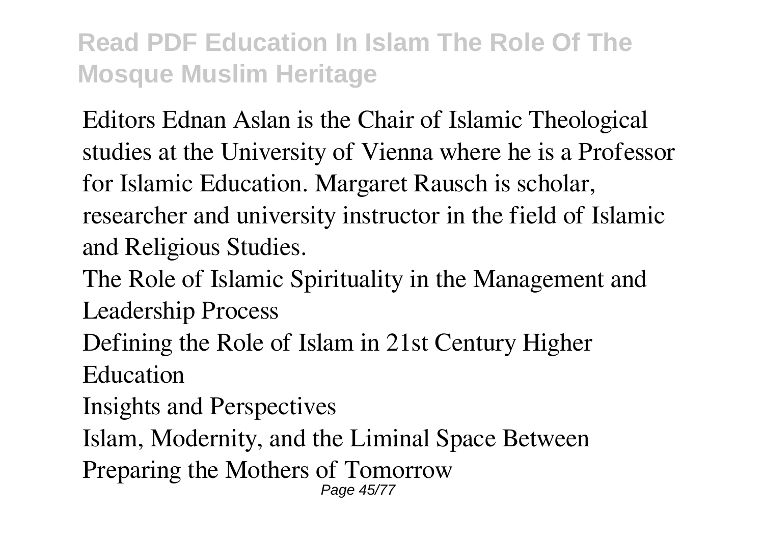Editors Ednan Aslan is the Chair of Islamic Theological studies at the University of Vienna where he is a Professor for Islamic Education. Margaret Rausch is scholar, researcher and university instructor in the field of Islamic and Religious Studies.

The Role of Islamic Spirituality in the Management and Leadership Process

Defining the Role of Islam in 21st Century Higher Education

Insights and Perspectives

Islam, Modernity, and the Liminal Space Between

Preparing the Mothers of Tomorrow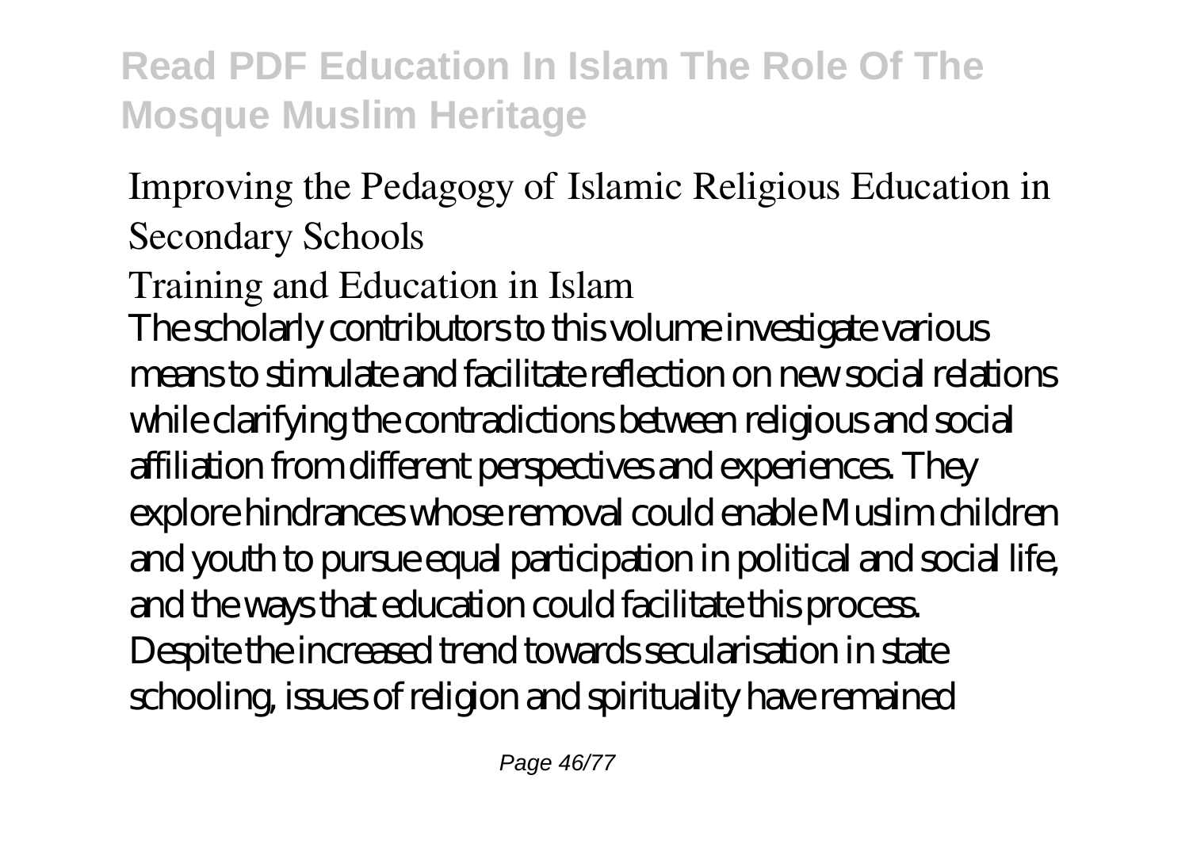Improving the Pedagogy of Islamic Religious Education in Secondary Schools

Training and Education in Islam

The scholarly contributors to this volume investigate various means to stimulate and facilitate reflection on new social relations while clarifying the contradictions between religious and social affiliation from different perspectives and experiences. They explore hindrances whose removal could enable Muslim children and youth to pursue equal participation in political and social life, and the ways that education could facilitate this process. Despite the increased trend towards secularisation in state schooling, issues of religion and spirituality have remained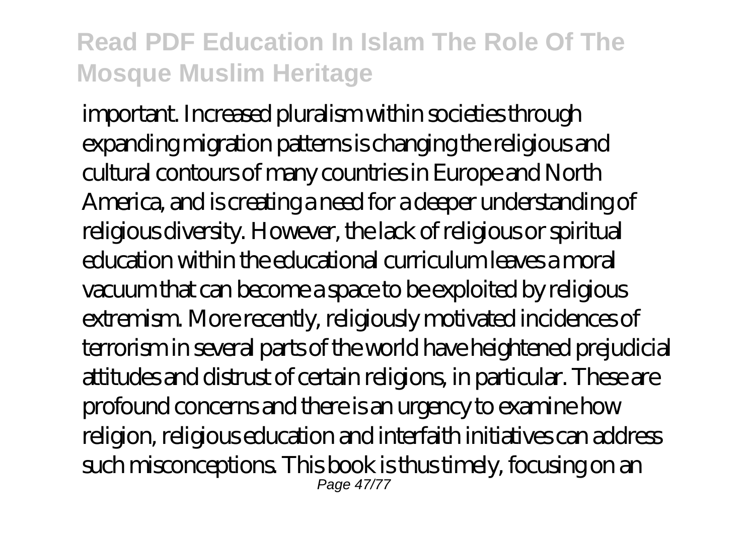important. Increased pluralism within societies through expanding migration patterns is changing the religious and cultural contours of many countries in Europe and North America, and is creating a need for a deeper understanding of religious diversity. However, the lack of religious or spiritual education within the educational curriculum leaves a moral vacuum that can become a space to be exploited by religious extremism. More recently, religiously motivated incidences of terrorism in several parts of the world have heightened prejudicial attitudes and distrust of certain religions, in particular. These are profound concerns and there is an urgency to examine how religion, religious education and interfaith initiatives can address such misconceptions. This book is thus timely, focusing on an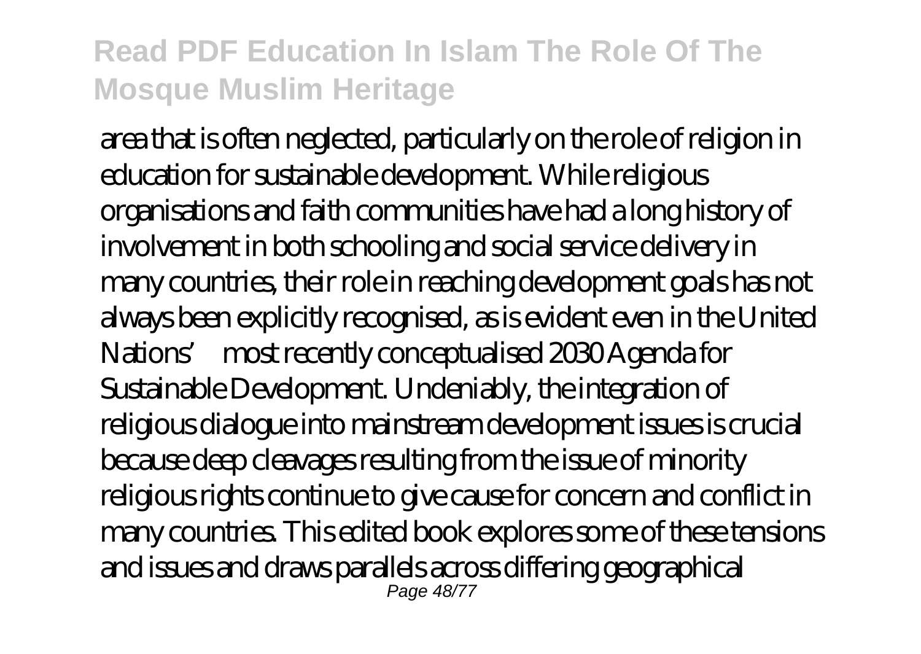area that is often neglected, particularly on the role of religion in education for sustainable development. While religious organisations and faith communities have had a long history of involvement in both schooling and social service delivery in many countries, their role in reaching development goals has not always been explicitly recognised, as is evident even in the United Nations' most recently conceptualised 2030 Agenda for Sustainable Development. Undeniably, the integration of religious dialogue into mainstream development issues is crucial because deep cleavages resulting from the issue of minority religious rights continue to give cause for concern and conflict in many countries. This edited book explores some of these tensions and issues and draws parallels across differing geographical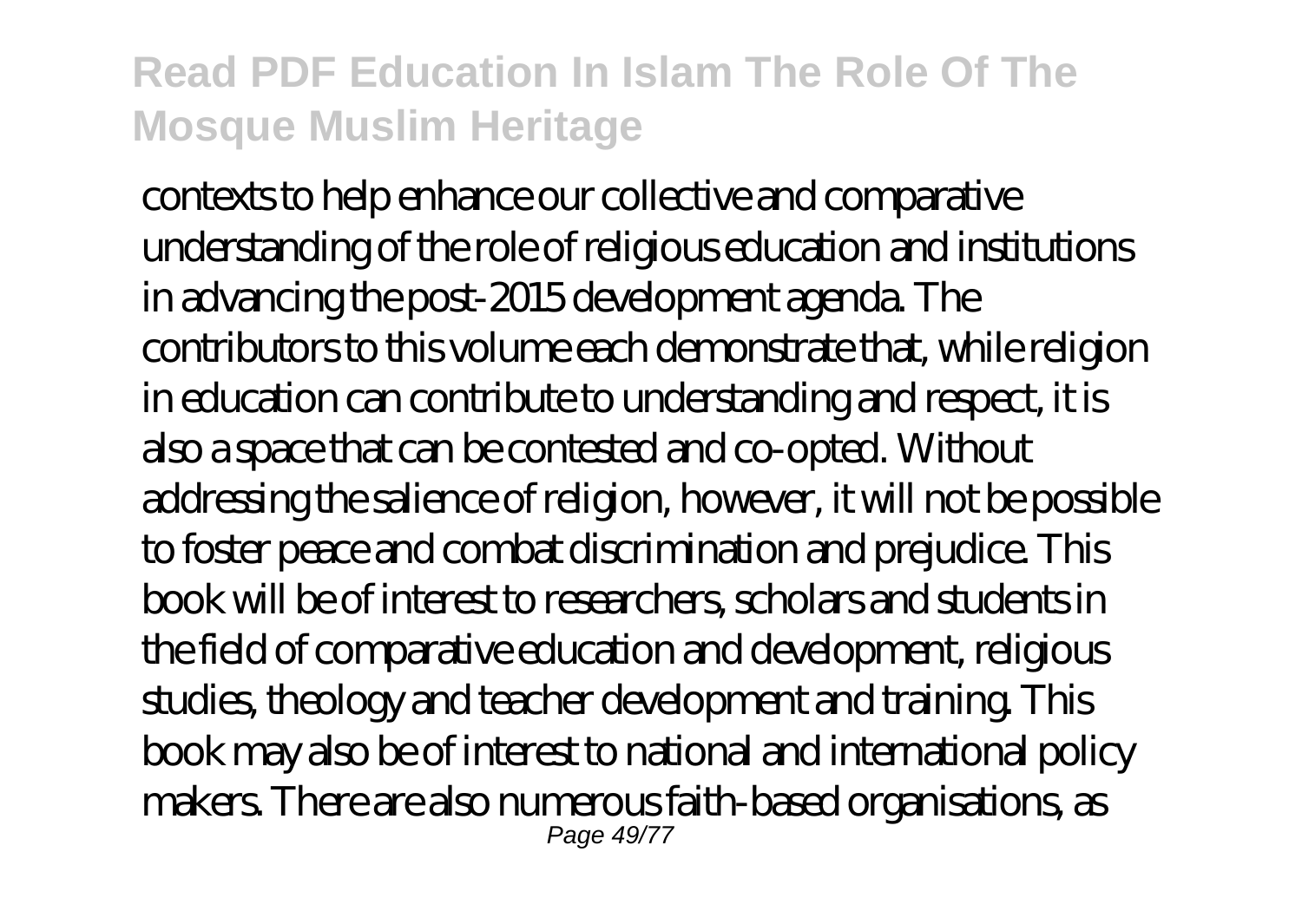contexts to help enhance our collective and comparative understanding of the role of religious education and institutions in advancing the post-2015 development agenda. The contributors to this volume each demonstrate that, while religion in education can contribute to understanding and respect, it is also a space that can be contested and co-opted. Without addressing the salience of religion, however, it will not be possible to foster peace and combat discrimination and prejudice. This book will be of interest to researchers, scholars and students in the field of comparative education and development, religious studies, theology and teacher development and training. This book may also be of interest to national and international policy makers. There are also numerous faith-based organisations, as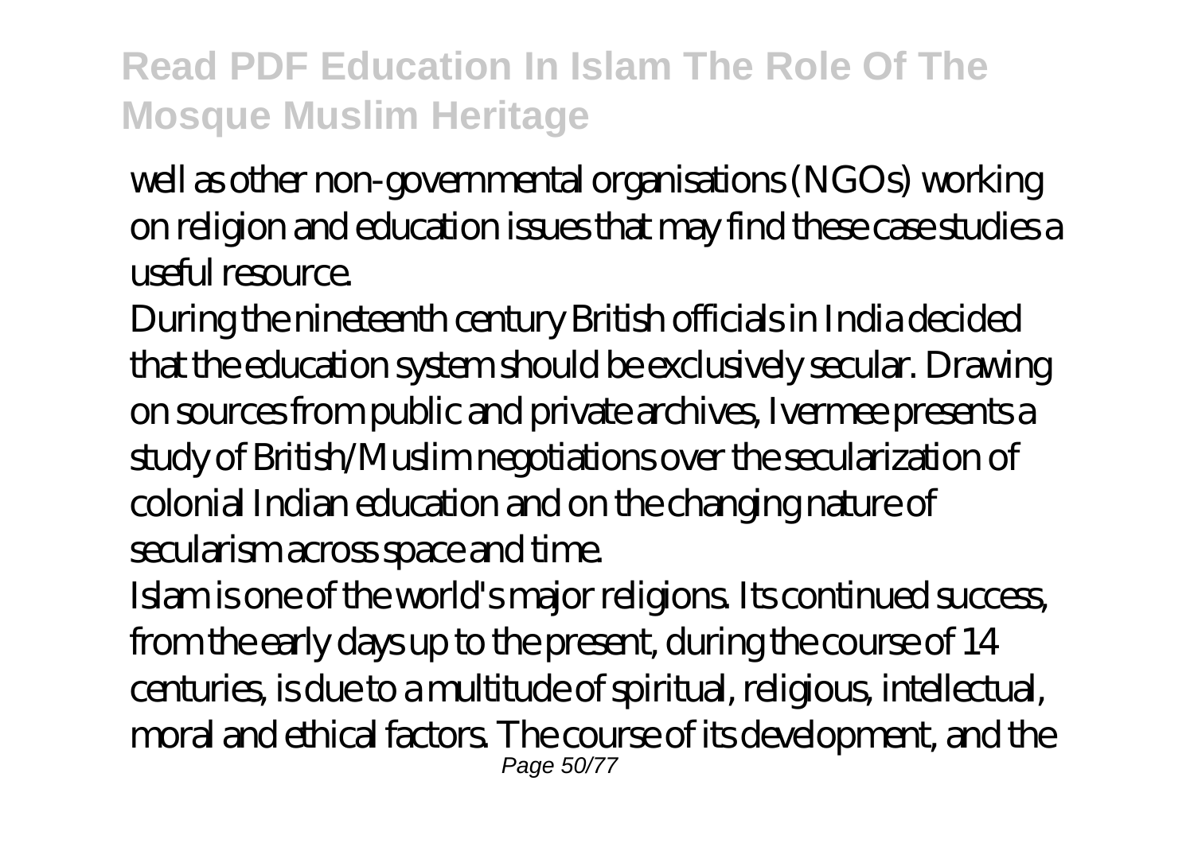well as other non-governmental organisations (NGOs) working on religion and education issues that may find these case studies a useful resource.

During the nineteenth century British officials in India decided that the education system should be exclusively secular. Drawing on sources from public and private archives, Ivermee presents a study of British/Muslim negotiations over the secularization of colonial Indian education and on the changing nature of secularism across space and time.

Islam is one of the world's major religions. Its continued success, from the early days up to the present, during the course of 14 centuries, is due to a multitude of spiritual, religious, intellectual, moral and ethical factors. The course of its development, and the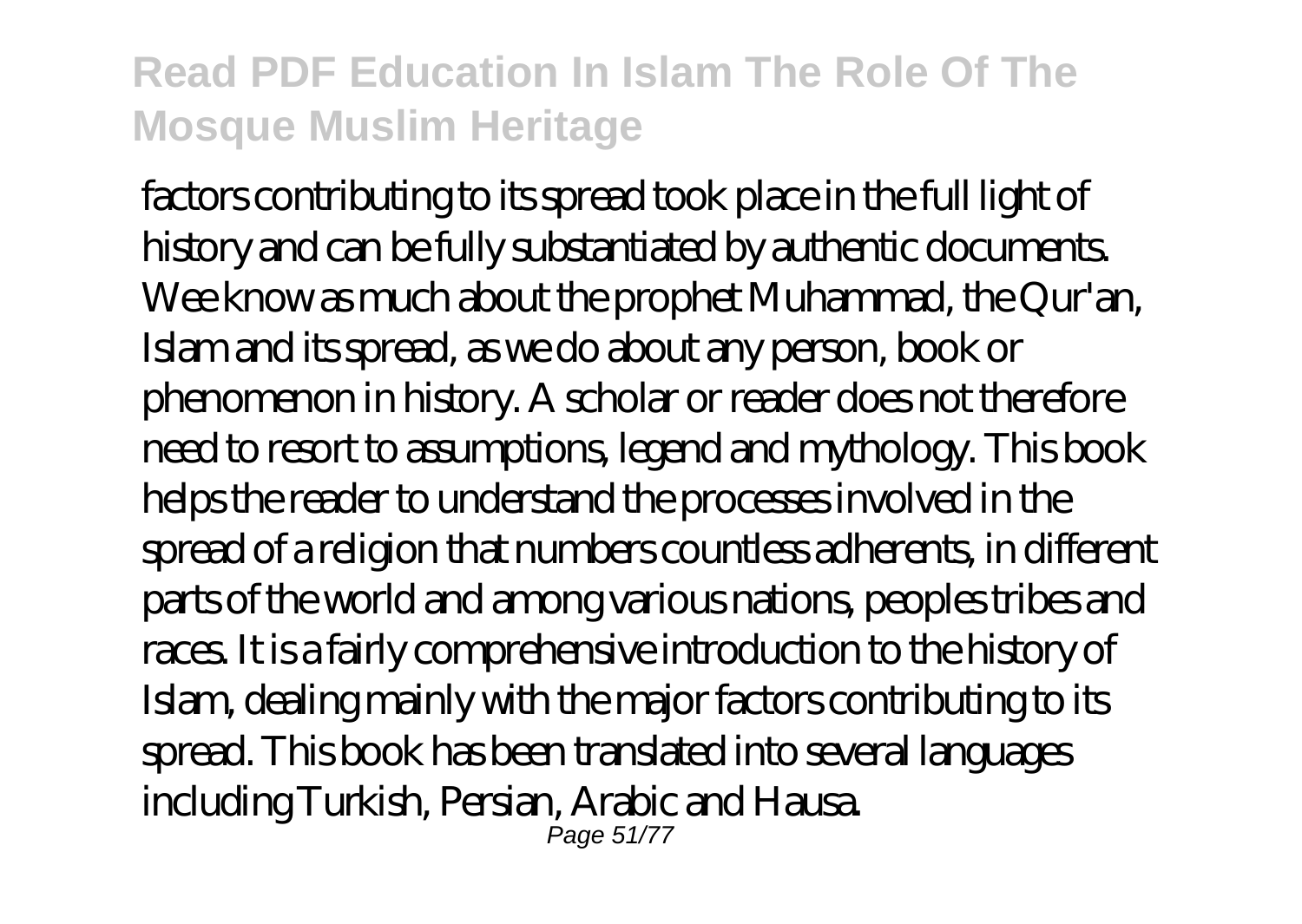factors contributing to its spread took place in the full light of history and can be fully substantiated by authentic documents. Wee know as much about the prophet Muhammad, the Qur'an, Islam and its spread, as we do about any person, book or phenomenon in history. A scholar or reader does not therefore need to resort to assumptions, legend and mythology. This book helps the reader to understand the processes involved in the spread of a religion that numbers countless adherents, in different parts of the world and among various nations, peoples tribes and races. It is a fairly comprehensive introduction to the history of Islam, dealing mainly with the major factors contributing to its spread. This book has been translated into several languages including Turkish, Persian, Arabic and Hausa.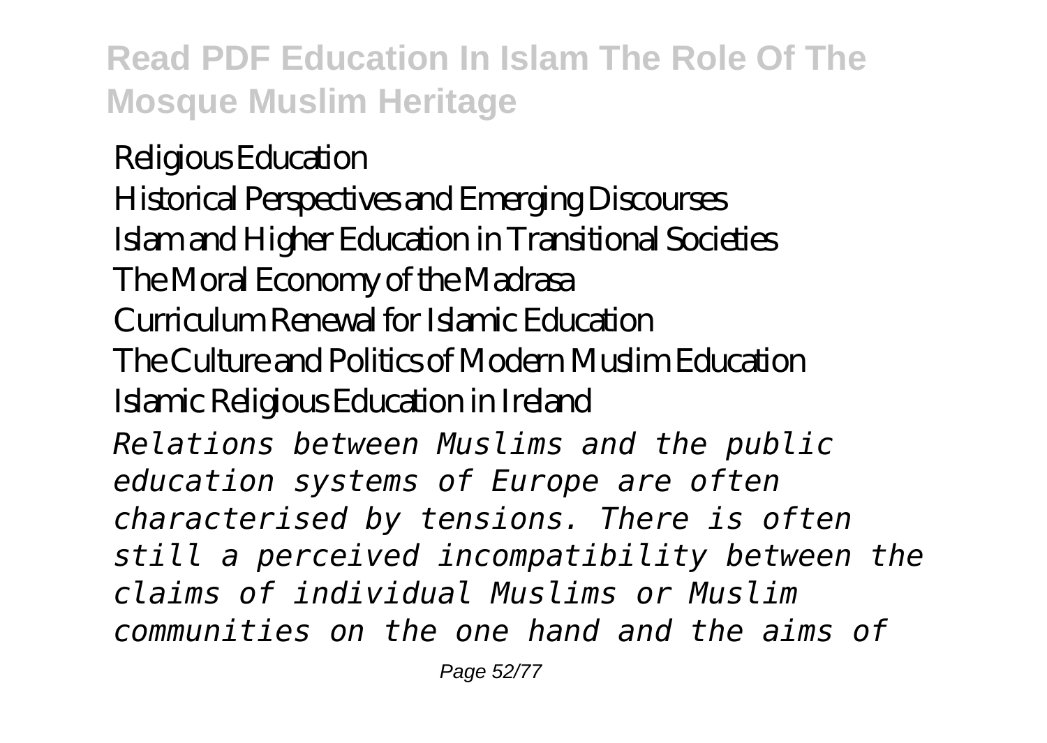Religious Education
Historical Perspectives and Emerging Discourses
Islam and Higher Education in Transitional Societies
The Moral Economy of the Madrasa
Curriculum Renewal for Islamic Education
The Culture and Politics of Modern Muslim Education
Islamic Religious Education in Ireland

*Relations between Muslims and the public education systems of Europe are often characterised by tensions. There is often still a perceived incompatibility between the claims of individual Muslims or Muslim communities on the one hand and the aims of*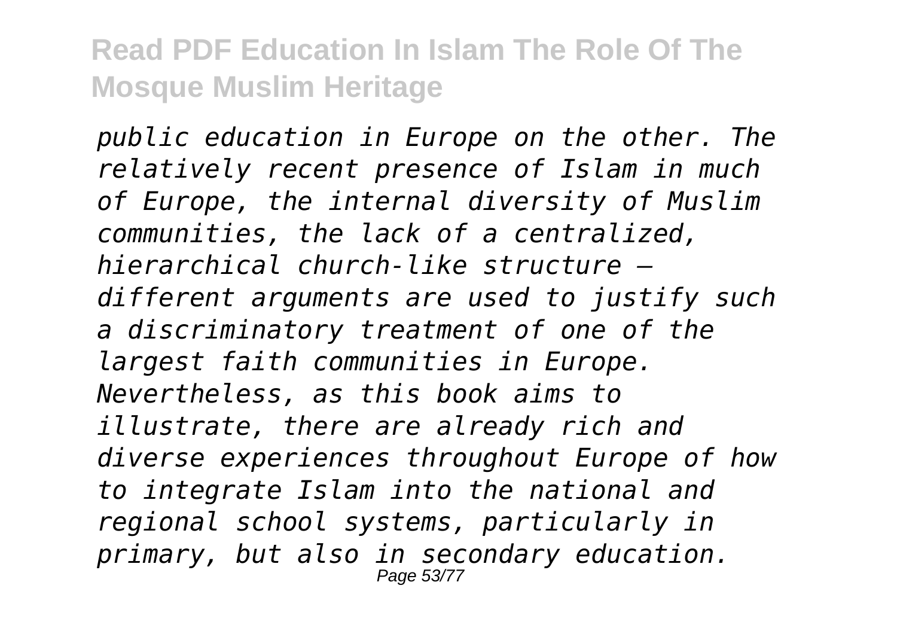*public education in Europe on the other. The relatively recent presence of Islam in much of Europe, the internal diversity of Muslim communities, the lack of a centralized, hierarchical church-like structure – different arguments are used to justify such a discriminatory treatment of one of the largest faith communities in Europe. Nevertheless, as this book aims to illustrate, there are already rich and diverse experiences throughout Europe of how to integrate Islam into the national and regional school systems, particularly in primary, but also in secondary education.*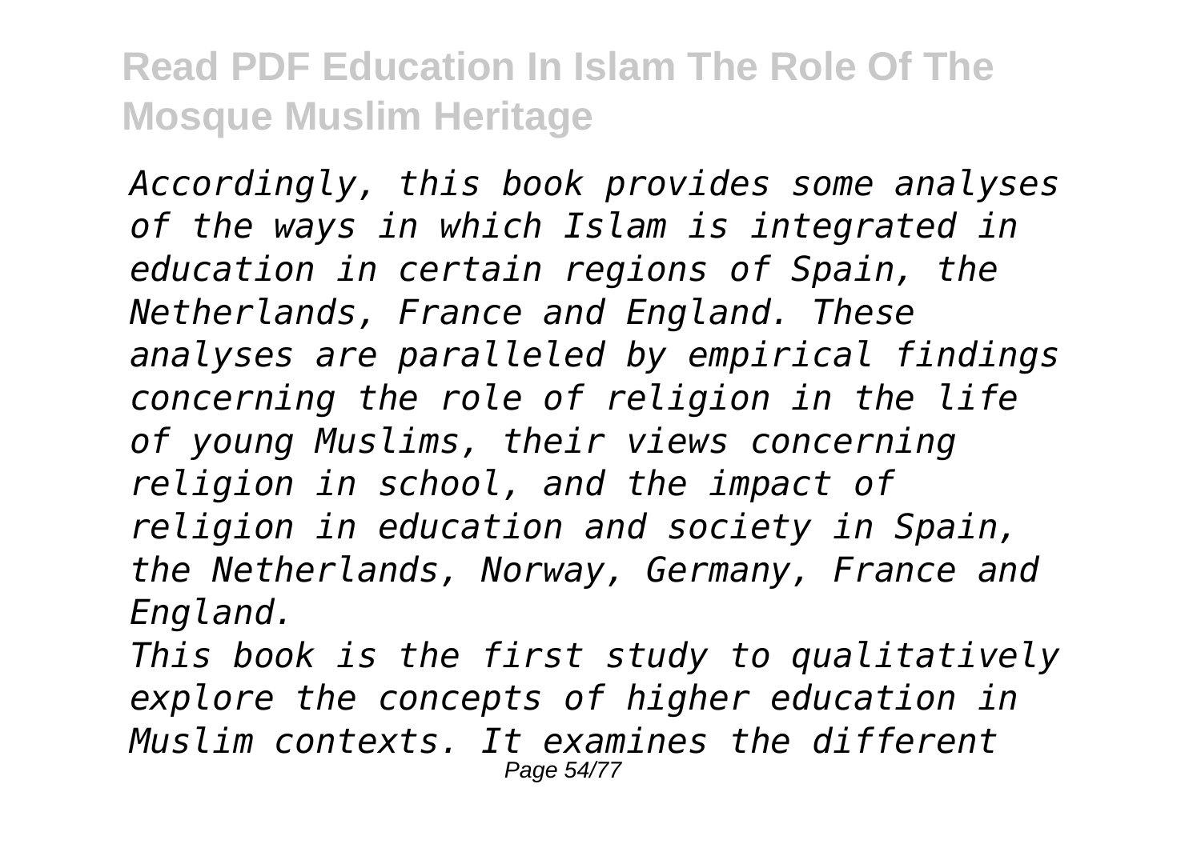*Accordingly, this book provides some analyses of the ways in which Islam is integrated in education in certain regions of Spain, the Netherlands, France and England. These analyses are paralleled by empirical findings concerning the role of religion in the life of young Muslims, their views concerning religion in school, and the impact of religion in education and society in Spain, the Netherlands, Norway, Germany, France and England.*

*This book is the first study to qualitatively explore the concepts of higher education in Muslim contexts. It examines the different*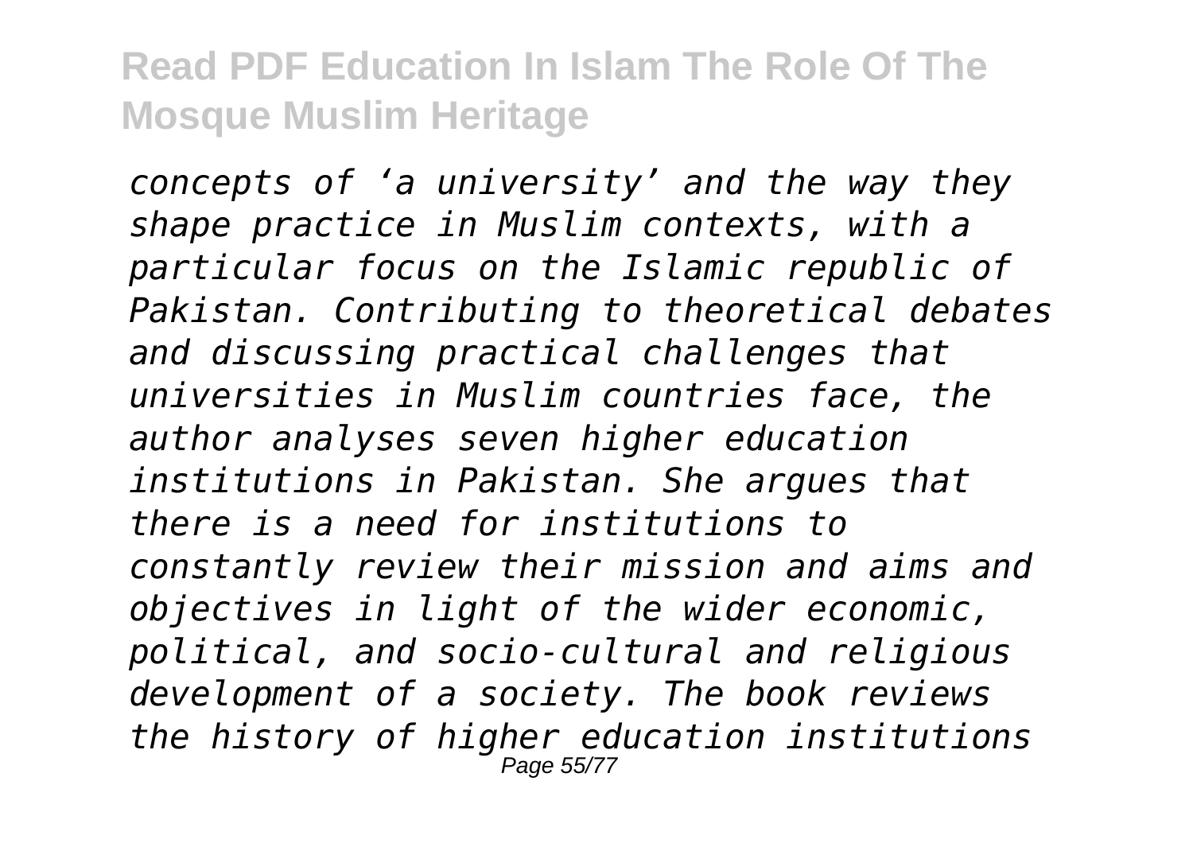*concepts of 'a university' and the way they shape practice in Muslim contexts, with a particular focus on the Islamic republic of Pakistan. Contributing to theoretical debates and discussing practical challenges that universities in Muslim countries face, the author analyses seven higher education institutions in Pakistan. She argues that there is a need for institutions to constantly review their mission and aims and objectives in light of the wider economic, political, and socio-cultural and religious development of a society. The book reviews the history of higher education institutions*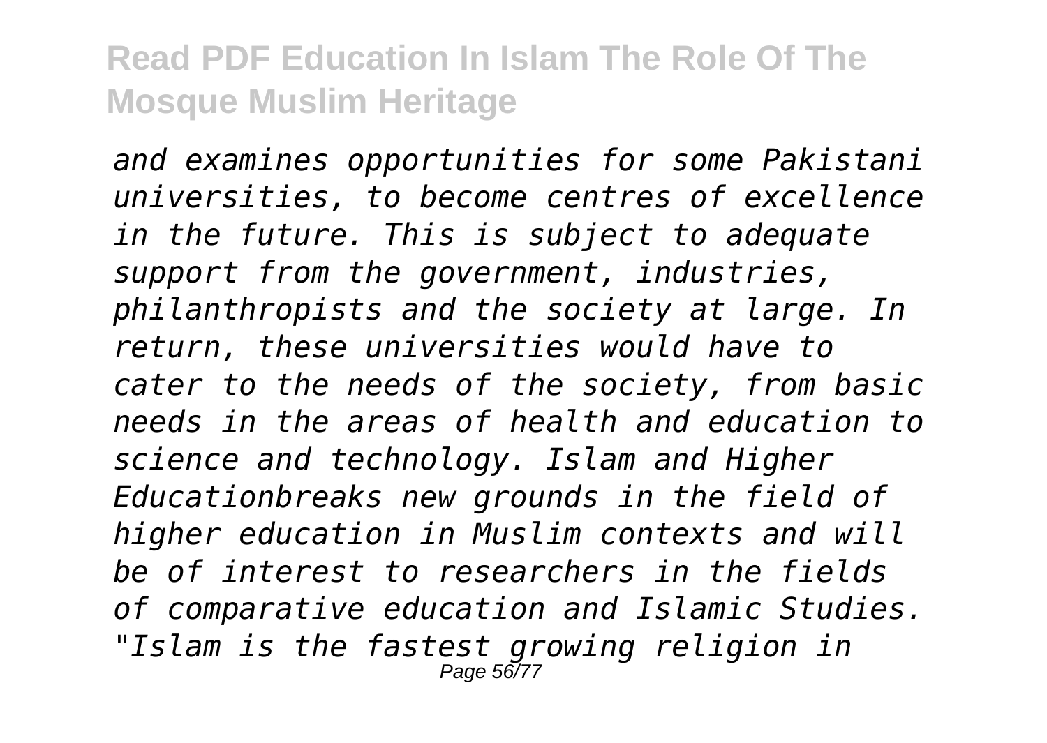*and examines opportunities for some Pakistani universities, to become centres of excellence in the future. This is subject to adequate support from the government, industries, philanthropists and the society at large. In return, these universities would have to cater to the needs of the society, from basic needs in the areas of health and education to science and technology. Islam and Higher Educationbreaks new grounds in the field of higher education in Muslim contexts and will be of interest to researchers in the fields of comparative education and Islamic Studies. "Islam is the fastest growing religion in*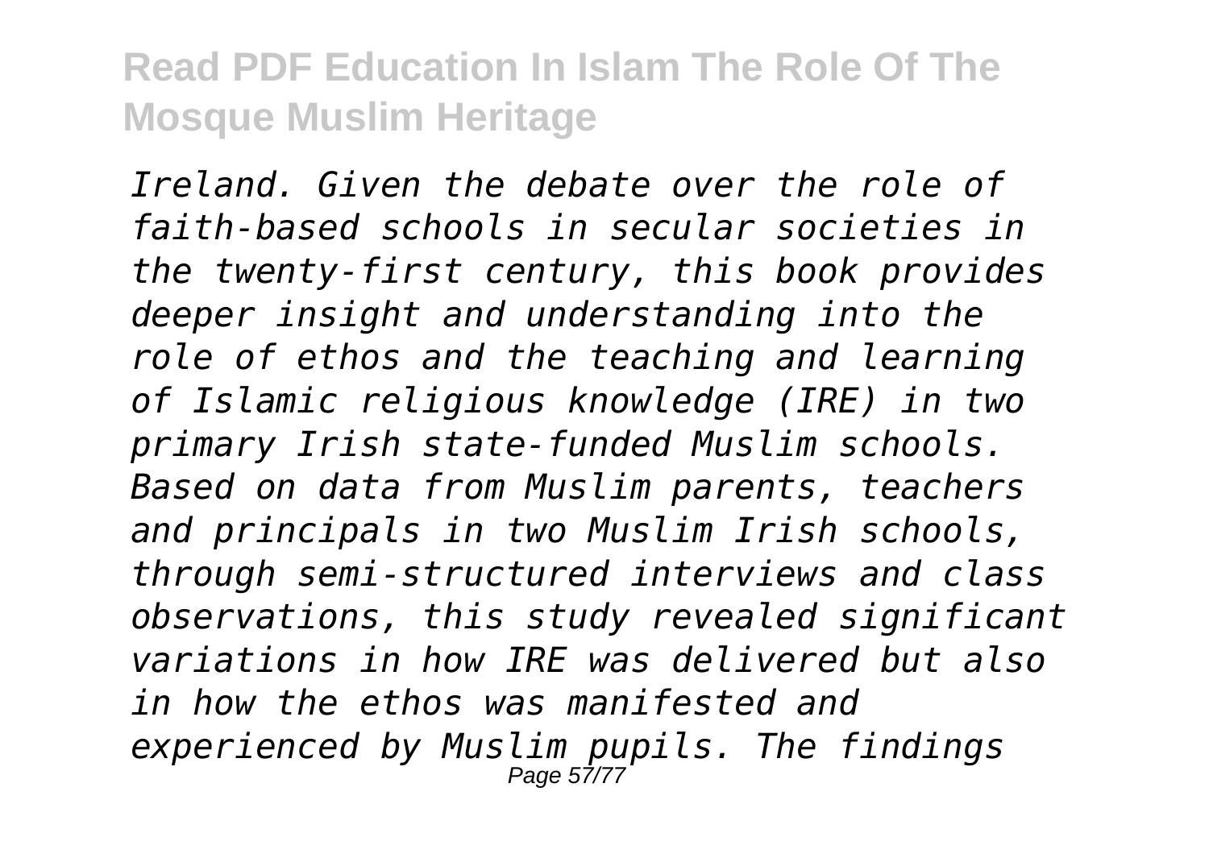*Ireland. Given the debate over the role of faith-based schools in secular societies in the twenty-first century, this book provides deeper insight and understanding into the role of ethos and the teaching and learning of Islamic religious knowledge (IRE) in two primary Irish state-funded Muslim schools. Based on data from Muslim parents, teachers and principals in two Muslim Irish schools, through semi-structured interviews and class observations, this study revealed significant variations in how IRE was delivered but also in how the ethos was manifested and experienced by Muslim pupils. The findings*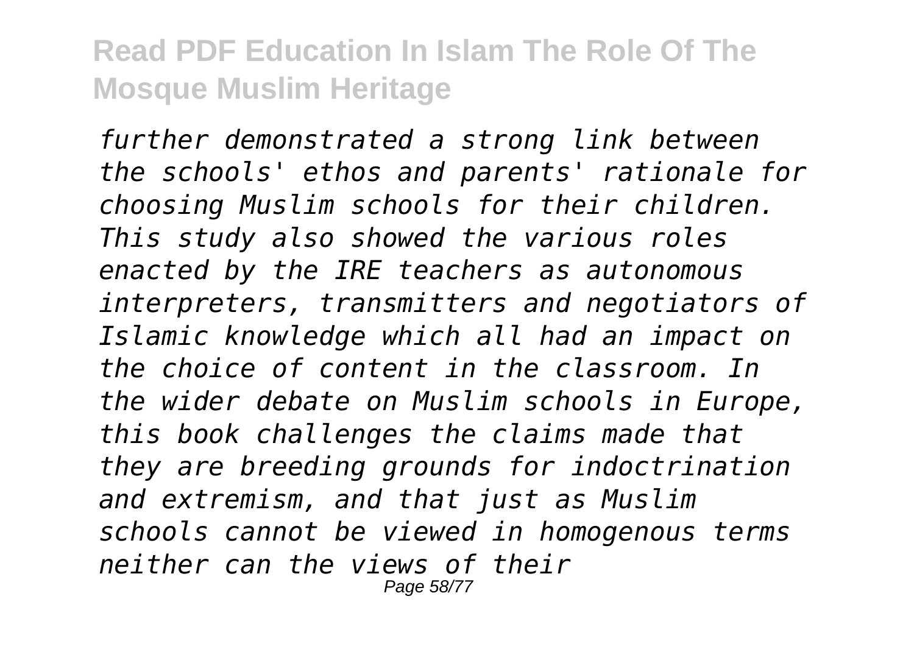*further demonstrated a strong link between the schools' ethos and parents' rationale for choosing Muslim schools for their children. This study also showed the various roles enacted by the IRE teachers as autonomous interpreters, transmitters and negotiators of Islamic knowledge which all had an impact on the choice of content in the classroom. In the wider debate on Muslim schools in Europe, this book challenges the claims made that they are breeding grounds for indoctrination and extremism, and that just as Muslim schools cannot be viewed in homogenous terms neither can the views of their*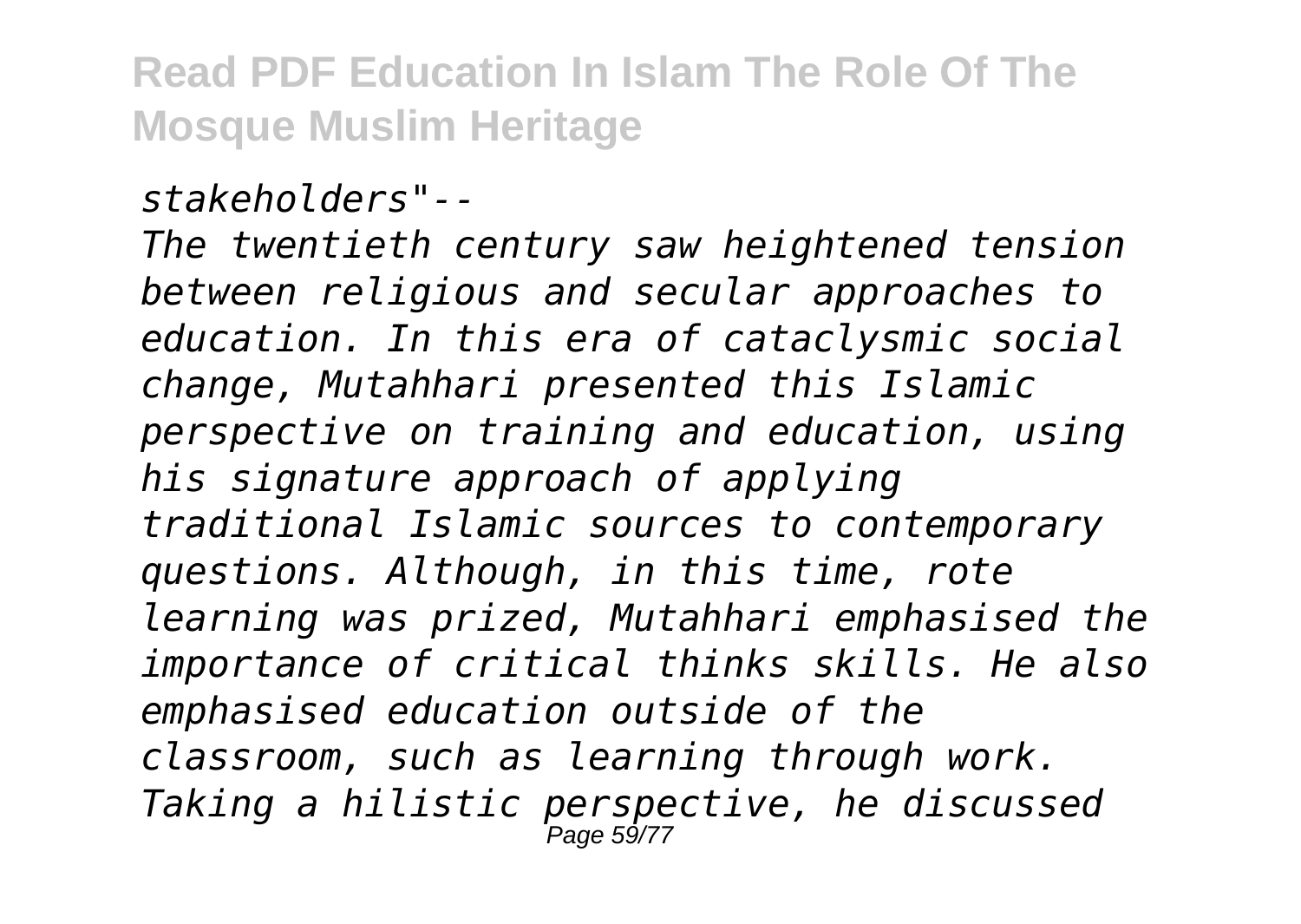*stakeholders"--*

*The twentieth century saw heightened tension between religious and secular approaches to education. In this era of cataclysmic social change, Mutahhari presented this Islamic perspective on training and education, using his signature approach of applying traditional Islamic sources to contemporary questions. Although, in this time, rote learning was prized, Mutahhari emphasised the importance of critical thinks skills. He also emphasised education outside of the classroom, such as learning through work. Taking a hilistic perspective, he discussed*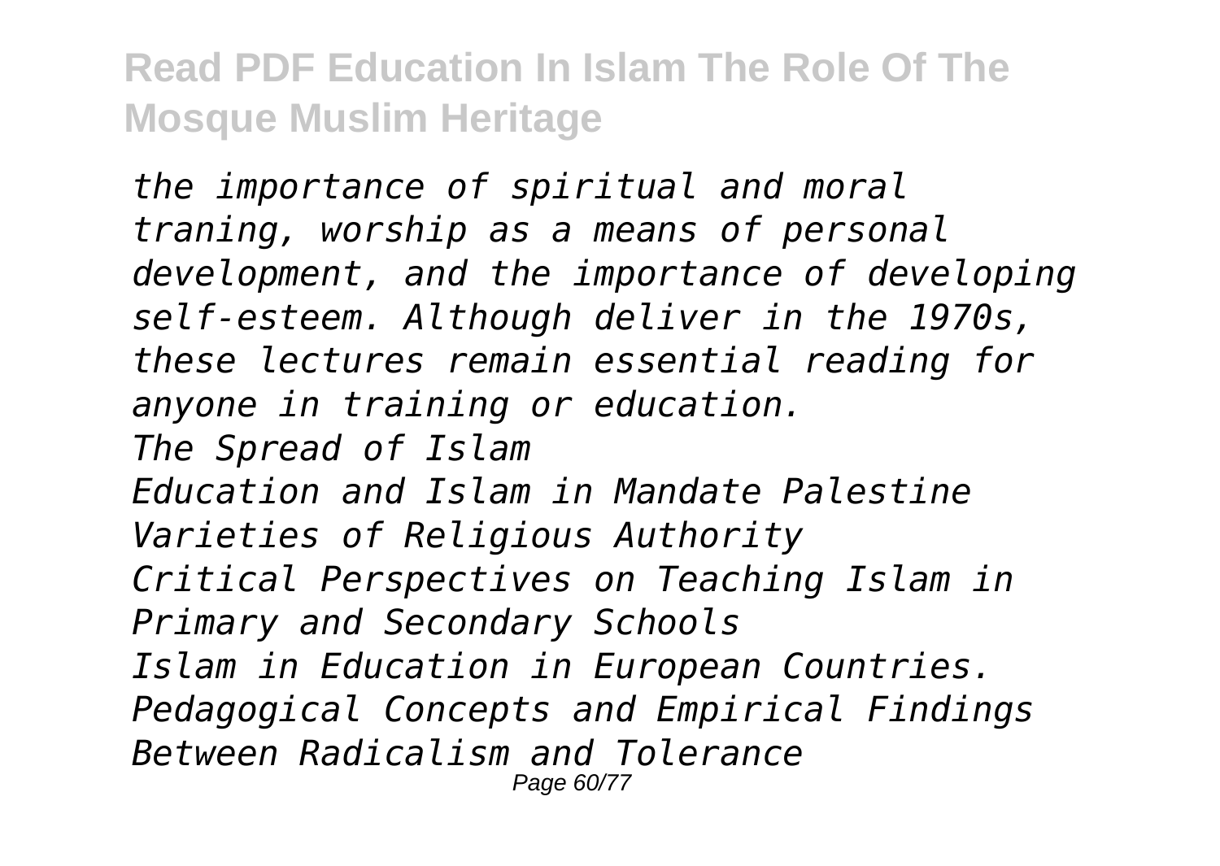*the importance of spiritual and moral traning, worship as a means of personal development, and the importance of developing self-esteem. Although deliver in the 1970s, these lectures remain essential reading for anyone in training or education.*

*The Spread of Islam*

*Education and Islam in Mandate Palestine*

*Varieties of Religious Authority*

*Critical Perspectives on Teaching Islam in Primary and Secondary Schools*

*Islam in Education in European Countries. Pedagogical Concepts and Empirical Findings*

*Between Radicalism and Tolerance*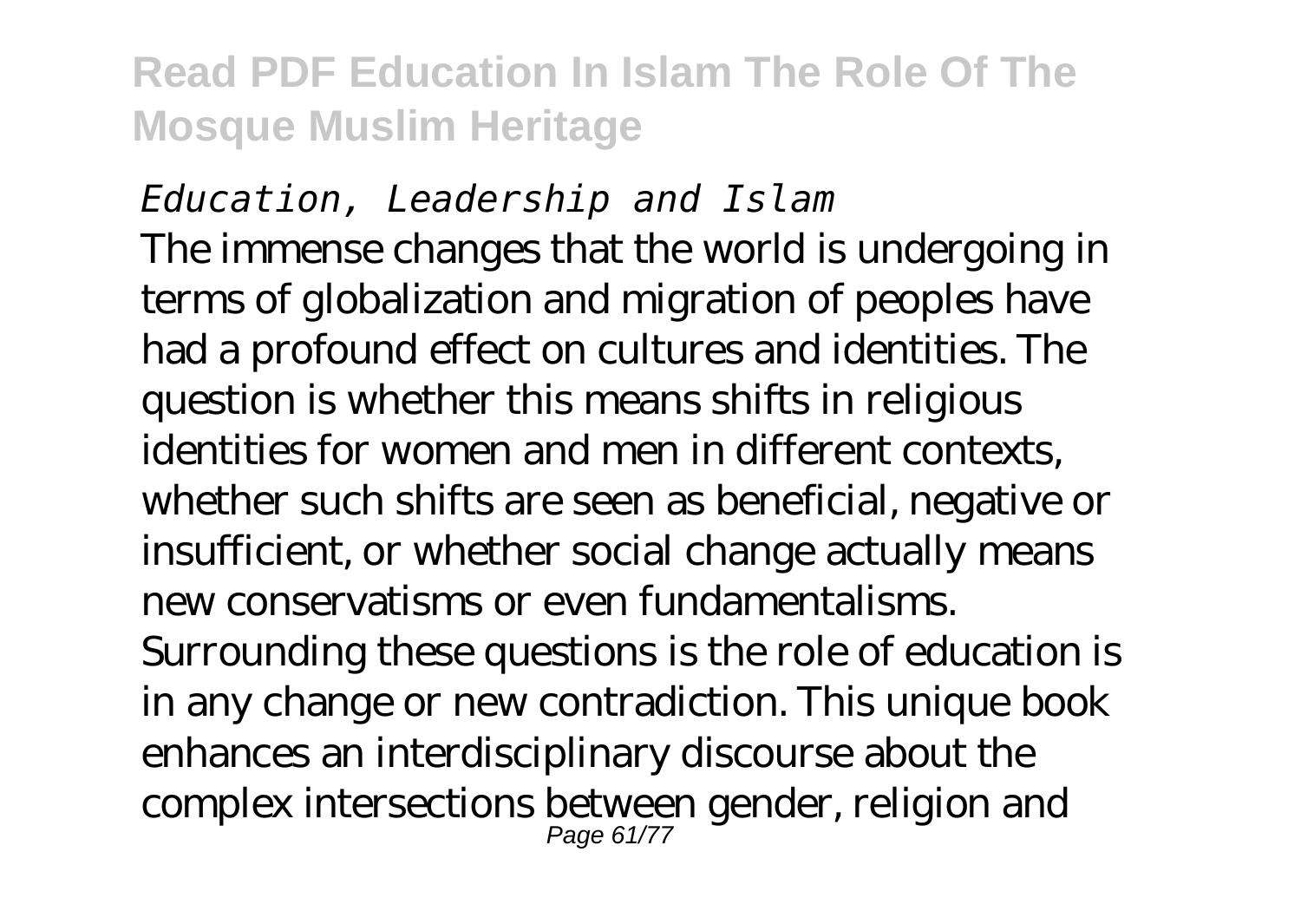*Education, Leadership and Islam*

The immense changes that the world is undergoing in terms of globalization and migration of peoples have had a profound effect on cultures and identities. The question is whether this means shifts in religious identities for women and men in different contexts, whether such shifts are seen as beneficial, negative or insufficient, or whether social change actually means new conservatisms or even fundamentalisms. Surrounding these questions is the role of education is in any change or new contradiction. This unique book enhances an interdisciplinary discourse about the complex intersections between gender, religion and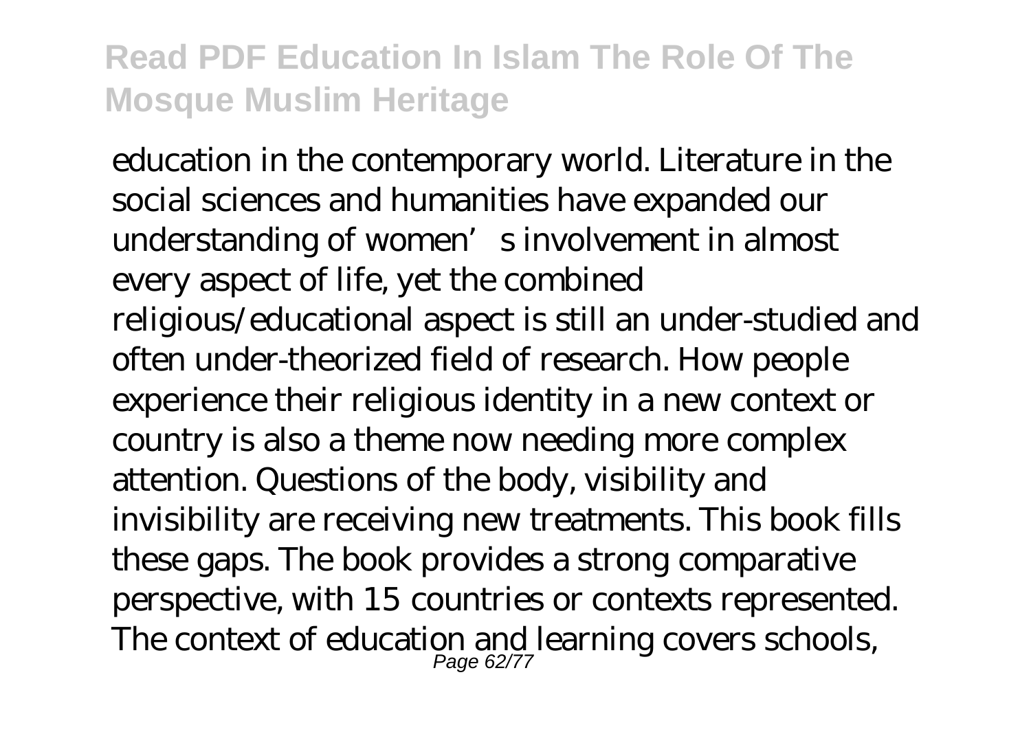education in the contemporary world. Literature in the social sciences and humanities have expanded our understanding of women's involvement in almost every aspect of life, yet the combined religious/educational aspect is still an under-studied and often under-theorized field of research. How people experience their religious identity in a new context or country is also a theme now needing more complex attention. Questions of the body, visibility and invisibility are receiving new treatments. This book fills these gaps. The book provides a strong comparative perspective, with 15 countries or contexts represented. The context of education and learning covers schools,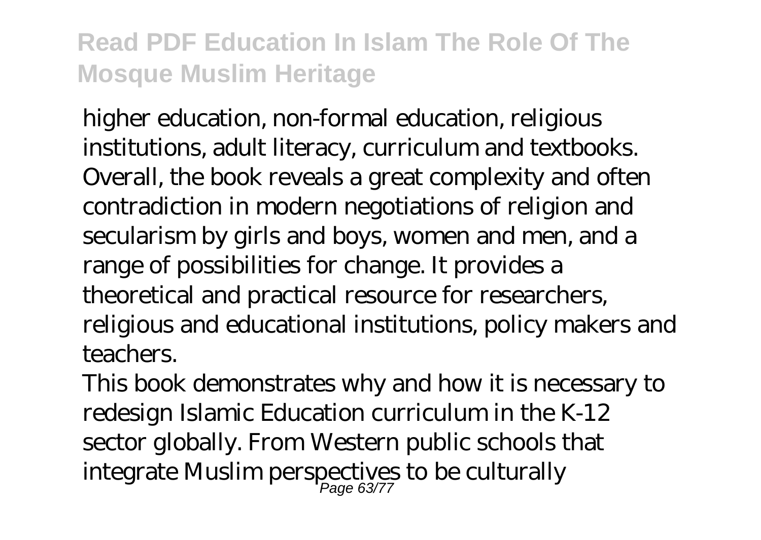higher education, non-formal education, religious institutions, adult literacy, curriculum and textbooks. Overall, the book reveals a great complexity and often contradiction in modern negotiations of religion and secularism by girls and boys, women and men, and a range of possibilities for change. It provides a theoretical and practical resource for researchers, religious and educational institutions, policy makers and teachers.

This book demonstrates why and how it is necessary to redesign Islamic Education curriculum in the K-12 sector globally. From Western public schools that integrate Muslim perspectives to be culturally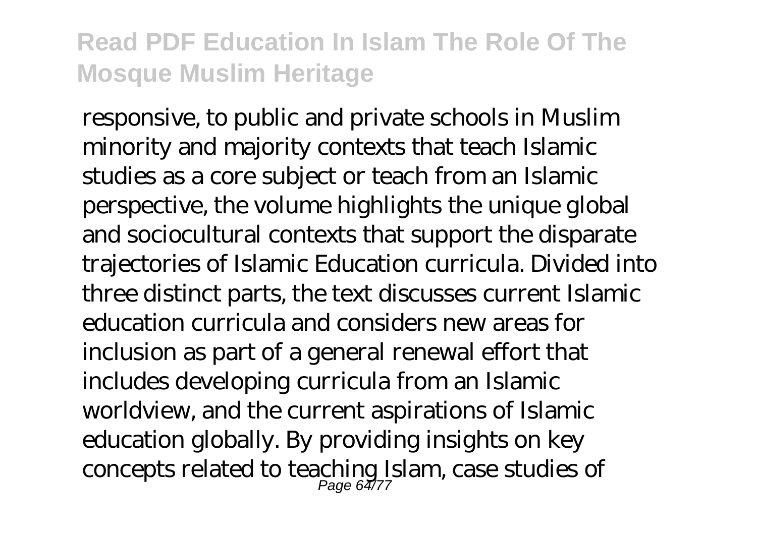responsive, to public and private schools in Muslim minority and majority contexts that teach Islamic studies as a core subject or teach from an Islamic perspective, the volume highlights the unique global and sociocultural contexts that support the disparate trajectories of Islamic Education curricula. Divided into three distinct parts, the text discusses current Islamic education curricula and considers new areas for inclusion as part of a general renewal effort that includes developing curricula from an Islamic worldview, and the current aspirations of Islamic education globally. By providing insights on key concepts related to teaching Islam, case studies of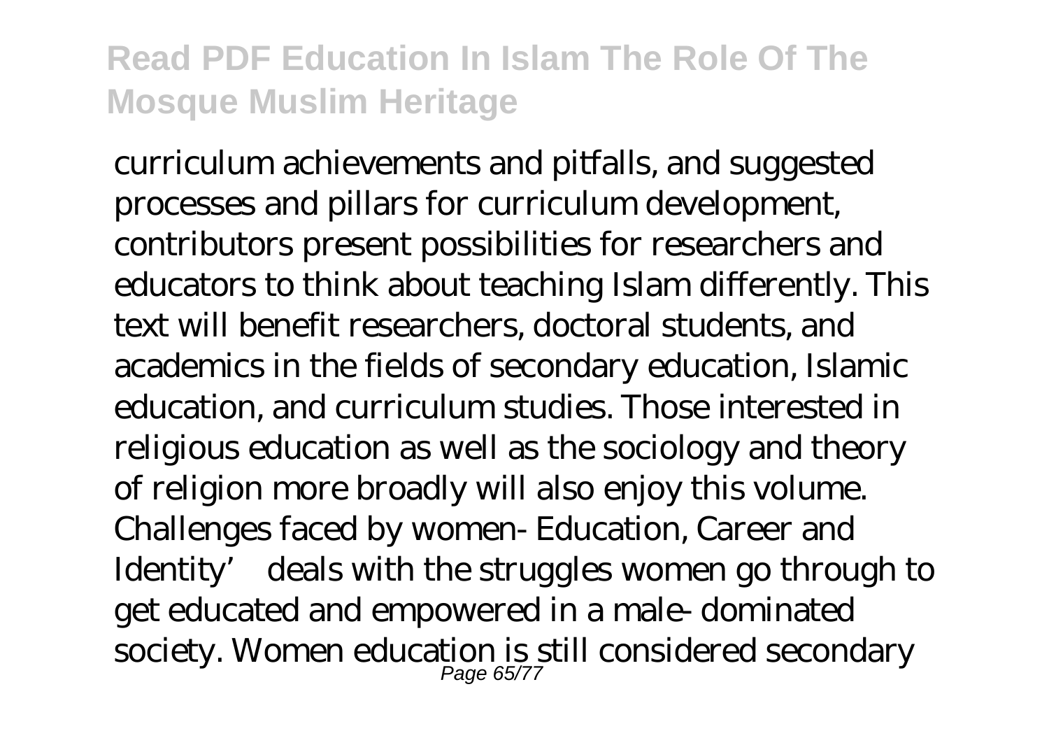curriculum achievements and pitfalls, and suggested processes and pillars for curriculum development, contributors present possibilities for researchers and educators to think about teaching Islam differently. This text will benefit researchers, doctoral students, and academics in the fields of secondary education, Islamic education, and curriculum studies. Those interested in religious education as well as the sociology and theory of religion more broadly will also enjoy this volume. Challenges faced by women- Education, Career and Identity' deals with the struggles women go through to get educated and empowered in a male- dominated society. Women education is still considered secondary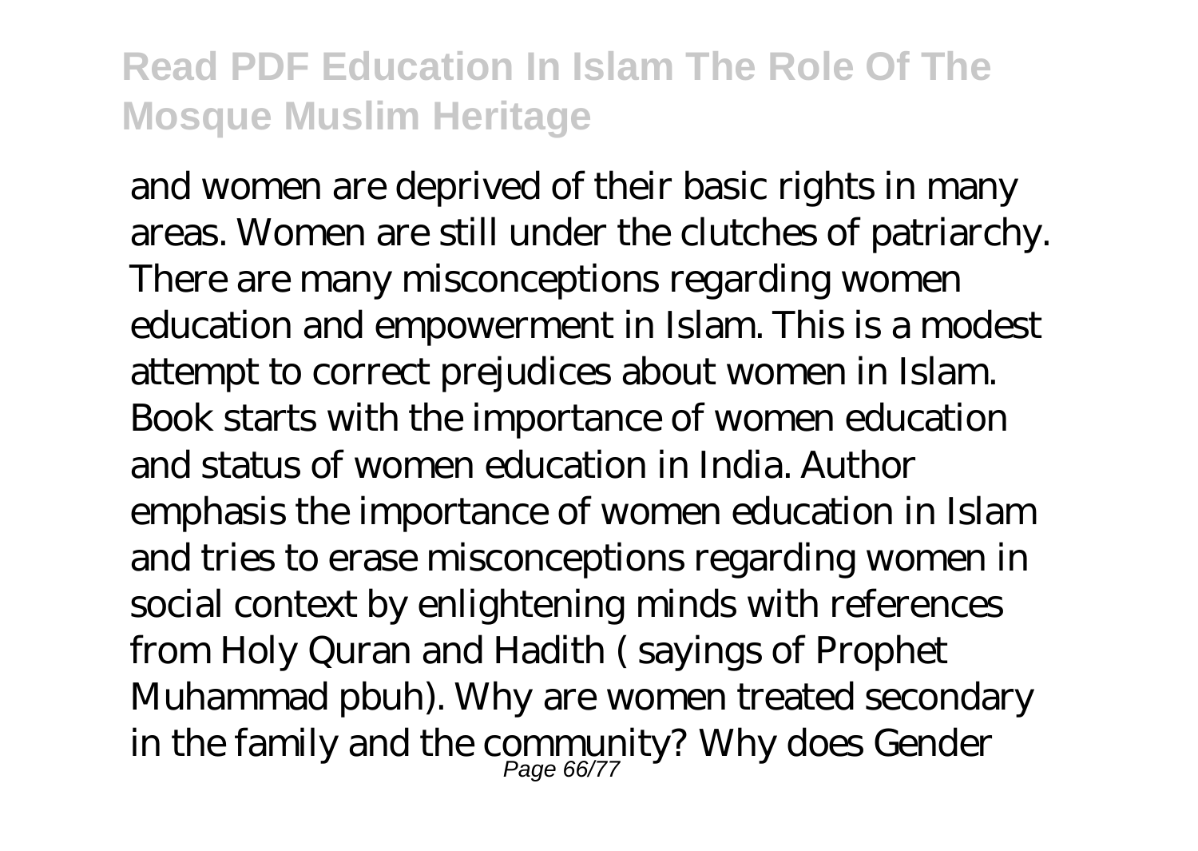and women are deprived of their basic rights in many areas. Women are still under the clutches of patriarchy. There are many misconceptions regarding women education and empowerment in Islam. This is a modest attempt to correct prejudices about women in Islam. Book starts with the importance of women education and status of women education in India. Author emphasis the importance of women education in Islam and tries to erase misconceptions regarding women in social context by enlightening minds with references from Holy Quran and Hadith ( sayings of Prophet Muhammad pbuh). Why are women treated secondary in the family and the community? Why does Gender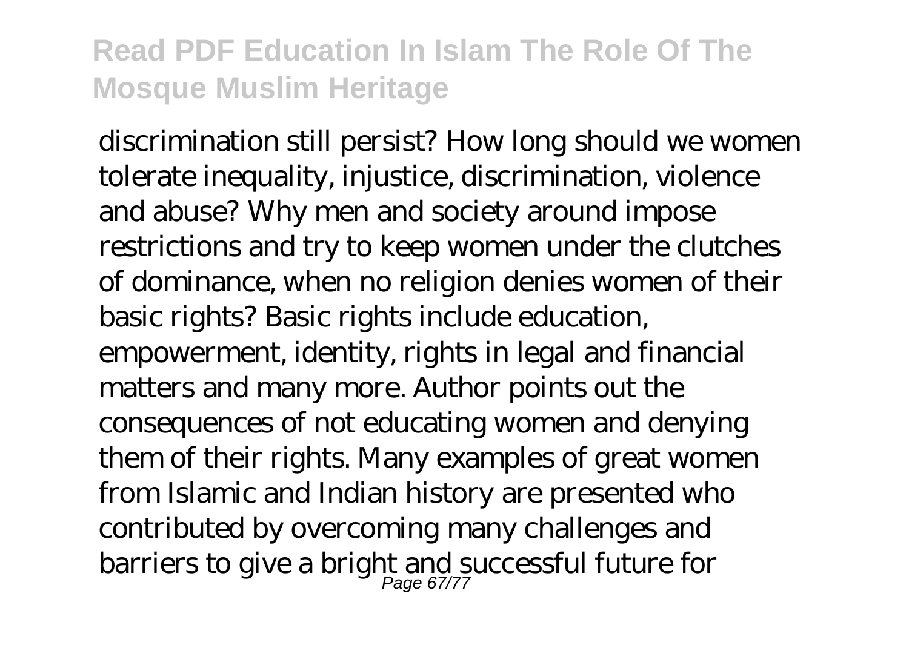discrimination still persist? How long should we women tolerate inequality, injustice, discrimination, violence and abuse? Why men and society around impose restrictions and try to keep women under the clutches of dominance, when no religion denies women of their basic rights? Basic rights include education, empowerment, identity, rights in legal and financial matters and many more. Author points out the consequences of not educating women and denying them of their rights. Many examples of great women from Islamic and Indian history are presented who contributed by overcoming many challenges and barriers to give a bright and successful future for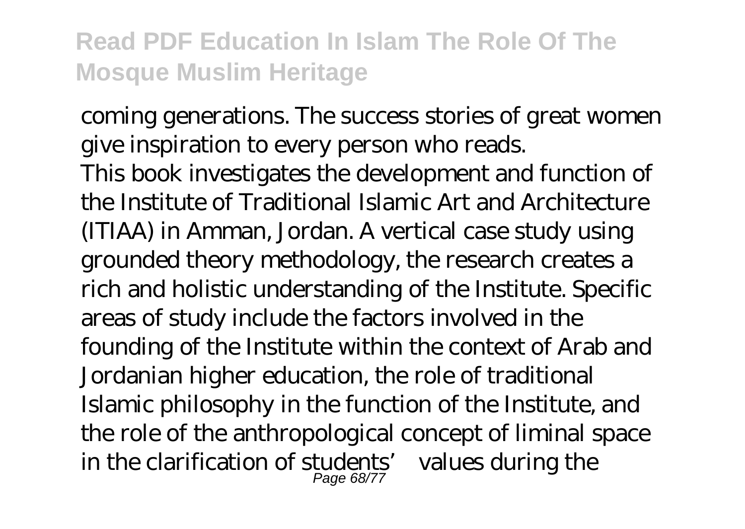coming generations. The success stories of great women give inspiration to every person who reads.

This book investigates the development and function of the Institute of Traditional Islamic Art and Architecture (ITIAA) in Amman, Jordan. A vertical case study using grounded theory methodology, the research creates a rich and holistic understanding of the Institute. Specific areas of study include the factors involved in the founding of the Institute within the context of Arab and Jordanian higher education, the role of traditional Islamic philosophy in the function of the Institute, and the role of the anthropological concept of liminal space in the clarification of students' values during the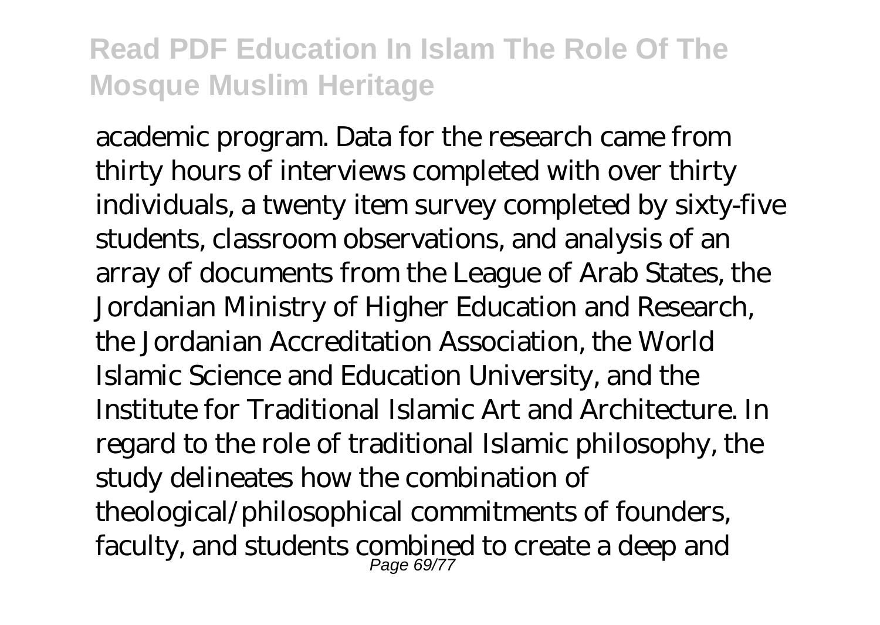academic program. Data for the research came from thirty hours of interviews completed with over thirty individuals, a twenty item survey completed by sixty-five students, classroom observations, and analysis of an array of documents from the League of Arab States, the Jordanian Ministry of Higher Education and Research, the Jordanian Accreditation Association, the World Islamic Science and Education University, and the Institute for Traditional Islamic Art and Architecture. In regard to the role of traditional Islamic philosophy, the study delineates how the combination of theological/philosophical commitments of founders, faculty, and students combined to create a deep and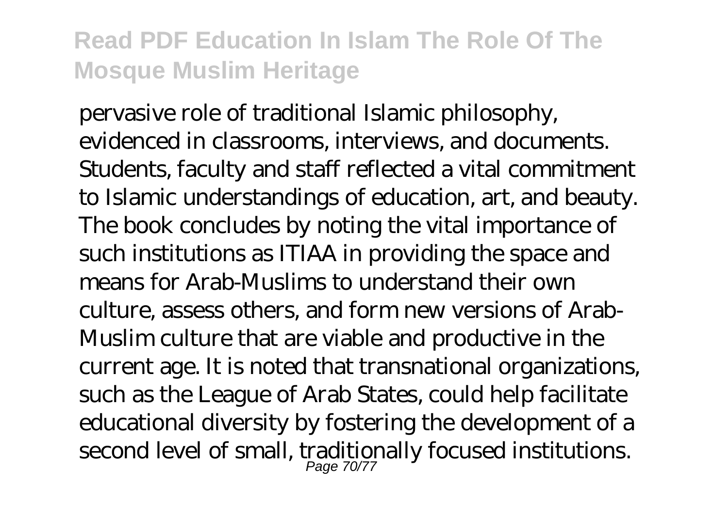pervasive role of traditional Islamic philosophy, evidenced in classrooms, interviews, and documents. Students, faculty and staff reflected a vital commitment to Islamic understandings of education, art, and beauty. The book concludes by noting the vital importance of such institutions as ITIAA in providing the space and means for Arab-Muslims to understand their own culture, assess others, and form new versions of Arab-Muslim culture that are viable and productive in the current age. It is noted that transnational organizations, such as the League of Arab States, could help facilitate educational diversity by fostering the development of a second level of small, traditionally focused institutions.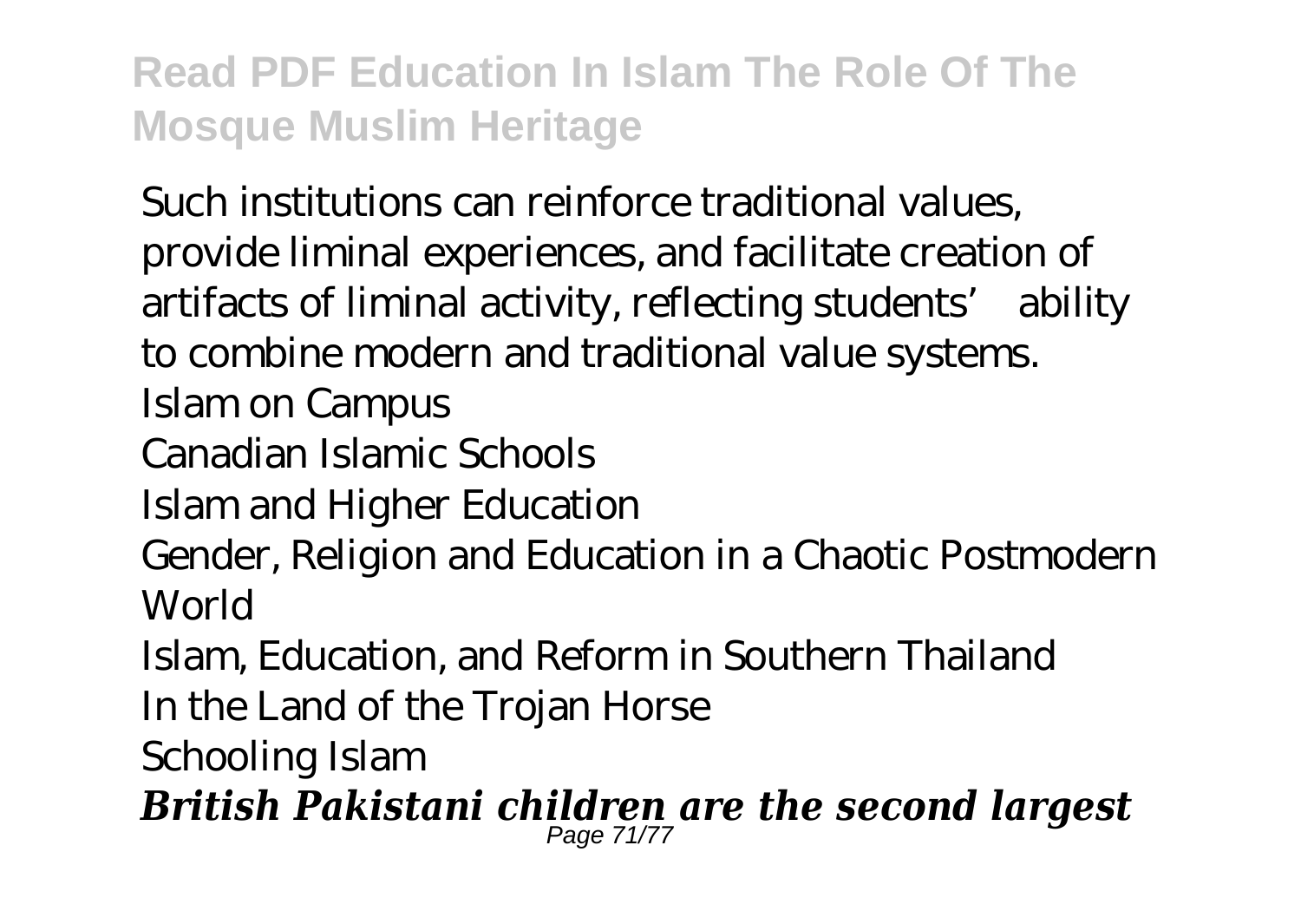Such institutions can reinforce traditional values, provide liminal experiences, and facilitate creation of artifacts of liminal activity, reflecting students' ability to combine modern and traditional value systems.

Islam on Campus

Canadian Islamic Schools

Islam and Higher Education

Gender, Religion and Education in a Chaotic Postmodern World

Islam, Education, and Reform in Southern Thailand

In the Land of the Trojan Horse

Schooling Islam

***British Pakistani children are the second largest***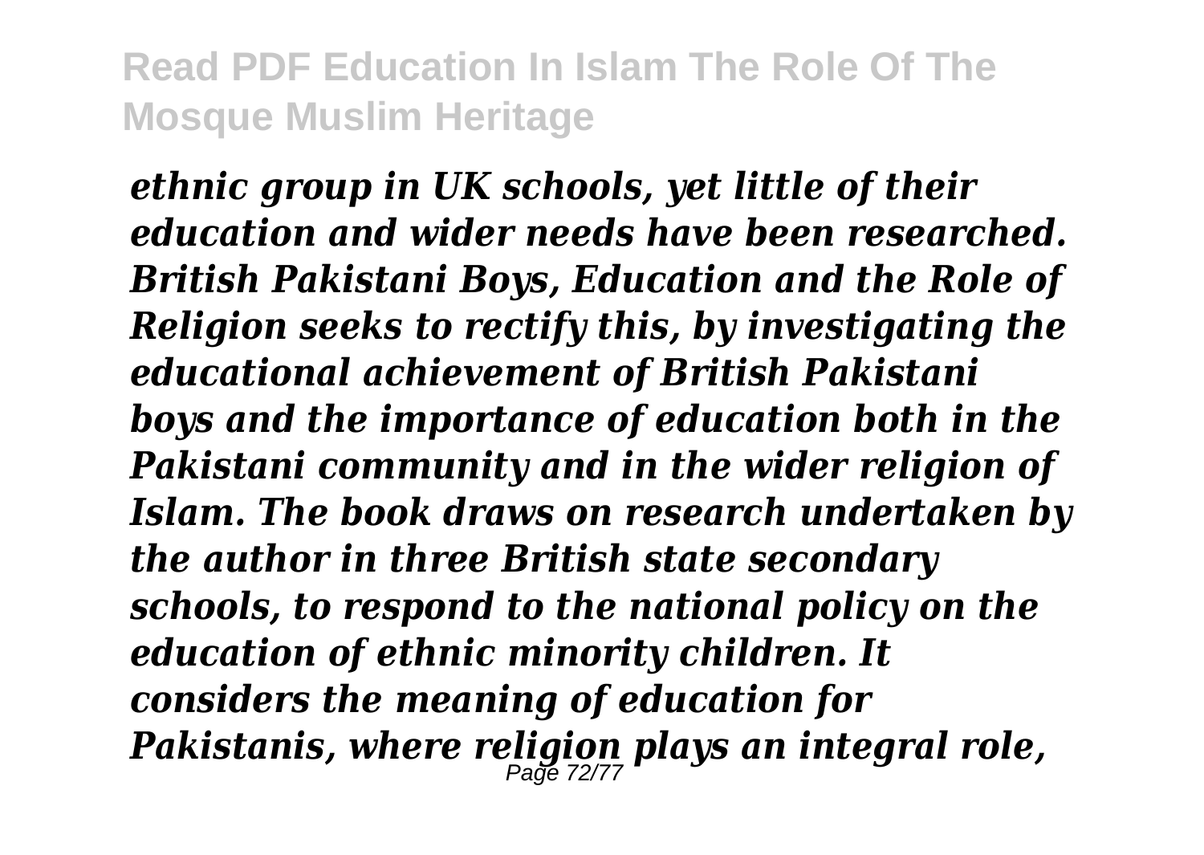***ethnic group in UK schools, yet little of their education and wider needs have been researched. British Pakistani Boys, Education and the Role of Religion seeks to rectify this, by investigating the educational achievement of British Pakistani boys and the importance of education both in the Pakistani community and in the wider religion of Islam. The book draws on research undertaken by the author in three British state secondary schools, to respond to the national policy on the education of ethnic minority children. It considers the meaning of education for Pakistanis, where religion plays an integral role,***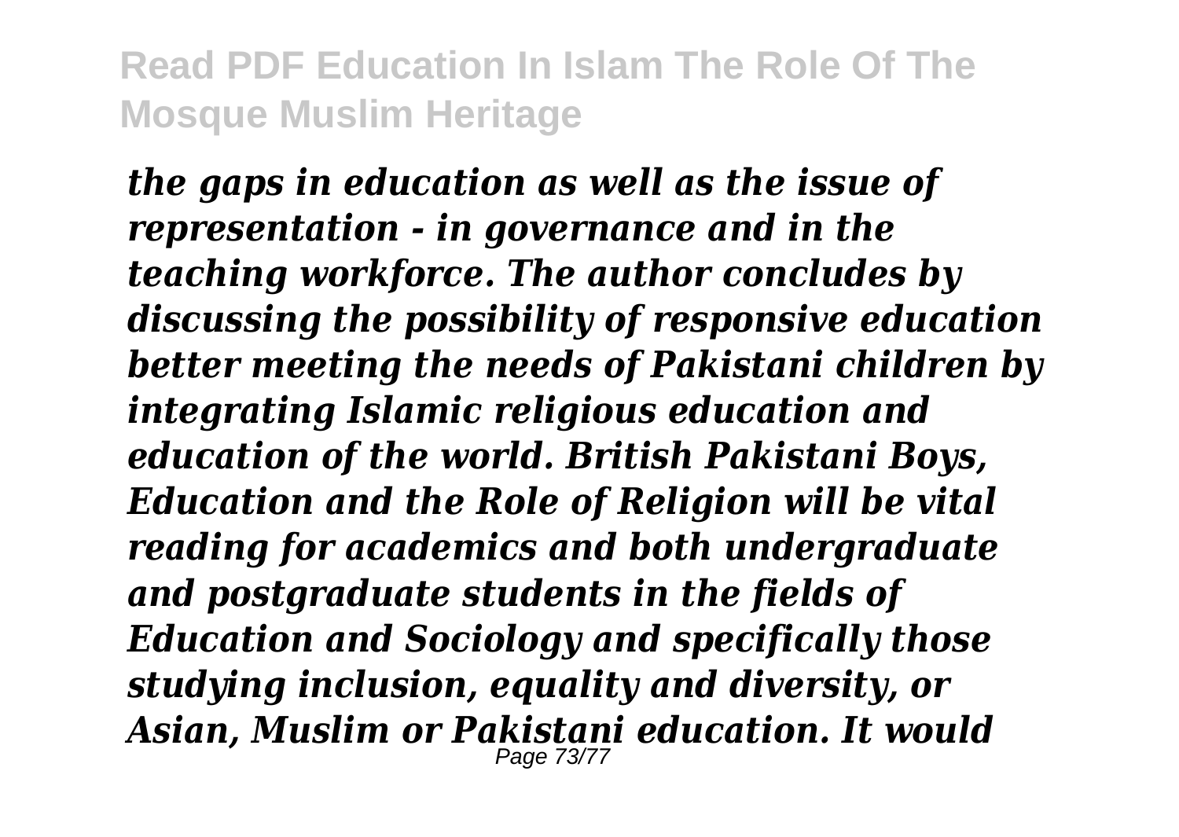*the gaps in education as well as the issue of representation - in governance and in the teaching workforce. The author concludes by discussing the possibility of responsive education better meeting the needs of Pakistani children by integrating Islamic religious education and education of the world. British Pakistani Boys, Education and the Role of Religion will be vital reading for academics and both undergraduate and postgraduate students in the fields of Education and Sociology and specifically those studying inclusion, equality and diversity, or Asian, Muslim or Pakistani education. It would*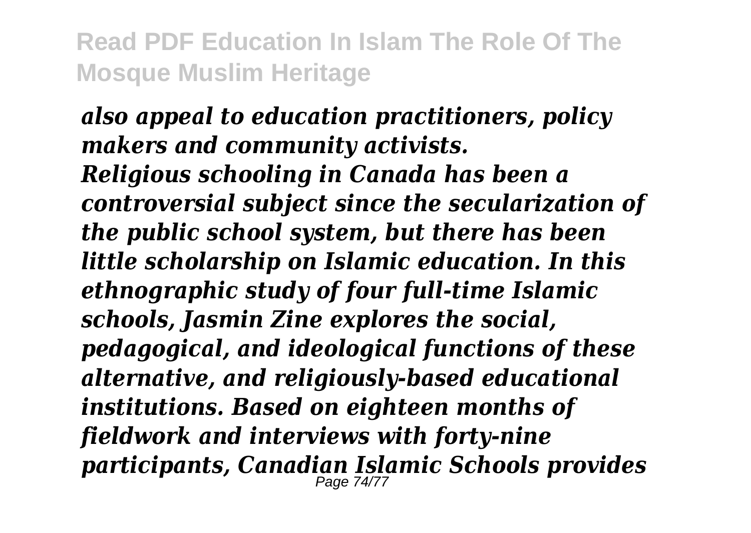*also appeal to education practitioners, policy makers and community activists.*

*Religious schooling in Canada has been a controversial subject since the secularization of the public school system, but there has been little scholarship on Islamic education. In this ethnographic study of four full-time Islamic schools, Jasmin Zine explores the social, pedagogical, and ideological functions of these alternative, and religiously-based educational institutions. Based on eighteen months of fieldwork and interviews with forty-nine participants, Canadian Islamic Schools provides*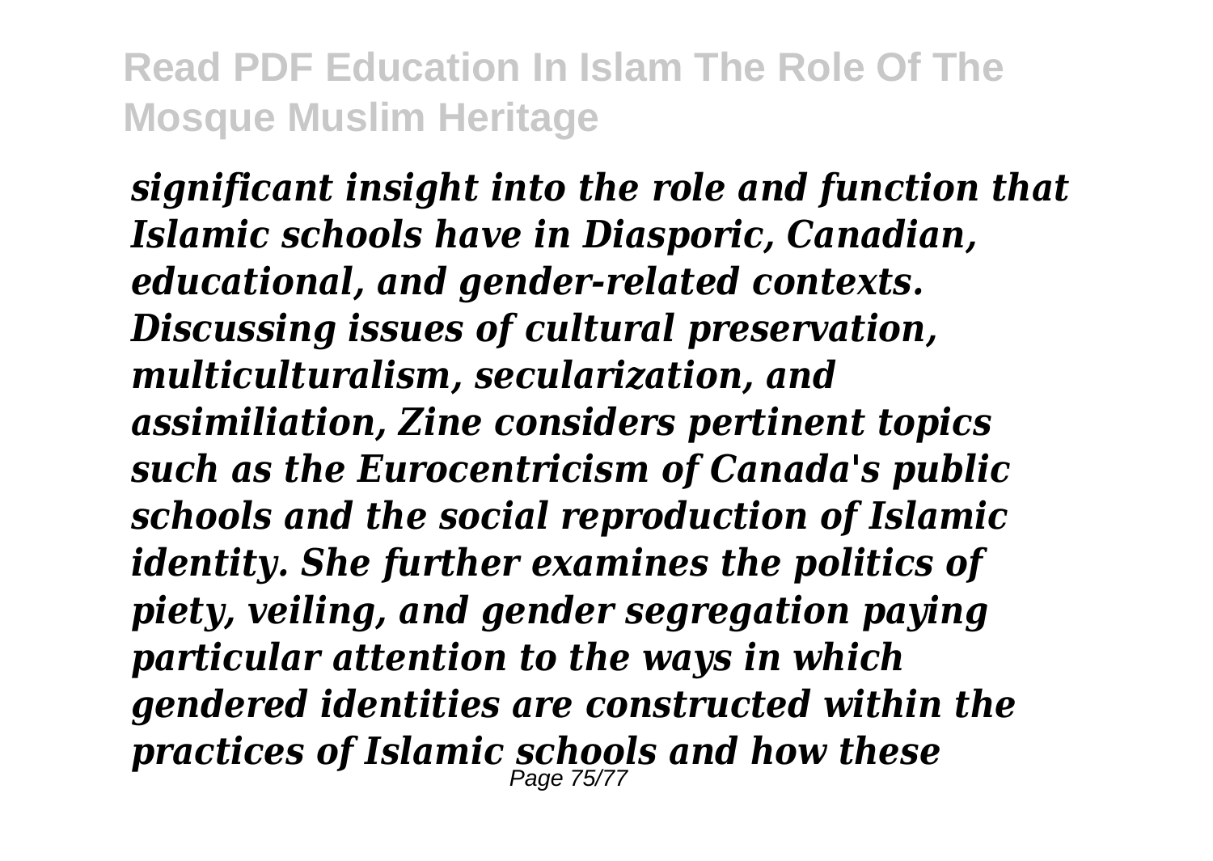*significant insight into the role and function that Islamic schools have in Diasporic, Canadian, educational, and gender-related contexts. Discussing issues of cultural preservation, multiculturalism, secularization, and assimiliation, Zine considers pertinent topics such as the Eurocentricism of Canada's public schools and the social reproduction of Islamic identity. She further examines the politics of piety, veiling, and gender segregation paying particular attention to the ways in which gendered identities are constructed within the practices of Islamic schools and how these*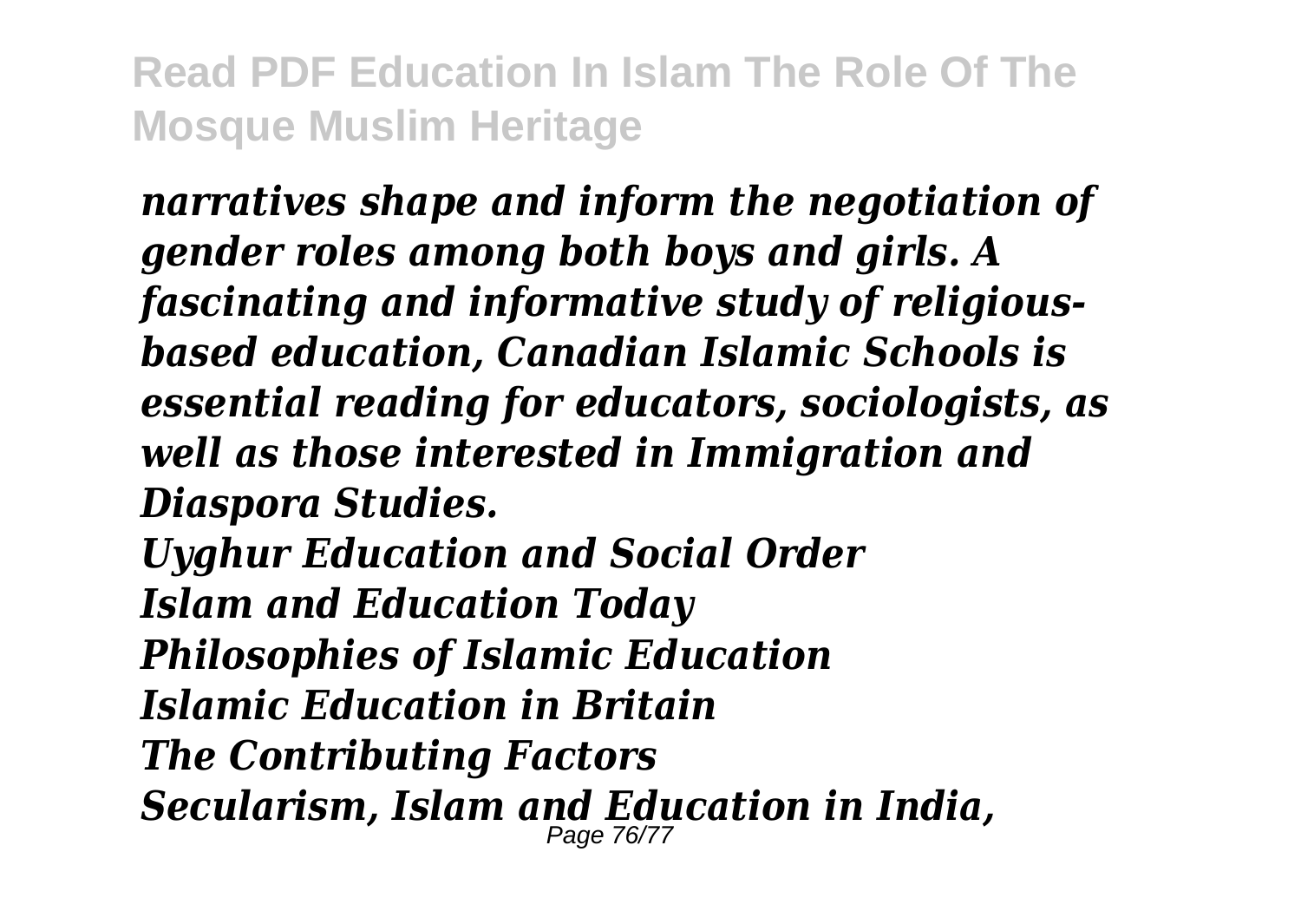*narratives shape and inform the negotiation of gender roles among both boys and girls. A fascinating and informative study of religious-based education, Canadian Islamic Schools is essential reading for educators, sociologists, as well as those interested in Immigration and Diaspora Studies.*

*Uyghur Education and Social Order*

*Islam and Education Today*

*Philosophies of Islamic Education*

*Islamic Education in Britain*

*The Contributing Factors*

*Secularism, Islam and Education in India,*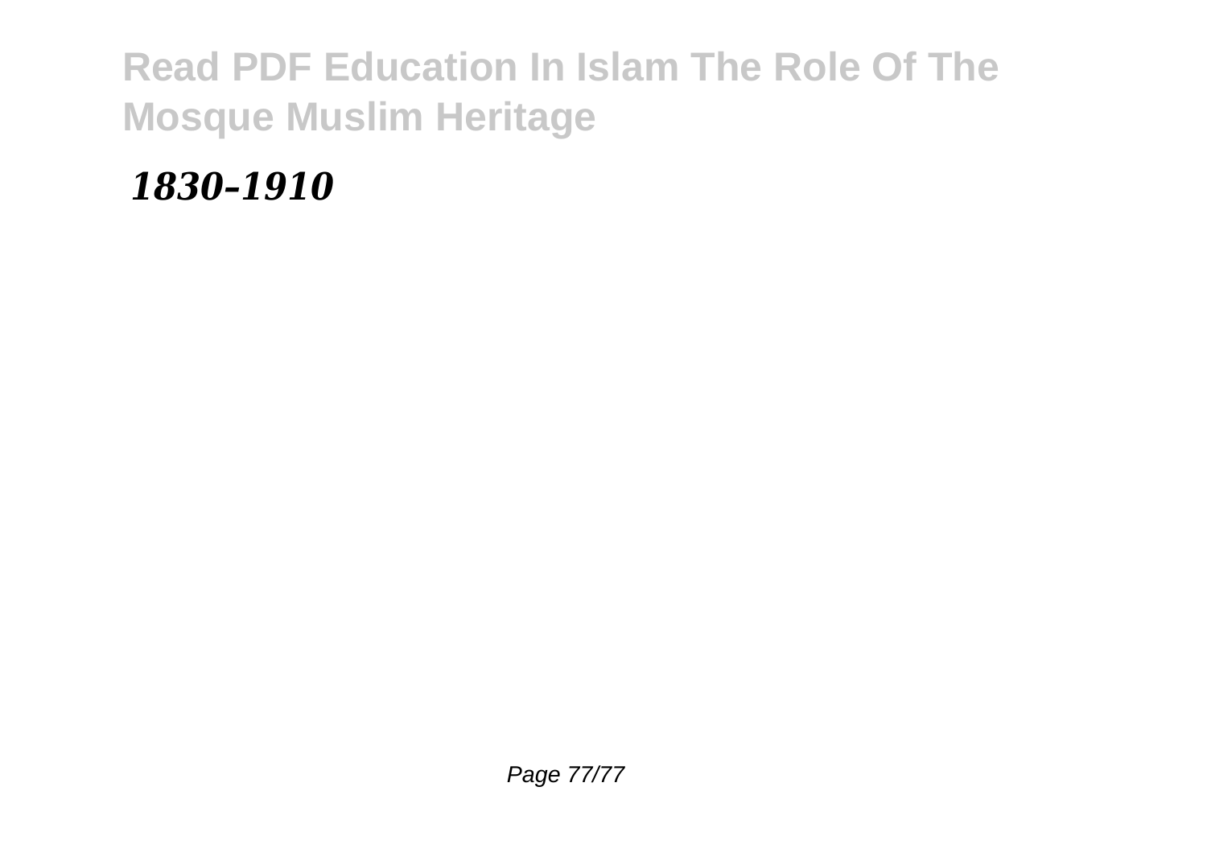***1830-1910***